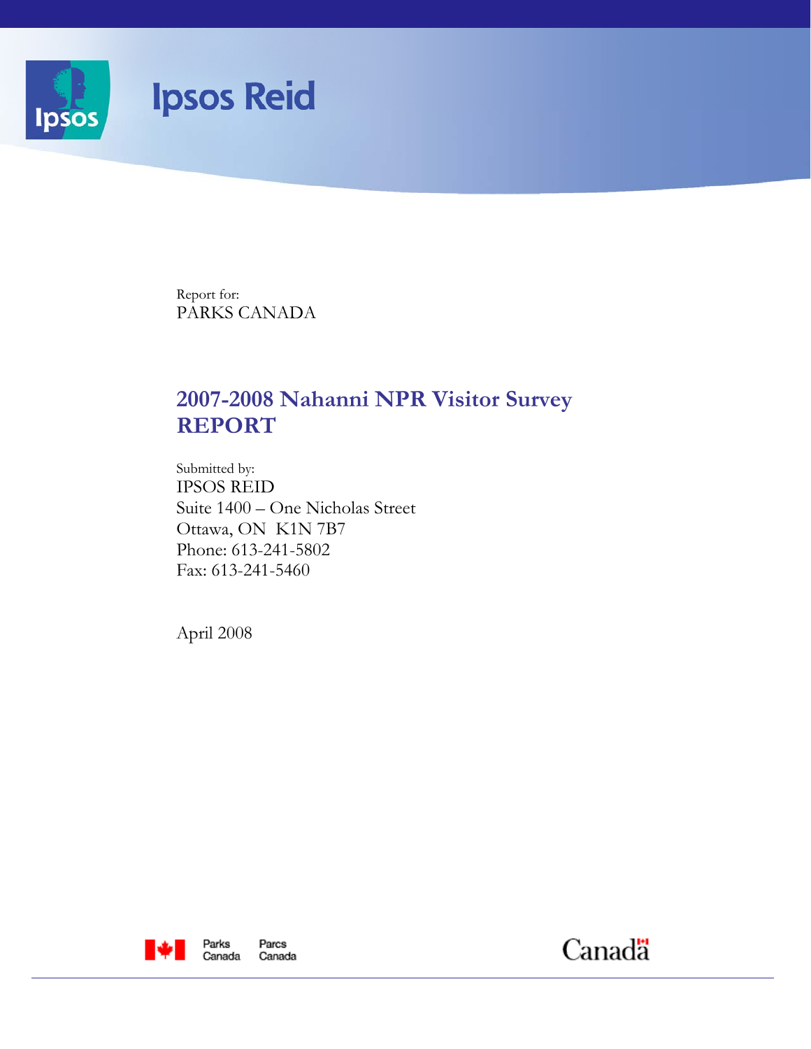Ipsos Reid

Report for:
PARKS CANADA

# 2007-2008 Nahanni NPR Visitor Survey REPORT

Submitted by:
IPSOS REID
Suite 1400 – One Nicholas Street
Ottawa, ON K1N 7B7
Phone: 613-241-5802
Fax: 613-241-5460

April 2008

Parks Canada Parcs Canada

Canada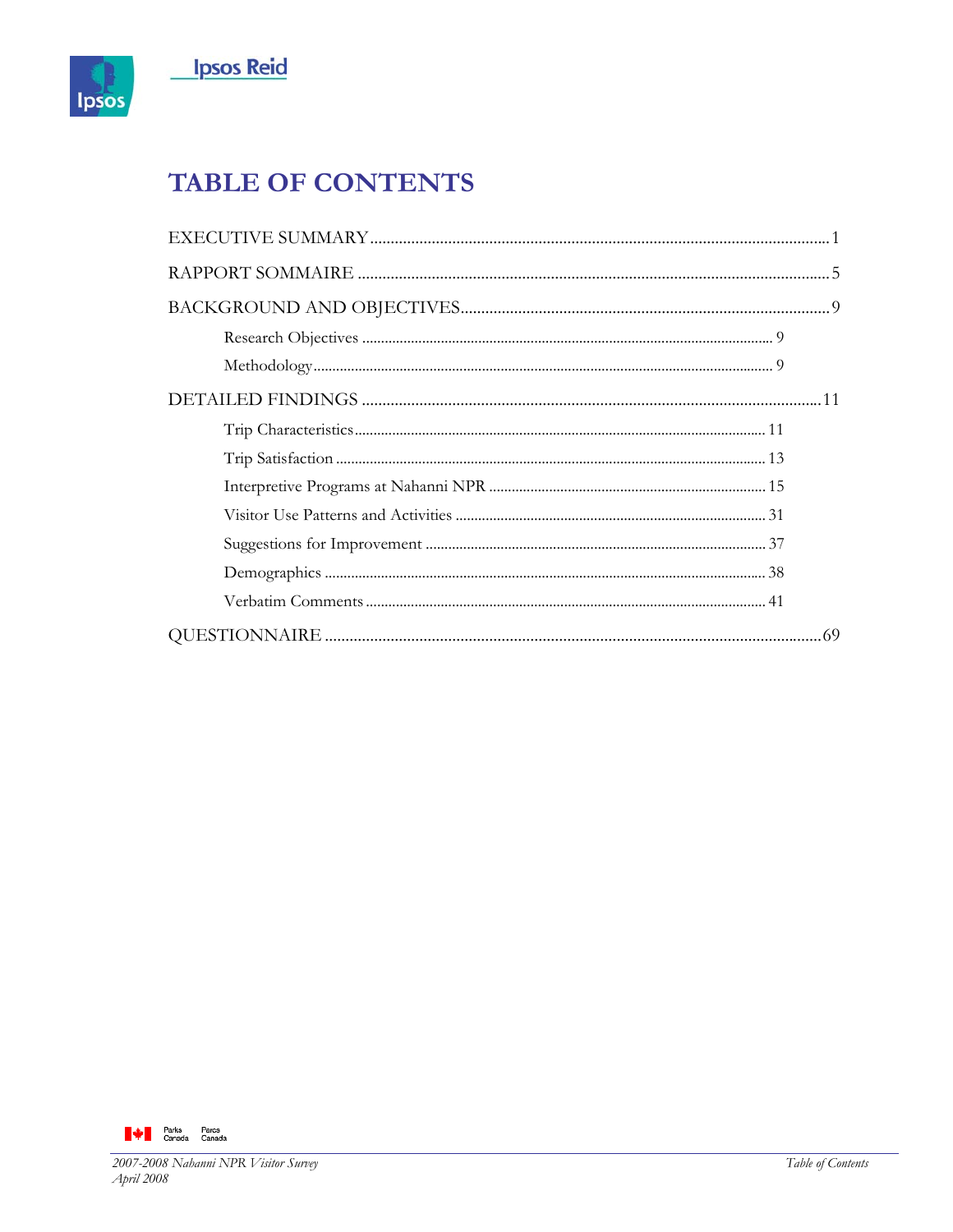# TABLE OF CONTENTS

EXECUTIVE SUMMARY ........................................................................................................ 1

RAPPORT SOMMAIRE ........................................................................................................ 5

BACKGROUND AND OBJECTIVES ........................................................................................ 9

- Research Objectives ........................................................................................ 9
- Methodology ........................................................................................ 9

DETAILED FINDINGS ........................................................................................................ 11

- Trip Characteristics ........................................................................................ 11
- Trip Satisfaction ........................................................................................ 13
- Interpretive Programs at Nahanni NPR ........................................................................................ 15
- Visitor Use Patterns and Activities ........................................................................................ 31
- Suggestions for Improvement ........................................................................................ 37
- Demographics ........................................................................................ 38
- Verbatim Comments ........................................................................................ 41

QUESTIONNAIRE ........................................................................................................ 69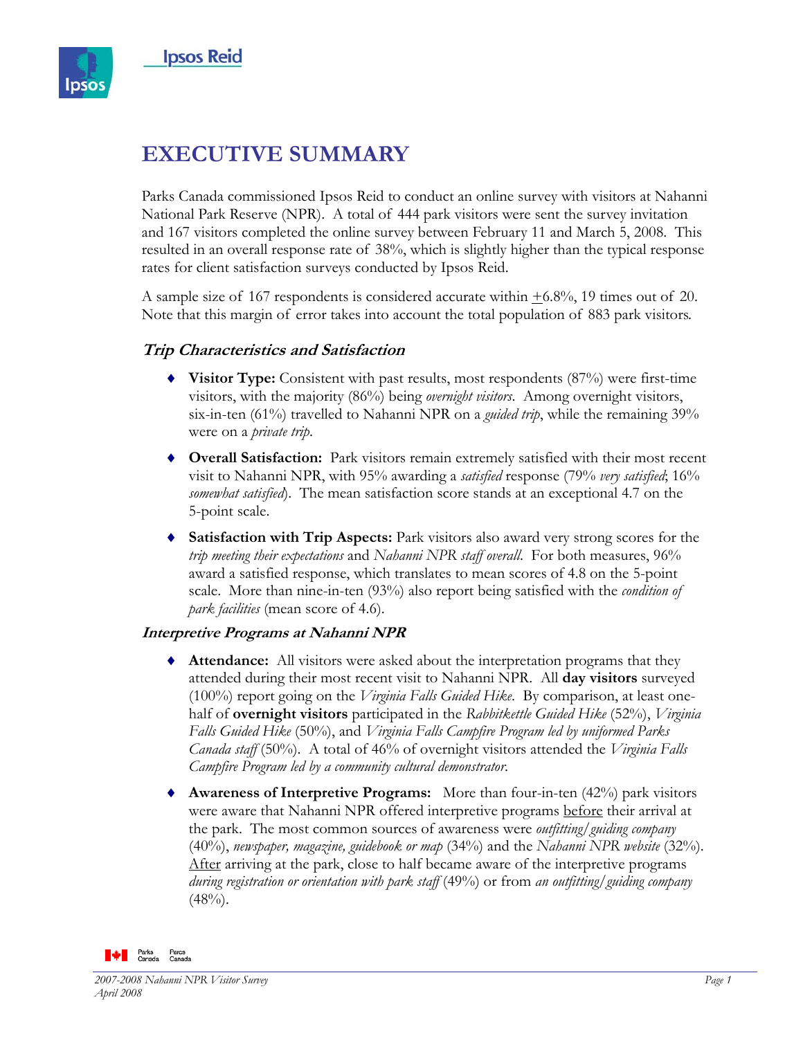# EXECUTIVE SUMMARY

Parks Canada commissioned Ipsos Reid to conduct an online survey with visitors at Nahanni National Park Reserve (NPR). A total of 444 park visitors were sent the survey invitation and 167 visitors completed the online survey between February 11 and March 5, 2008. This resulted in an overall response rate of 38%, which is slightly higher than the typical response rates for client satisfaction surveys conducted by Ipsos Reid.

A sample size of 167 respondents is considered accurate within ±6.8%, 19 times out of 20. Note that this margin of error takes into account the total population of 883 park visitors.

### *Trip Characteristics and Satisfaction*

- **Visitor Type:** Consistent with past results, most respondents (87%) were first-time visitors, with the majority (86%) being *overnight visitors*. Among overnight visitors, six-in-ten (61%) travelled to Nahanni NPR on a *guided trip*, while the remaining 39% were on a *private trip*.
- **Overall Satisfaction:** Park visitors remain extremely satisfied with their most recent visit to Nahanni NPR, with 95% awarding a *satisfied* response (79% *very satisfied*; 16% *somewhat satisfied*). The mean satisfaction score stands at an exceptional 4.7 on the 5-point scale.
- **Satisfaction with Trip Aspects:** Park visitors also award very strong scores for the *trip meeting their expectations* and *Nahanni NPR staff overall*. For both measures, 96% award a satisfied response, which translates to mean scores of 4.8 on the 5-point scale. More than nine-in-ten (93%) also report being satisfied with the *condition of park facilities* (mean score of 4.6).

### *Interpretive Programs at Nahanni NPR*

- **Attendance:** All visitors were asked about the interpretation programs that they attended during their most recent visit to Nahanni NPR. All **day visitors** surveyed (100%) report going on the *Virginia Falls Guided Hike*. By comparison, at least one-half of **overnight visitors** participated in the *Rabbitkettle Guided Hike* (52%), *Virginia Falls Guided Hike* (50%), and *Virginia Falls Campfire Program led by uniformed Parks Canada staff* (50%). A total of 46% of overnight visitors attended the *Virginia Falls Campfire Program led by a community cultural demonstrator*.
- **Awareness of Interpretive Programs:** More than four-in-ten (42%) park visitors were aware that Nahanni NPR offered interpretive programs before their arrival at the park. The most common sources of awareness were *outfitting/guiding company* (40%), *newspaper, magazine, guidebook or map* (34%) and the *Nahanni NPR website* (32%). After arriving at the park, close to half became aware of the interpretive programs *during registration or orientation with park staff* (49%) or from *an outfitting/guiding company* (48%).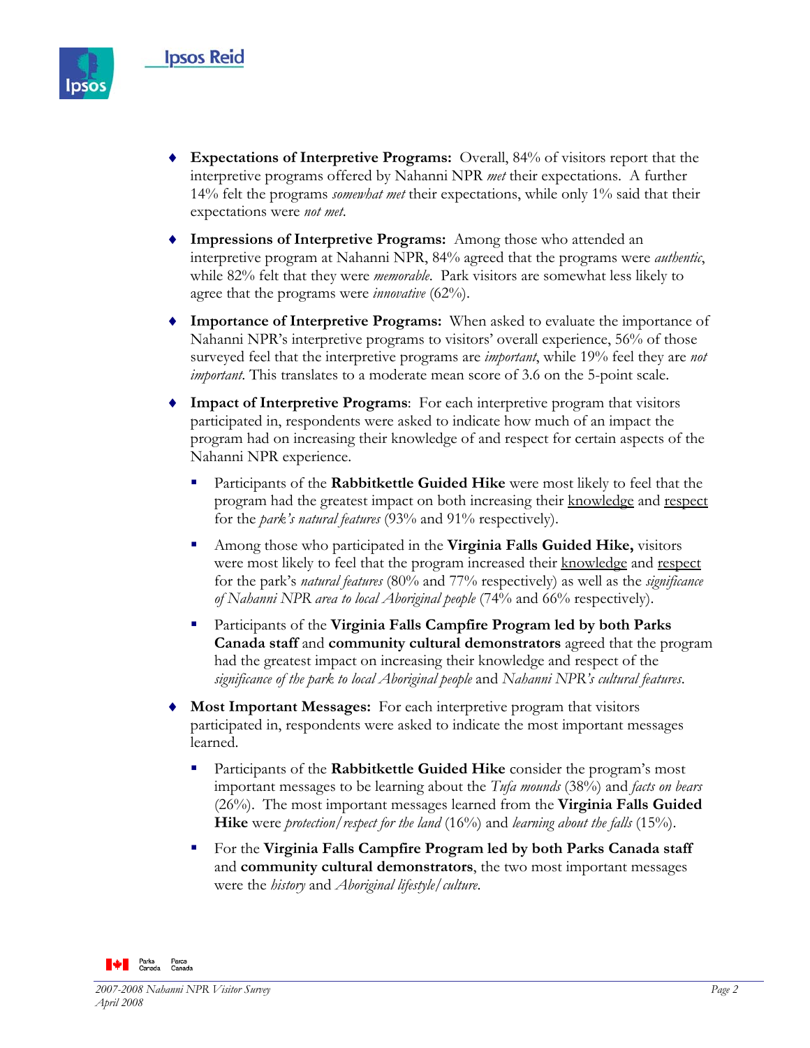- **Expectations of Interpretive Programs:** Overall, 84% of visitors report that the interpretive programs offered by Nahanni NPR *met* their expectations. A further 14% felt the programs *somewhat met* their expectations, while only 1% said that their expectations were *not met*.

- **Impressions of Interpretive Programs:** Among those who attended an interpretive program at Nahanni NPR, 84% agreed that the programs were *authentic*, while 82% felt that they were *memorable*. Park visitors are somewhat less likely to agree that the programs were *innovative* (62%).

- **Importance of Interpretive Programs:** When asked to evaluate the importance of Nahanni NPR's interpretive programs to visitors' overall experience, 56% of those surveyed feel that the interpretive programs are *important*, while 19% feel they are *not important*. This translates to a moderate mean score of 3.6 on the 5-point scale.

- **Impact of Interpretive Programs**: For each interpretive program that visitors participated in, respondents were asked to indicate how much of an impact the program had on increasing their knowledge of and respect for certain aspects of the Nahanni NPR experience.

  - Participants of the **Rabbitkettle Guided Hike** were most likely to feel that the program had the greatest impact on both increasing their <u>knowledge</u> and <u>respect</u> for the *park's natural features* (93% and 91% respectively).

  - Among those who participated in the **Virginia Falls Guided Hike,** visitors were most likely to feel that the program increased their <u>knowledge</u> and <u>respect</u> for the park's *natural features* (80% and 77% respectively) as well as the *significance of Nahanni NPR area to local Aboriginal people* (74% and 66% respectively).

  - Participants of the **Virginia Falls Campfire Program led by both Parks Canada staff** and **community cultural demonstrators** agreed that the program had the greatest impact on increasing their knowledge and respect of the *significance of the park to local Aboriginal people* and *Nahanni NPR's cultural features*.

- **Most Important Messages:** For each interpretive program that visitors participated in, respondents were asked to indicate the most important messages learned.

  - Participants of the **Rabbitkettle Guided Hike** consider the program's most important messages to be learning about the *Tufa mounds* (38%) and *facts on bears* (26%). The most important messages learned from the **Virginia Falls Guided Hike** were *protection/respect for the land* (16%) and *learning about the falls* (15%).

  - For the **Virginia Falls Campfire Program led by both Parks Canada staff** and **community cultural demonstrators**, the two most important messages were the *history* and *Aboriginal lifestyle/culture*.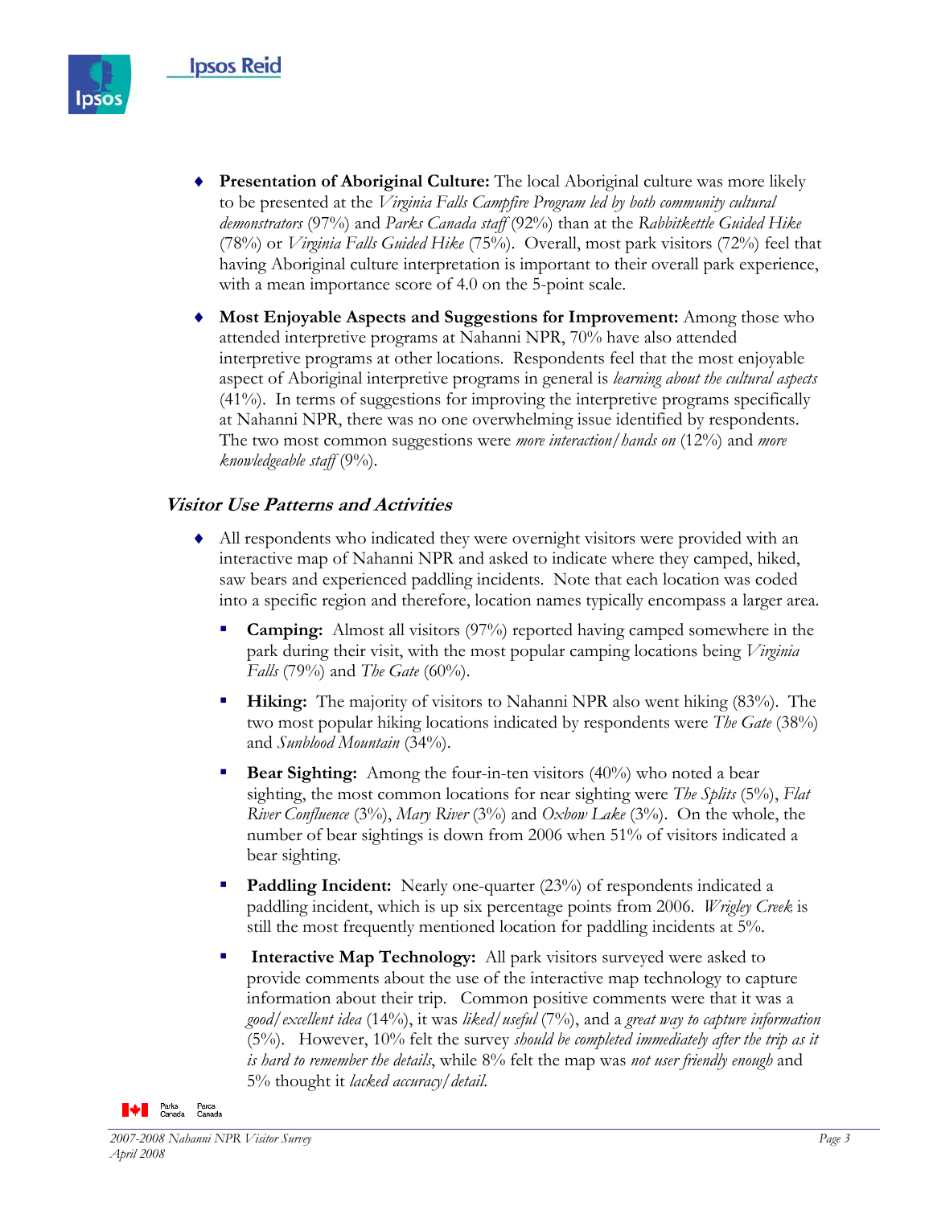- **Presentation of Aboriginal Culture:** The local Aboriginal culture was more likely to be presented at the *Virginia Falls Campfire Program led by both community cultural demonstrators* (97%) and *Parks Canada staff* (92%) than at the *Rabbitkettle Guided Hike* (78%) or *Virginia Falls Guided Hike* (75%). Overall, most park visitors (72%) feel that having Aboriginal culture interpretation is important to their overall park experience, with a mean importance score of 4.0 on the 5-point scale.

- **Most Enjoyable Aspects and Suggestions for Improvement:** Among those who attended interpretive programs at Nahanni NPR, 70% have also attended interpretive programs at other locations. Respondents feel that the most enjoyable aspect of Aboriginal interpretive programs in general is *learning about the cultural aspects* (41%). In terms of suggestions for improving the interpretive programs specifically at Nahanni NPR, there was no one overwhelming issue identified by respondents. The two most common suggestions were *more interaction/hands on* (12%) and *more knowledgeable staff* (9%).

### *Visitor Use Patterns and Activities*

- All respondents who indicated they were overnight visitors were provided with an interactive map of Nahanni NPR and asked to indicate where they camped, hiked, saw bears and experienced paddling incidents. Note that each location was coded into a specific region and therefore, location names typically encompass a larger area.
  - **Camping:** Almost all visitors (97%) reported having camped somewhere in the park during their visit, with the most popular camping locations being *Virginia Falls* (79%) and *The Gate* (60%).
  - **Hiking:** The majority of visitors to Nahanni NPR also went hiking (83%). The two most popular hiking locations indicated by respondents were *The Gate* (38%) and *Sunblood Mountain* (34%).
  - **Bear Sighting:** Among the four-in-ten visitors (40%) who noted a bear sighting, the most common locations for near sighting were *The Splits* (5%), *Flat River Confluence* (3%), *Mary River* (3%) and *Oxbow Lake* (3%). On the whole, the number of bear sightings is down from 2006 when 51% of visitors indicated a bear sighting.
  - **Paddling Incident:** Nearly one-quarter (23%) of respondents indicated a paddling incident, which is up six percentage points from 2006. *Wrigley Creek* is still the most frequently mentioned location for paddling incidents at 5%.
  - **Interactive Map Technology:** All park visitors surveyed were asked to provide comments about the use of the interactive map technology to capture information about their trip. Common positive comments were that it was a *good/excellent idea* (14%), it was *liked/useful* (7%), and a *great way to capture information* (5%). However, 10% felt the survey *should be completed immediately after the trip as it is hard to remember the details*, while 8% felt the map was *not user friendly enough* and 5% thought it *lacked accuracy/detail*.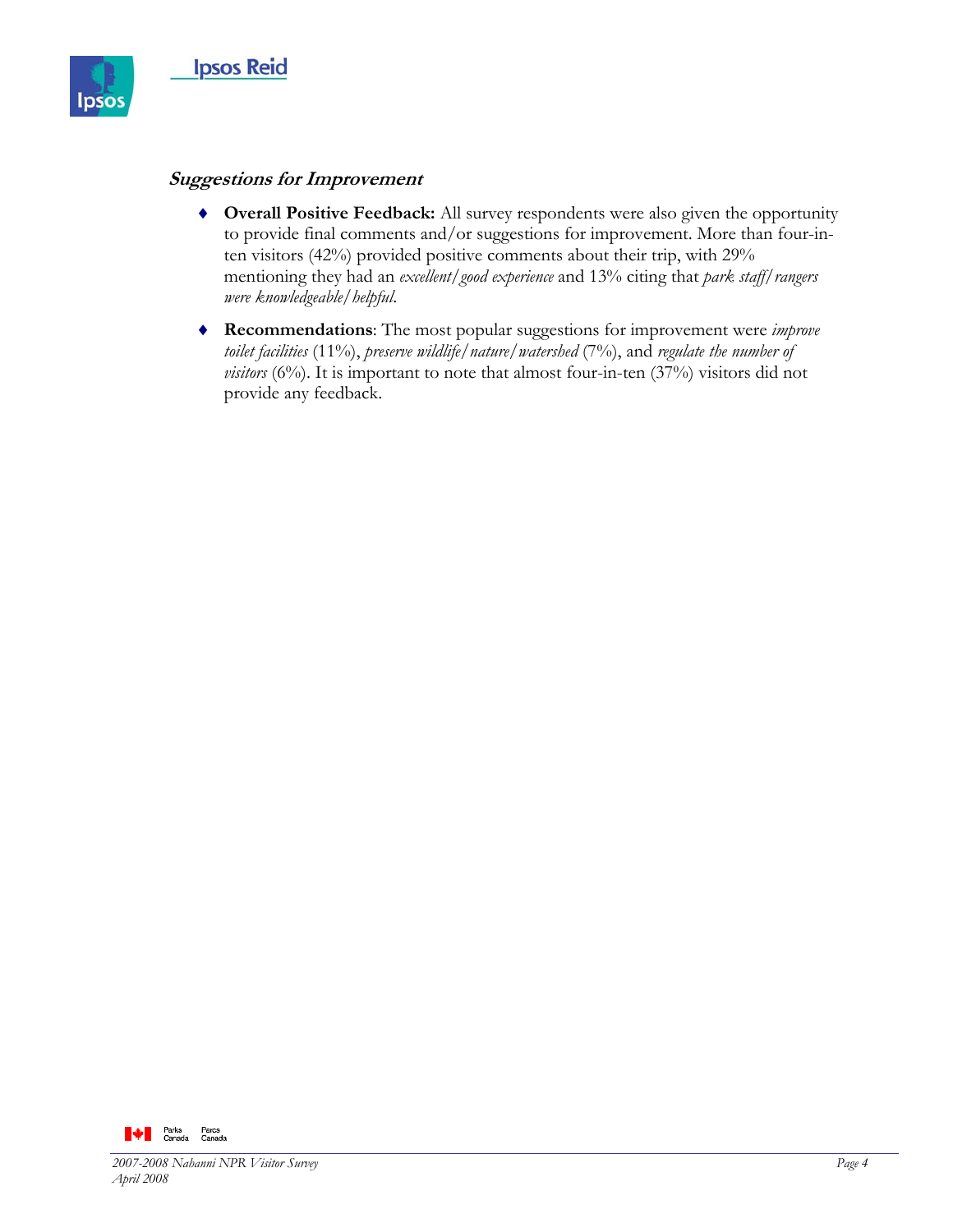### *Suggestions for Improvement*

- **Overall Positive Feedback:** All survey respondents were also given the opportunity to provide final comments and/or suggestions for improvement. More than four-in-ten visitors (42%) provided positive comments about their trip, with 29% mentioning they had an *excellent/good experience* and 13% citing that *park staff/rangers were knowledgeable/helpful*.

- **Recommendations**: The most popular suggestions for improvement were *improve toilet facilities* (11%), *preserve wildlife/nature/watershed* (7%), and *regulate the number of visitors* (6%). It is important to note that almost four-in-ten (37%) visitors did not provide any feedback.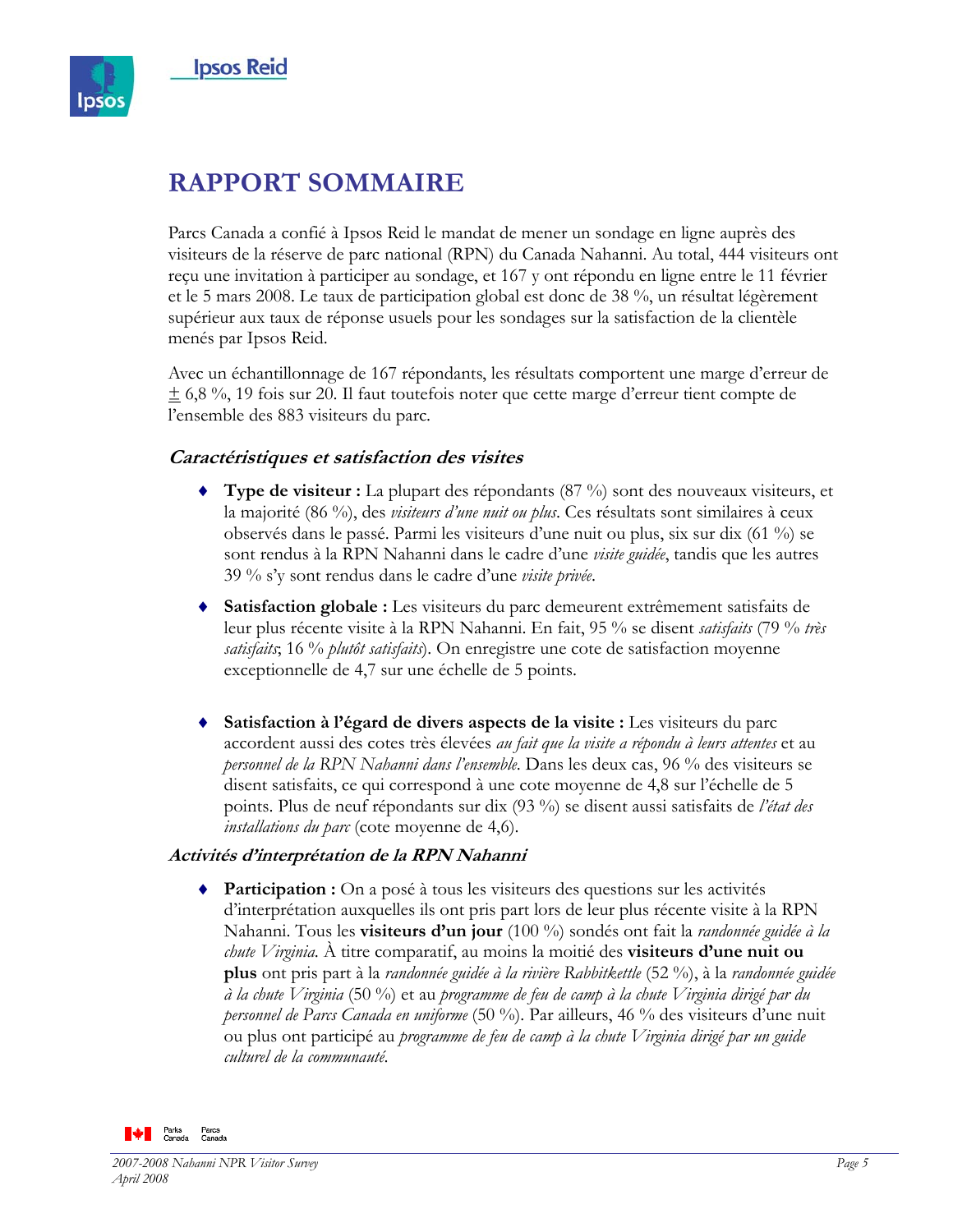# RAPPORT SOMMAIRE

Parcs Canada a confié à Ipsos Reid le mandat de mener un sondage en ligne auprès des visiteurs de la réserve de parc national (RPN) du Canada Nahanni. Au total, 444 visiteurs ont reçu une invitation à participer au sondage, et 167 y ont répondu en ligne entre le 11 février et le 5 mars 2008. Le taux de participation global est donc de 38 %, un résultat légèrement supérieur aux taux de réponse usuels pour les sondages sur la satisfaction de la clientèle menés par Ipsos Reid.

Avec un échantillonnage de 167 répondants, les résultats comportent une marge d'erreur de ± 6,8 %, 19 fois sur 20. Il faut toutefois noter que cette marge d'erreur tient compte de l'ensemble des 883 visiteurs du parc.

### *Caractéristiques et satisfaction des visites*

- **Type de visiteur :** La plupart des répondants (87 %) sont des nouveaux visiteurs, et la majorité (86 %), des *visiteurs d'une nuit ou plus*. Ces résultats sont similaires à ceux observés dans le passé. Parmi les visiteurs d'une nuit ou plus, six sur dix (61 %) se sont rendus à la RPN Nahanni dans le cadre d'une *visite guidée*, tandis que les autres 39 % s'y sont rendus dans le cadre d'une *visite privée*.

- **Satisfaction globale :** Les visiteurs du parc demeurent extrêmement satisfaits de leur plus récente visite à la RPN Nahanni. En fait, 95 % se disent *satisfaits* (79 % *très satisfaits*; 16 % *plutôt satisfaits*). On enregistre une cote de satisfaction moyenne exceptionnelle de 4,7 sur une échelle de 5 points.

- **Satisfaction à l'égard de divers aspects de la visite :** Les visiteurs du parc accordent aussi des cotes très élevées *au fait que la visite a répondu à leurs attentes* et au *personnel de la RPN Nahanni dans l'ensemble.* Dans les deux cas, 96 % des visiteurs se disent satisfaits, ce qui correspond à une cote moyenne de 4,8 sur l'échelle de 5 points. Plus de neuf répondants sur dix (93 %) se disent aussi satisfaits de *l'état des installations du parc* (cote moyenne de 4,6).

### *Activités d'interprétation de la RPN Nahanni*

- **Participation :** On a posé à tous les visiteurs des questions sur les activités d'interprétation auxquelles ils ont pris part lors de leur plus récente visite à la RPN Nahanni. Tous les **visiteurs d'un jour** (100 %) sondés ont fait la *randonnée guidée à la chute Virginia.* À titre comparatif, au moins la moitié des **visiteurs d'une nuit ou plus** ont pris part à la *randonnée guidée à la rivière Rabbitkettle* (52 %), à la *randonnée guidée à la chute Virginia* (50 %) et au *programme de feu de camp à la chute Virginia dirigé par du personnel de Parcs Canada en uniforme* (50 %). Par ailleurs, 46 % des visiteurs d'une nuit ou plus ont participé au *programme de feu de camp à la chute Virginia dirigé par un guide culturel de la communauté*.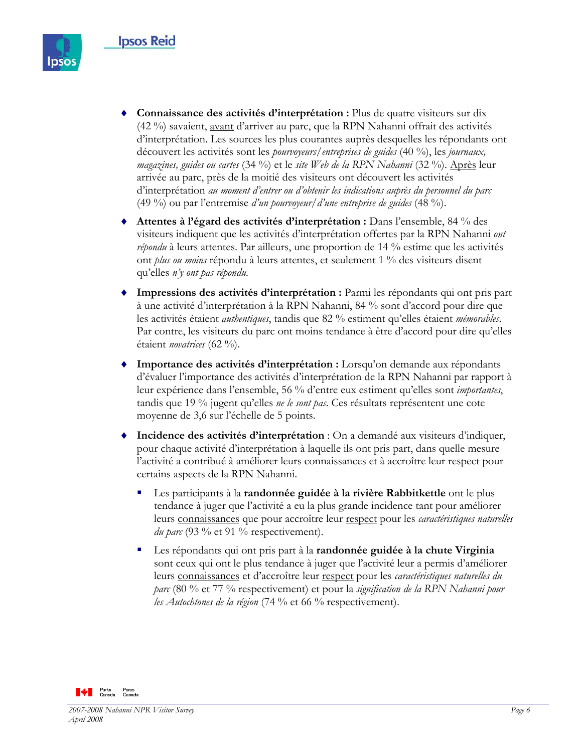- **Connaissance des activités d'interprétation :** Plus de quatre visiteurs sur dix (42 %) savaient, avant d'arriver au parc, que la RPN Nahanni offrait des activités d'interprétation. Les sources les plus courantes auprès desquelles les répondants ont découvert les activités sont les *pourvoyeurs/entreprises de guides* (40 %), les *journaux, magazines, guides ou cartes* (34 %) et le *site Web de la RPN Nahanni* (32 %). Après leur arrivée au parc, près de la moitié des visiteurs ont découvert les activités d'interprétation *au moment d'entrer ou d'obtenir les indications auprès du personnel du parc* (49 %) ou par l'entremise *d'un pourvoyeur/d'une entreprise de guides* (48 %).

- **Attentes à l'égard des activités d'interprétation :** Dans l'ensemble, 84 % des visiteurs indiquent que les activités d'interprétation offertes par la RPN Nahanni *ont répondu* à leurs attentes. Par ailleurs, une proportion de 14 % estime que les activités ont *plus ou moins* répondu à leurs attentes, et seulement 1 % des visiteurs disent qu'elles *n'y ont pas répondu.*

- **Impressions des activités d'interprétation :** Parmi les répondants qui ont pris part à une activité d'interprétation à la RPN Nahanni, 84 % sont d'accord pour dire que les activités étaient *authentiques*, tandis que 82 % estiment qu'elles étaient *mémorables.* Par contre, les visiteurs du parc ont moins tendance à être d'accord pour dire qu'elles étaient *novatrices* (62 %).

- **Importance des activités d'interprétation :** Lorsqu'on demande aux répondants d'évaluer l'importance des activités d'interprétation de la RPN Nahanni par rapport à leur expérience dans l'ensemble, 56 % d'entre eux estiment qu'elles sont *importantes*, tandis que 19 % jugent qu'elles *ne le sont pas.* Ces résultats représentent une cote moyenne de 3,6 sur l'échelle de 5 points.

- **Incidence des activités d'interprétation** : On a demandé aux visiteurs d'indiquer, pour chaque activité d'interprétation à laquelle ils ont pris part, dans quelle mesure l'activité a contribué à améliorer leurs connaissances et à accroître leur respect pour certains aspects de la RPN Nahanni.

  - Les participants à la **randonnée guidée à la rivière Rabbitkettle** ont le plus tendance à juger que l'activité a eu la plus grande incidence tant pour améliorer leurs connaissances que pour accroître leur respect pour les *caractéristiques naturelles du parc* (93 % et 91 % respectivement).

  - Les répondants qui ont pris part à la **randonnée guidée à la chute Virginia** sont ceux qui ont le plus tendance à juger que l'activité leur a permis d'améliorer leurs connaissances et d'accroître leur respect pour les *caractéristiques naturelles du parc* (80 % et 77 % respectivement) et pour la *signification de la RPN Nahanni pour les Autochtones de la région* (74 % et 66 % respectivement).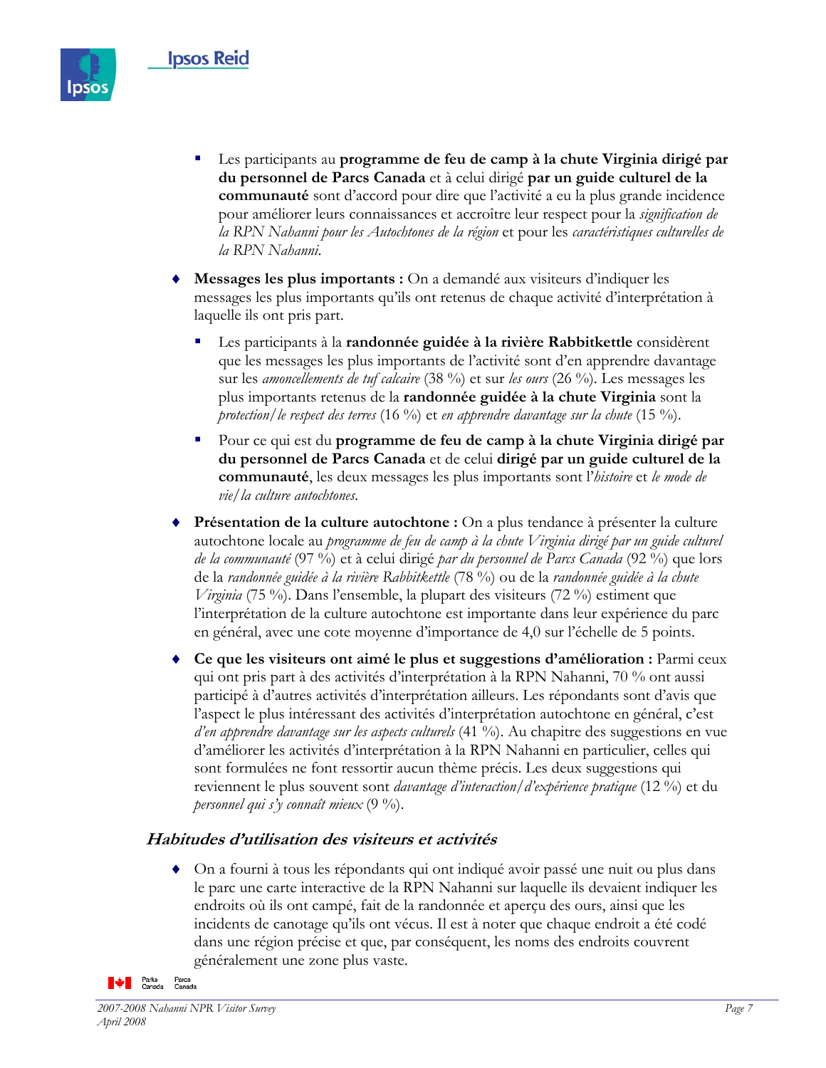- Les participants au **programme de feu de camp à la chute Virginia dirigé par du personnel de Parcs Canada** et à celui dirigé **par un guide culturel de la communauté** sont d'accord pour dire que l'activité a eu la plus grande incidence pour améliorer leurs connaissances et accroître leur respect pour la *signification de la RPN Nahanni pour les Autochtones de la région* et pour les *caractéristiques culturelles de la RPN Nahanni.*

- **Messages les plus importants :** On a demandé aux visiteurs d'indiquer les messages les plus importants qu'ils ont retenus de chaque activité d'interprétation à laquelle ils ont pris part.
  - Les participants à la **randonnée guidée à la rivière Rabbitkettle** considèrent que les messages les plus importants de l'activité sont d'en apprendre davantage sur les *amoncellements de tuf calcaire* (38 %) et sur *les ours* (26 %). Les messages les plus importants retenus de la **randonnée guidée à la chute Virginia** sont la *protection/le respect des terres* (16 %) et *en apprendre davantage sur la chute* (15 %).
  - Pour ce qui est du **programme de feu de camp à la chute Virginia dirigé par du personnel de Parcs Canada** et de celui **dirigé par un guide culturel de la communauté**, les deux messages les plus importants sont l'*histoire* et *le mode de vie/la culture autochtones.*

- **Présentation de la culture autochtone :** On a plus tendance à présenter la culture autochtone locale au *programme de feu de camp à la chute Virginia dirigé par un guide culturel de la communauté* (97 %) et à celui dirigé *par du personnel de Parcs Canada* (92 %) que lors de la *randonnée guidée à la rivière Rabbitkettle* (78 %) ou de la *randonnée guidée à la chute Virginia* (75 %). Dans l'ensemble, la plupart des visiteurs (72 %) estiment que l'interprétation de la culture autochtone est importante dans leur expérience du parc en général, avec une cote moyenne d'importance de 4,0 sur l'échelle de 5 points.

- **Ce que les visiteurs ont aimé le plus et suggestions d'amélioration :** Parmi ceux qui ont pris part à des activités d'interprétation à la RPN Nahanni, 70 % ont aussi participé à d'autres activités d'interprétation ailleurs. Les répondants sont d'avis que l'aspect le plus intéressant des activités d'interprétation autochtone en général, c'est *d'en apprendre davantage sur les aspects culturels* (41 %). Au chapitre des suggestions en vue d'améliorer les activités d'interprétation à la RPN Nahanni en particulier, celles qui sont formulées ne font ressortir aucun thème précis. Les deux suggestions qui reviennent le plus souvent sont *davantage d'interaction/d'expérience pratique* (12 %) et du *personnel qui s'y connaît mieux* (9 %).

### *Habitudes d'utilisation des visiteurs et activités*

- On a fourni à tous les répondants qui ont indiqué avoir passé une nuit ou plus dans le parc une carte interactive de la RPN Nahanni sur laquelle ils devaient indiquer les endroits où ils ont campé, fait de la randonnée et aperçu des ours, ainsi que les incidents de canotage qu'ils ont vécus. Il est à noter que chaque endroit a été codé dans une région précise et que, par conséquent, les noms des endroits couvrent généralement une zone plus vaste.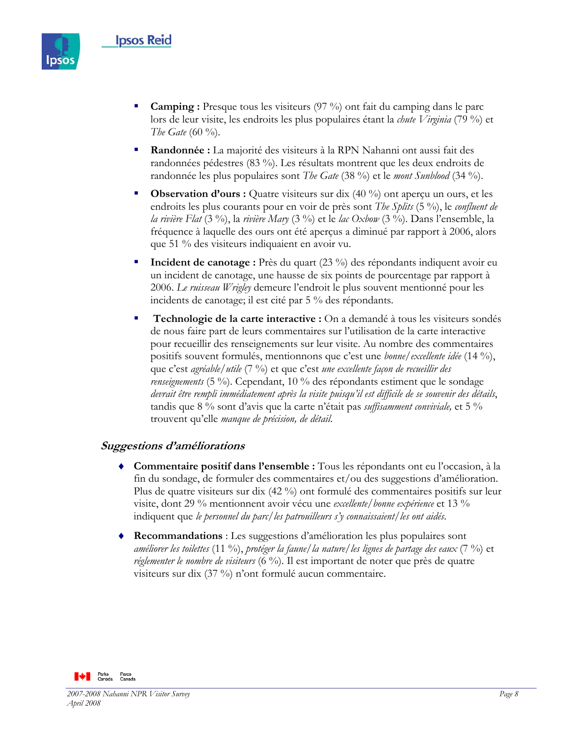- **Camping :** Presque tous les visiteurs (97 %) ont fait du camping dans le parc lors de leur visite, les endroits les plus populaires étant la *chute Virginia* (79 %) et *The Gate* (60 %).

- **Randonnée :** La majorité des visiteurs à la RPN Nahanni ont aussi fait des randonnées pédestres (83 %). Les résultats montrent que les deux endroits de randonnée les plus populaires sont *The Gate* (38 %) et le *mont Sunblood* (34 %).

- **Observation d'ours :** Quatre visiteurs sur dix (40 %) ont aperçu un ours, et les endroits les plus courants pour en voir de près sont *The Splits* (5 %), le *confluent de la rivière Flat* (3 %), la *rivière Mary* (3 %) et le *lac Oxbow* (3 %). Dans l'ensemble, la fréquence à laquelle des ours ont été aperçus a diminué par rapport à 2006, alors que 51 % des visiteurs indiquaient en avoir vu.

- **Incident de canotage :** Près du quart (23 %) des répondants indiquent avoir eu un incident de canotage, une hausse de six points de pourcentage par rapport à 2006. *Le ruisseau Wrigley* demeure l'endroit le plus souvent mentionné pour les incidents de canotage; il est cité par 5 % des répondants.

- **Technologie de la carte interactive :** On a demandé à tous les visiteurs sondés de nous faire part de leurs commentaires sur l'utilisation de la carte interactive pour recueillir des renseignements sur leur visite. Au nombre des commentaires positifs souvent formulés, mentionnons que c'est une *bonne/excellente idée* (14 %), que c'est *agréable/utile* (7 %) et que c'est *une excellente façon de recueillir des renseignements* (5 %). Cependant, 10 % des répondants estiment que le sondage *devrait être rempli immédiatement après la visite puisqu'il est difficile de se souvenir des détails*, tandis que 8 % sont d'avis que la carte n'était pas *suffisamment conviviale,* et 5 % trouvent qu'elle *manque de précision, de détail.*

### *Suggestions d'améliorations*

- **Commentaire positif dans l'ensemble :** Tous les répondants ont eu l'occasion, à la fin du sondage, de formuler des commentaires et/ou des suggestions d'amélioration. Plus de quatre visiteurs sur dix (42 %) ont formulé des commentaires positifs sur leur visite, dont 29 % mentionnent avoir vécu une *excellente/bonne expérience* et 13 % indiquent que *le personnel du parc/les patrouilleurs s'y connaissaient/les ont aidés.*

- **Recommandations** : Les suggestions d'amélioration les plus populaires sont *améliorer les toilettes* (11 %), *protéger la faune/la nature/les lignes de partage des eaux* (7 %) et *réglementer le nombre de visiteurs* (6 %). Il est important de noter que près de quatre visiteurs sur dix (37 %) n'ont formulé aucun commentaire.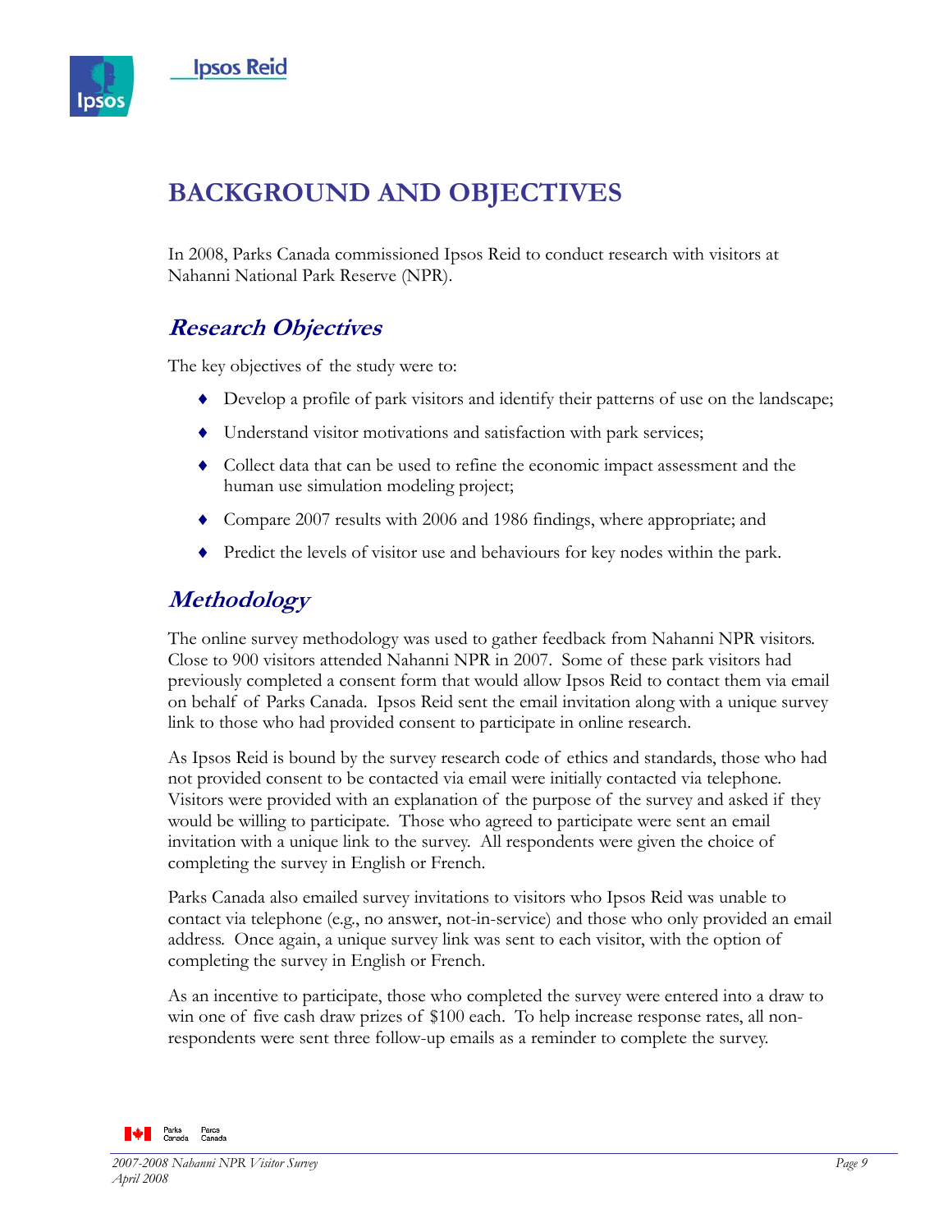# BACKGROUND AND OBJECTIVES

In 2008, Parks Canada commissioned Ipsos Reid to conduct research with visitors at Nahanni National Park Reserve (NPR).

## *Research Objectives*

The key objectives of the study were to:

- Develop a profile of park visitors and identify their patterns of use on the landscape;
- Understand visitor motivations and satisfaction with park services;
- Collect data that can be used to refine the economic impact assessment and the human use simulation modeling project;
- Compare 2007 results with 2006 and 1986 findings, where appropriate; and
- Predict the levels of visitor use and behaviours for key nodes within the park.

## *Methodology*

The online survey methodology was used to gather feedback from Nahanni NPR visitors. Close to 900 visitors attended Nahanni NPR in 2007. Some of these park visitors had previously completed a consent form that would allow Ipsos Reid to contact them via email on behalf of Parks Canada. Ipsos Reid sent the email invitation along with a unique survey link to those who had provided consent to participate in online research.

As Ipsos Reid is bound by the survey research code of ethics and standards, those who had not provided consent to be contacted via email were initially contacted via telephone. Visitors were provided with an explanation of the purpose of the survey and asked if they would be willing to participate. Those who agreed to participate were sent an email invitation with a unique link to the survey. All respondents were given the choice of completing the survey in English or French.

Parks Canada also emailed survey invitations to visitors who Ipsos Reid was unable to contact via telephone (e.g., no answer, not-in-service) and those who only provided an email address. Once again, a unique survey link was sent to each visitor, with the option of completing the survey in English or French.

As an incentive to participate, those who completed the survey were entered into a draw to win one of five cash draw prizes of $100 each. To help increase response rates, all non-respondents were sent three follow-up emails as a reminder to complete the survey.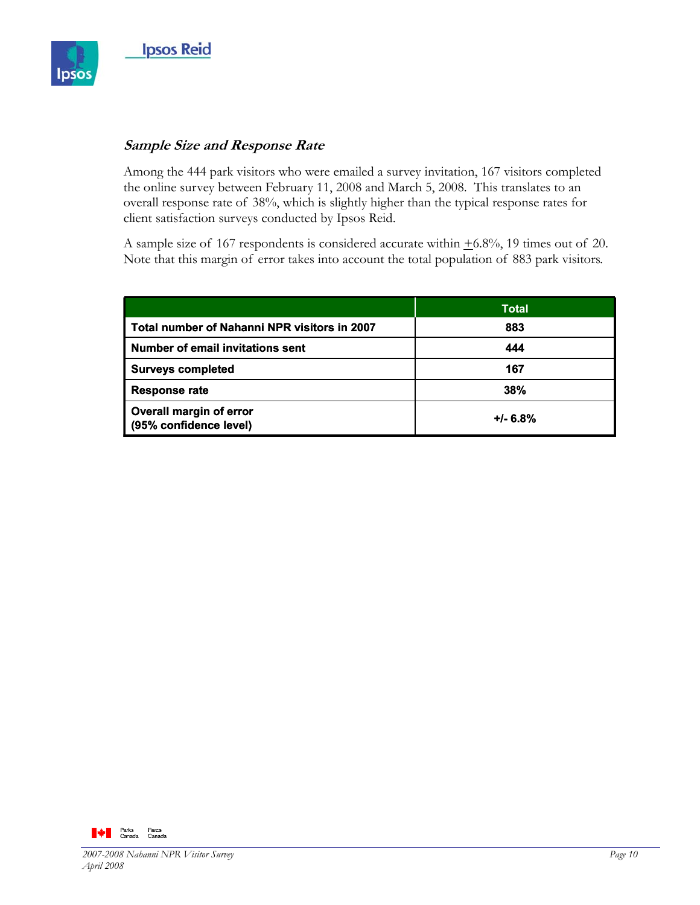### *Sample Size and Response Rate*

Among the 444 park visitors who were emailed a survey invitation, 167 visitors completed the online survey between February 11, 2008 and March 5, 2008. This translates to an overall response rate of 38%, which is slightly higher than the typical response rates for client satisfaction surveys conducted by Ipsos Reid.

A sample size of 167 respondents is considered accurate within ±6.8%, 19 times out of 20. Note that this margin of error takes into account the total population of 883 park visitors.

| | Total |
|---|---|
| **Total number of Nahanni NPR visitors in 2007** | **883** |
| **Number of email invitations sent** | **444** |
| **Surveys completed** | **167** |
| **Response rate** | **38%** |
| **Overall margin of error (95% confidence level)** | **+/- 6.8%** |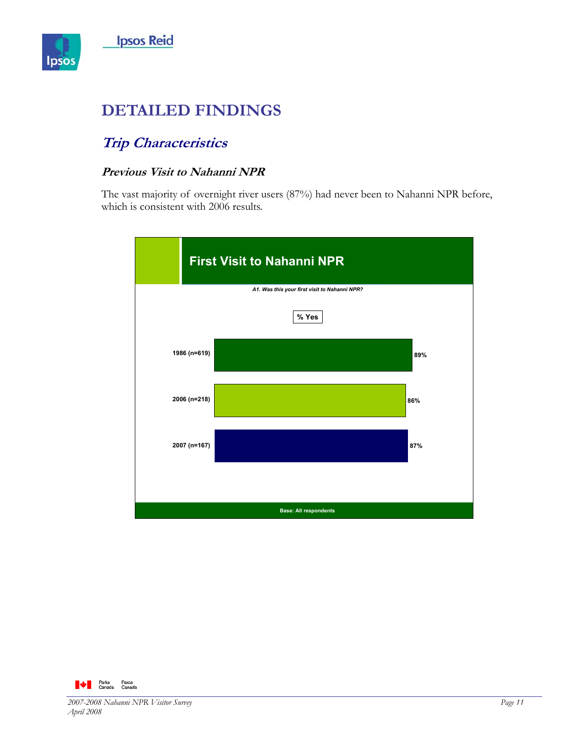# DETAILED FINDINGS

## *Trip Characteristics*

### *Previous Visit to Nahanni NPR*

The vast majority of overnight river users (87%) had never been to Nahanni NPR before, which is consistent with 2006 results.

**First Visit to Nahanni NPR**

*A1. Was this your first visit to Nahanni NPR?*

| | % Yes |
|---|---|
| 1986 (n=619) | 89% |
| 2006 (n=218) | 86% |
| 2007 (n=167) | 87% |

Base: All respondents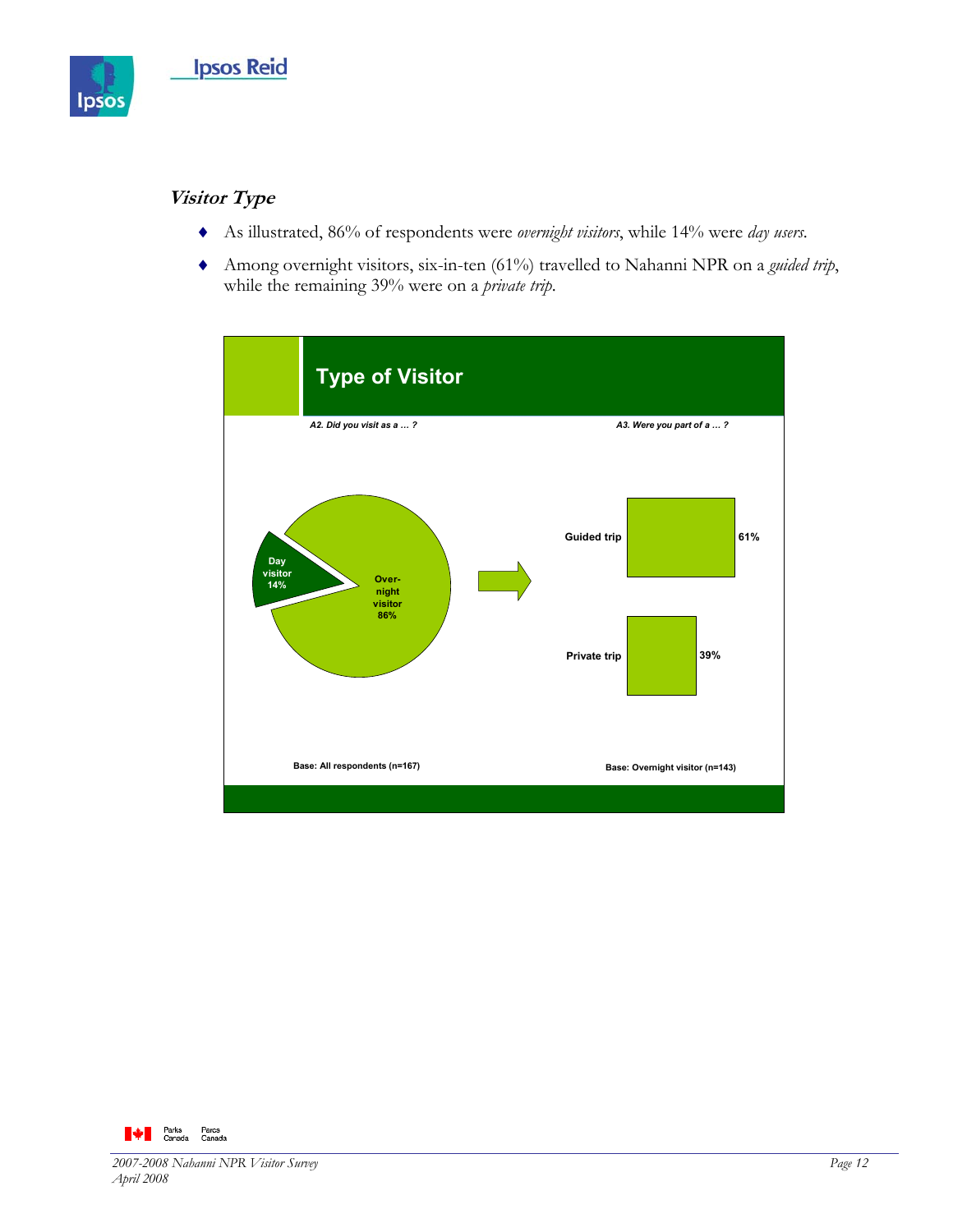### *Visitor Type*

- As illustrated, 86% of respondents were *overnight visitors*, while 14% were *day users*.
- Among overnight visitors, six-in-ten (61%) travelled to Nahanni NPR on a *guided trip*, while the remaining 39% were on a *private trip*.

**Type of Visitor**

*A2. Did you visit as a … ?*

| Visitor type | % |
|---|---|
| Day visitor | 14% |
| Over-night visitor | 86% |

Base: All respondents (n=167)

*A3. Were you part of a … ?*

| Trip type | % |
|---|---|
| Guided trip | 61% |
| Private trip | 39% |

Base: Overnight visitor (n=143)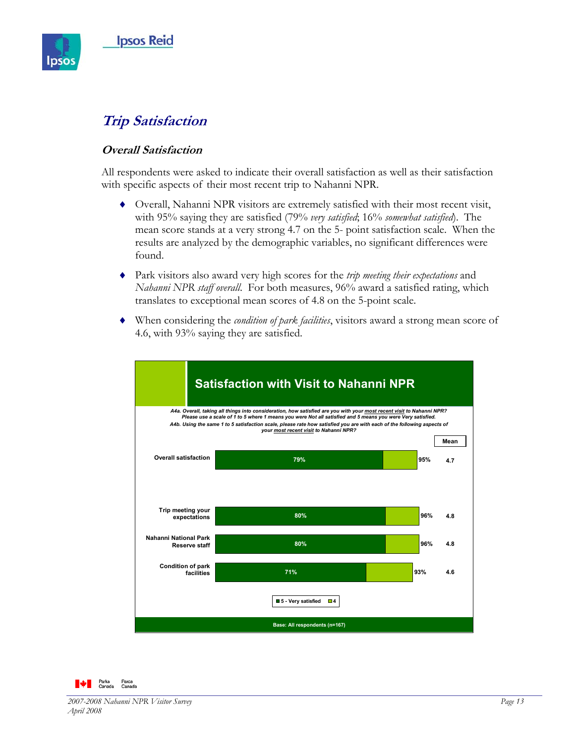# Trip Satisfaction

## Overall Satisfaction

All respondents were asked to indicate their overall satisfaction as well as their satisfaction with specific aspects of their most recent trip to Nahanni NPR.

- Overall, Nahanni NPR visitors are extremely satisfied with their most recent visit, with 95% saying they are satisfied (79% *very satisfied*; 16% *somewhat satisfied*). The mean score stands at a very strong 4.7 on the 5- point satisfaction scale. When the results are analyzed by the demographic variables, no significant differences were found.
- Park visitors also award very high scores for the *trip meeting their expectations* and *Nahanni NPR staff overall*. For both measures, 96% award a satisfied rating, which translates to exceptional mean scores of 4.8 on the 5-point scale.
- When considering the *condition of park facilities*, visitors award a strong mean score of 4.6, with 93% saying they are satisfied.

**Satisfaction with Visit to Nahanni NPR**

*A4a. Overall, taking all things into consideration, how satisfied are you with your most recent visit to Nahanni NPR? Please use a scale of 1 to 5 where 1 means you were Not all satisfied and 5 means you were Very satisfied.*
*A4b. Using the same 1 to 5 satisfaction scale, please rate how satisfied you are with each of the following aspects of your most recent visit to Nahanni NPR?*

| | 5 - Very satisfied | Total (5+4) | Mean |
|---|---|---|---|
| Overall satisfaction | 79% | 95% | 4.7 |
| Trip meeting your expectations | 80% | 96% | 4.8 |
| Nahanni National Park Reserve staff | 80% | 96% | 4.8 |
| Condition of park facilities | 71% | 93% | 4.6 |

Base: All respondents (n=167)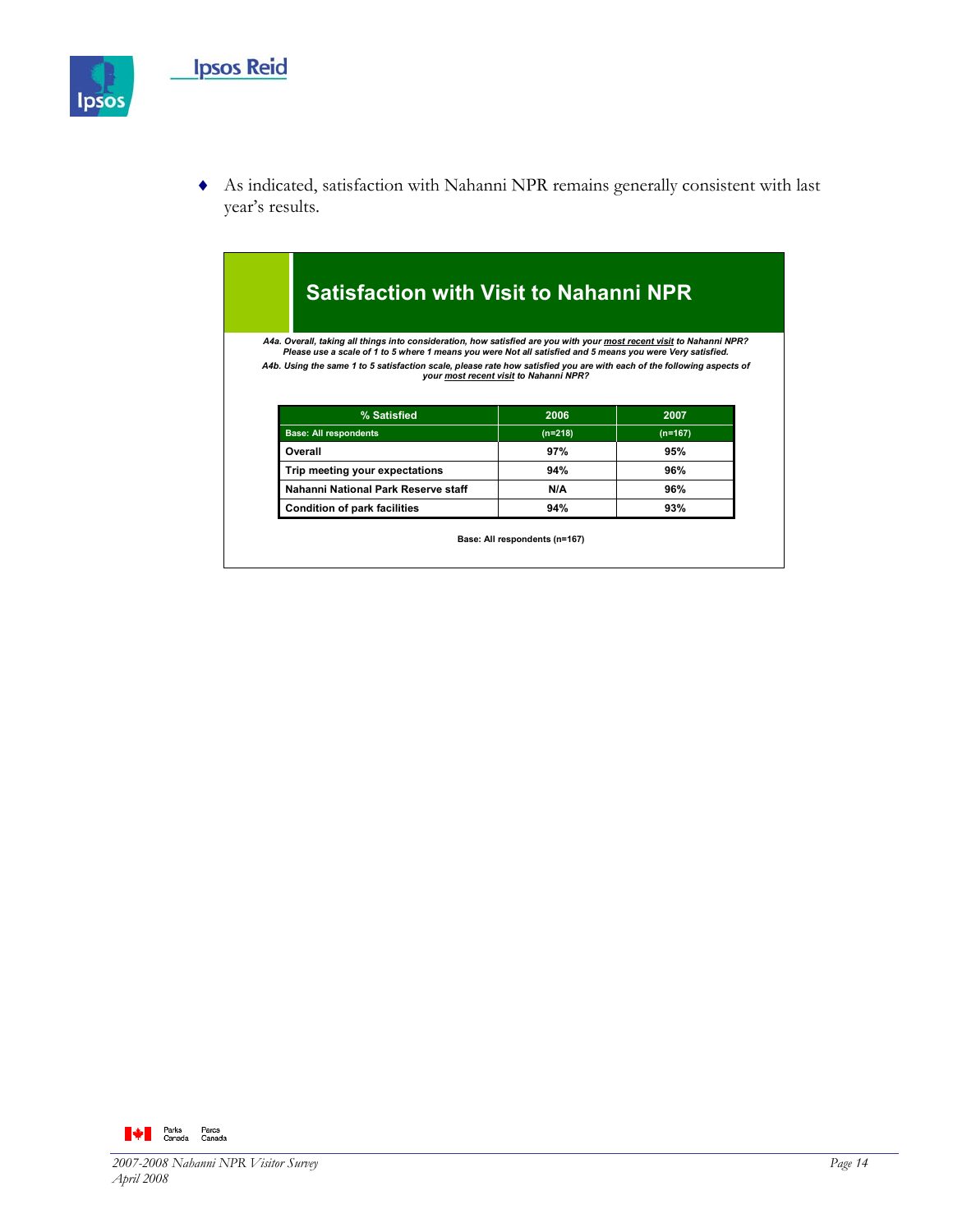- As indicated, satisfaction with Nahanni NPR remains generally consistent with last year's results.

## Satisfaction with Visit to Nahanni NPR

*A4a. Overall, taking all things into consideration, how satisfied are you with your most recent visit to Nahanni NPR? Please use a scale of 1 to 5 where 1 means you were Not all satisfied and 5 means you were Very satisfied.*

*A4b. Using the same 1 to 5 satisfaction scale, please rate how satisfied you are with each of the following aspects of your most recent visit to Nahanni NPR?*

| % Satisfied | 2006 | 2007 |
|---|---|---|
| Base: All respondents | (n=218) | (n=167) |
| Overall | 97% | 95% |
| Trip meeting your expectations | 94% | 96% |
| Nahanni National Park Reserve staff | N/A | 96% |
| Condition of park facilities | 94% | 93% |

Base: All respondents (n=167)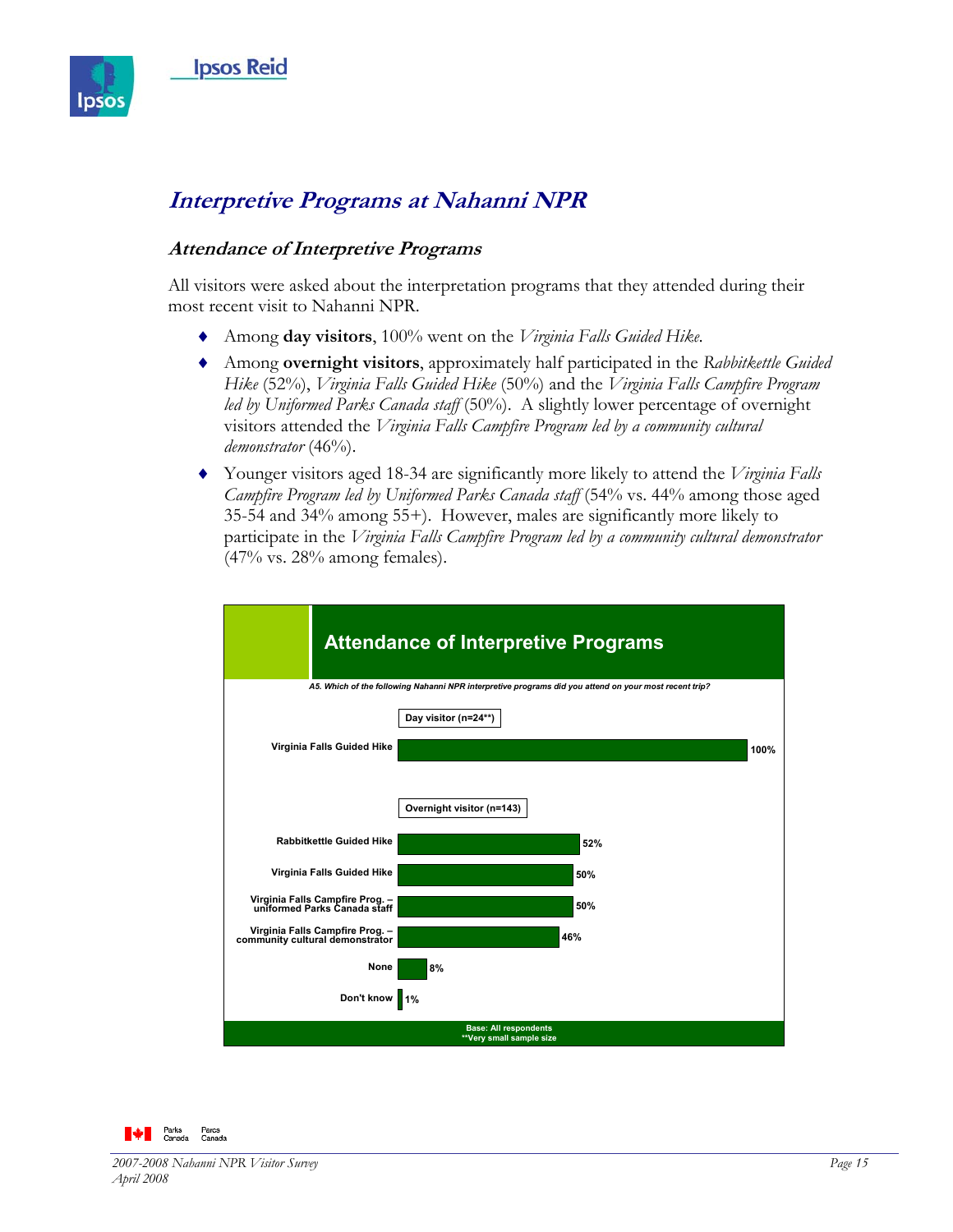## *Interpretive Programs at Nahanni NPR*

### *Attendance of Interpretive Programs*

All visitors were asked about the interpretation programs that they attended during their most recent visit to Nahanni NPR.

- Among **day visitors**, 100% went on the *Virginia Falls Guided Hike*.
- Among **overnight visitors**, approximately half participated in the *Rabbitkettle Guided Hike* (52%), *Virginia Falls Guided Hike* (50%) and the *Virginia Falls Campfire Program led by Uniformed Parks Canada staff* (50%). A slightly lower percentage of overnight visitors attended the *Virginia Falls Campfire Program led by a community cultural demonstrator* (46%).
- Younger visitors aged 18-34 are significantly more likely to attend the *Virginia Falls Campfire Program led by Uniformed Parks Canada staff* (54% vs. 44% among those aged 35-54 and 34% among 55+). However, males are significantly more likely to participate in the *Virginia Falls Campfire Program led by a community cultural demonstrator* (47% vs. 28% among females).

**Attendance of Interpretive Programs**

*A5. Which of the following Nahanni NPR interpretive programs did you attend on your most recent trip?*

| Day visitor (n=24**) | |
|---|---|
| Virginia Falls Guided Hike | 100% |

| Overnight visitor (n=143) | |
|---|---|
| Rabbitkettle Guided Hike | 52% |
| Virginia Falls Guided Hike | 50% |
| Virginia Falls Campfire Prog. – uniformed Parks Canada staff | 50% |
| Virginia Falls Campfire Prog. – community cultural demonstrator | 46% |
| None | 8% |
| Don't know | 1% |

Base: All respondents
**Very small sample size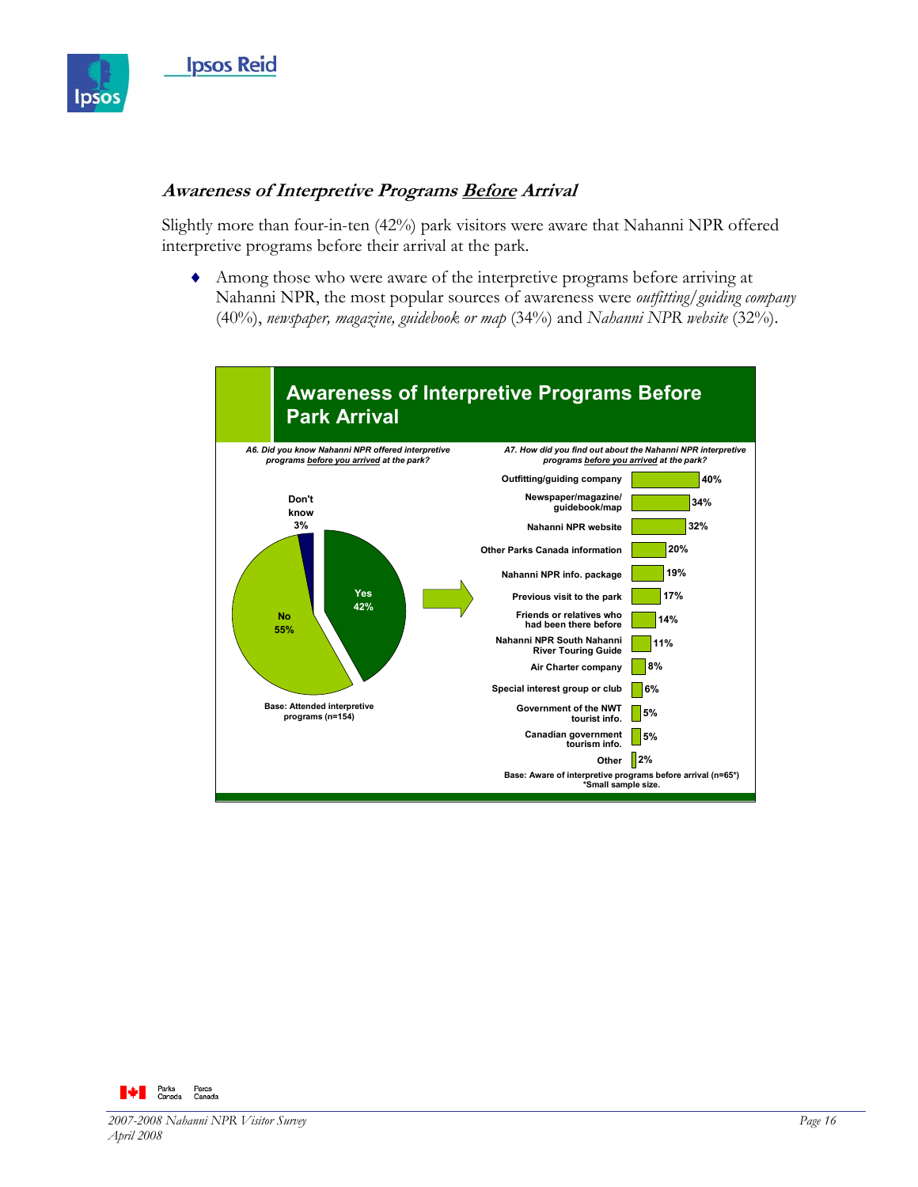### *Awareness of Interpretive Programs* *__Before__* *Arrival*

Slightly more than four-in-ten (42%) park visitors were aware that Nahanni NPR offered interpretive programs before their arrival at the park.

- Among those who were aware of the interpretive programs before arriving at Nahanni NPR, the most popular sources of awareness were *outfitting/guiding company* (40%), *newspaper, magazine, guidebook or map* (34%) and *Nahanni NPR website* (32%).

**Awareness of Interpretive Programs Before Park Arrival**

*A6. Did you know Nahanni NPR offered interpretive programs before you arrived at the park?*

| Response | % |
|---|---|
| Yes | 42% |
| No | 55% |
| Don't know | 3% |

Base: Attended interpretive programs (n=154)

*A7. How did you find out about the Nahanni NPR interpretive programs before you arrived at the park?*

| Source | % |
|---|---|
| Outfitting/guiding company | 40% |
| Newspaper/magazine/ guidebook/map | 34% |
| Nahanni NPR website | 32% |
| Other Parks Canada information | 20% |
| Nahanni NPR info. package | 19% |
| Previous visit to the park | 17% |
| Friends or relatives who had been there before | 14% |
| Nahanni NPR South Nahanni River Touring Guide | 11% |
| Air Charter company | 8% |
| Special interest group or club | 6% |
| Government of the NWT tourist info. | 5% |
| Canadian government tourism info. | 5% |
| Other | 2% |

Base: Aware of interpretive programs before arrival (n=65*)
*Small sample size.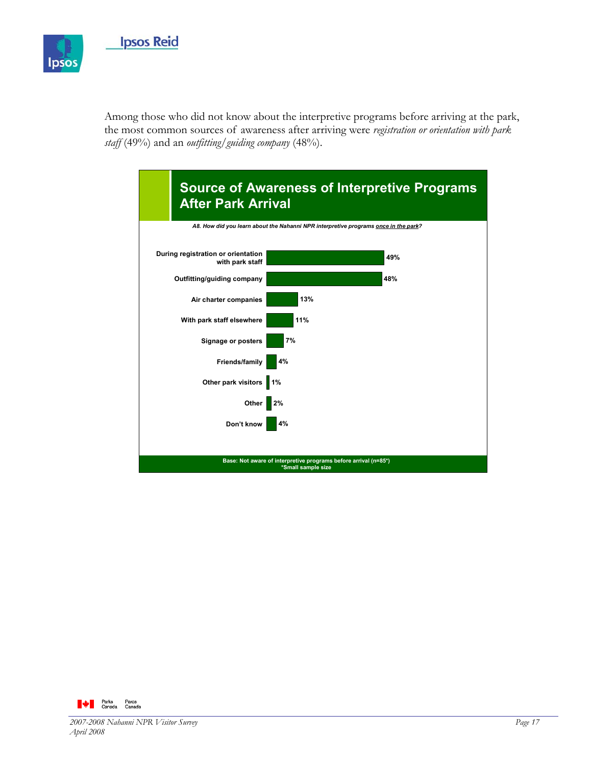Among those who did not know about the interpretive programs before arriving at the park, the most common sources of awareness after arriving were *registration or orientation with park staff* (49%) and an *outfitting/guiding company* (48%).

## Source of Awareness of Interpretive Programs After Park Arrival

*A8. How did you learn about the Nahanni NPR interpretive programs once in the park?*

| Source | % |
|---|---|
| During registration or orientation with park staff | 49% |
| Outfitting/guiding company | 48% |
| Air charter companies | 13% |
| With park staff elsewhere | 11% |
| Signage or posters | 7% |
| Friends/family | 4% |
| Other park visitors | 1% |
| Other | 2% |
| Don't know | 4% |

Base: Not aware of interpretive programs before arrival (n=85*)
*Small sample size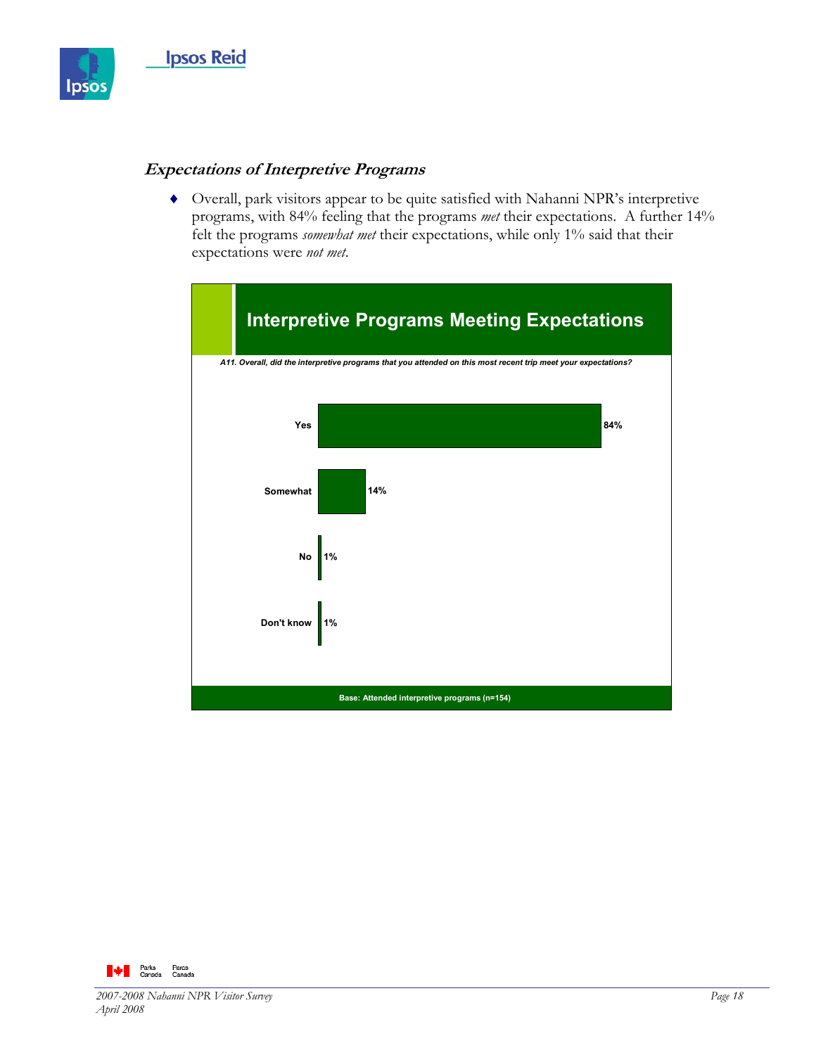### *Expectations of Interpretive Programs*

- Overall, park visitors appear to be quite satisfied with Nahanni NPR's interpretive programs, with 84% feeling that the programs *met* their expectations. A further 14% felt the programs *somewhat met* their expectations, while only 1% said that their expectations were *not met*.

**Interpretive Programs Meeting Expectations**

*A11. Overall, did the interpretive programs that you attended on this most recent trip meet your expectations?*

| Response | % |
|---|---|
| Yes | 84% |
| Somewhat | 14% |
| No | 1% |
| Don't know | 1% |

Base: Attended interpretive programs (n=154)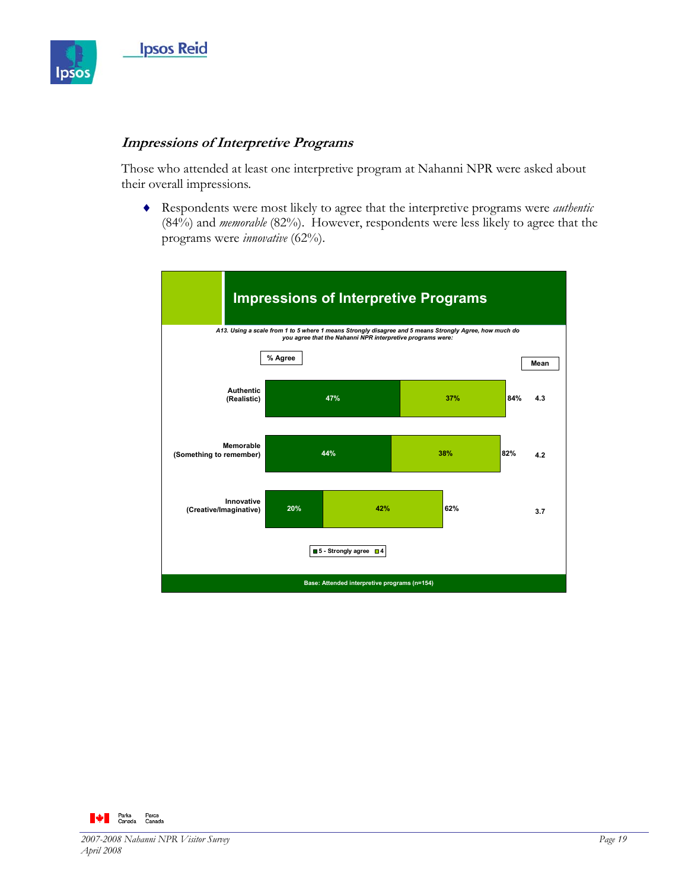### *Impressions of Interpretive Programs*

Those who attended at least one interpretive program at Nahanni NPR were asked about their overall impressions.

- Respondents were most likely to agree that the interpretive programs were *authentic* (84%) and *memorable* (82%). However, respondents were less likely to agree that the programs were *innovative* (62%).

**Impressions of Interpretive Programs**

*A13. Using a scale from 1 to 5 where 1 means Strongly disagree and 5 means Strongly Agree, how much do you agree that the Nahanni NPR interpretive programs were:*

| | 5 - Strongly agree | 4 | % Agree | Mean |
|---|---|---|---|---|
| Authentic (Realistic) | 47% | 37% | 84% | 4.3 |
| Memorable (Something to remember) | 44% | 38% | 82% | 4.2 |
| Innovative (Creative/Imaginative) | 20% | 42% | 62% | 3.7 |

Base: Attended interpretive programs (n=154)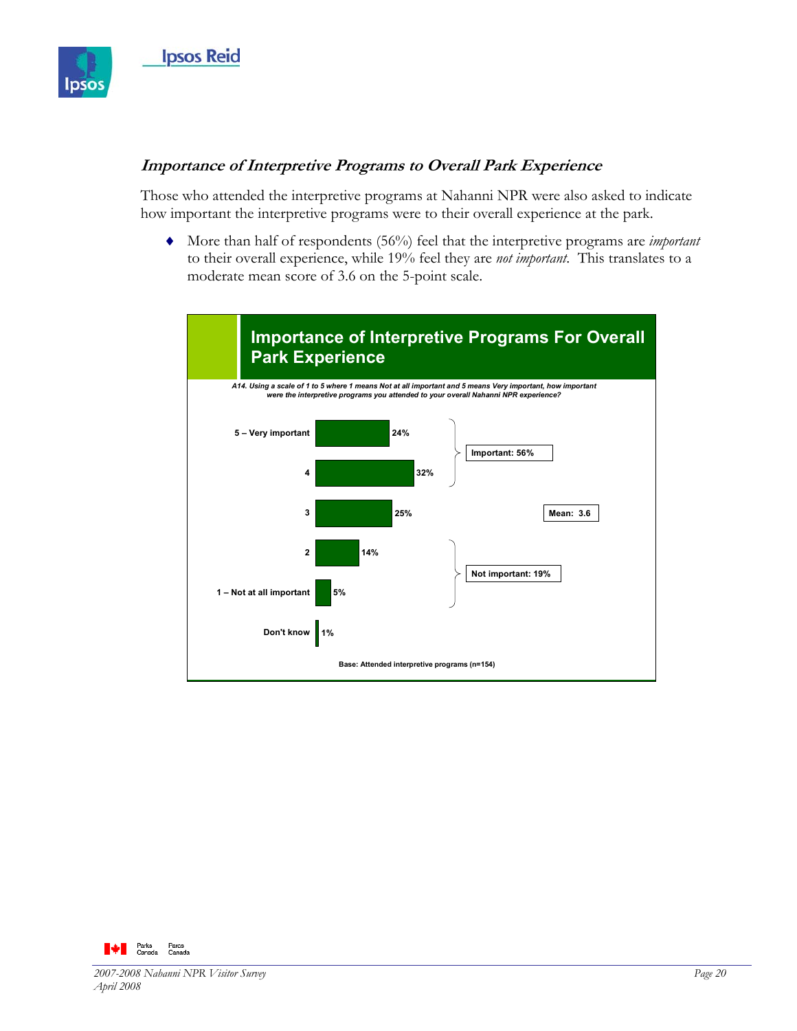### *Importance of Interpretive Programs to Overall Park Experience*

Those who attended the interpretive programs at Nahanni NPR were also asked to indicate how important the interpretive programs were to their overall experience at the park.

- More than half of respondents (56%) feel that the interpretive programs are *important* to their overall experience, while 19% feel they are *not important*. This translates to a moderate mean score of 3.6 on the 5-point scale.

**Importance of Interpretive Programs For Overall Park Experience**

*A14. Using a scale of 1 to 5 where 1 means Not at all important and 5 means Very important, how important were the interpretive programs you attended to your overall Nahanni NPR experience?*

| Response | % | |
|---|---|---|
| 5 – Very important | 24% | Important: 56% |
| 4 | 32% | |
| 3 | 25% | |
| 2 | 14% | Not important: 19% |
| 1 – Not at all important | 5% | |
| Don't know | 1% | |

Mean: 3.6

Base: Attended interpretive programs (n=154)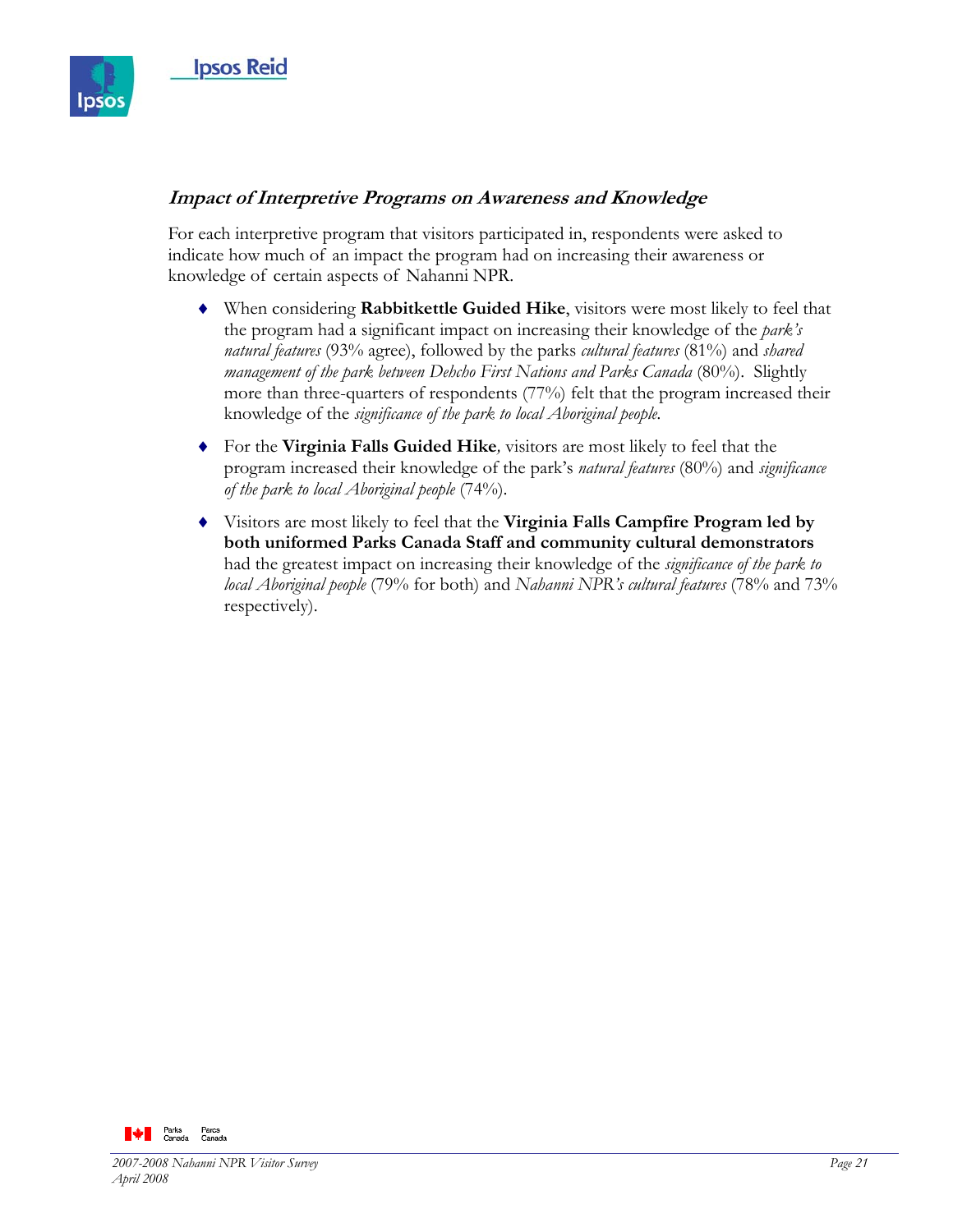### *Impact of Interpretive Programs on Awareness and Knowledge*

For each interpretive program that visitors participated in, respondents were asked to indicate how much of an impact the program had on increasing their awareness or knowledge of certain aspects of Nahanni NPR.

- When considering **Rabbitkettle Guided Hike**, visitors were most likely to feel that the program had a significant impact on increasing their knowledge of the *park's natural features* (93% agree), followed by the parks *cultural features* (81%) and *shared management of the park between Dehcho First Nations and Parks Canada* (80%). Slightly more than three-quarters of respondents (77%) felt that the program increased their knowledge of the *significance of the park to local Aboriginal people.*
- For the **Virginia Falls Guided Hike***,* visitors are most likely to feel that the program increased their knowledge of the park's *natural features* (80%) and *significance of the park to local Aboriginal people* (74%).
- Visitors are most likely to feel that the **Virginia Falls Campfire Program led by both uniformed Parks Canada Staff and community cultural demonstrators** had the greatest impact on increasing their knowledge of the *significance of the park to local Aboriginal people* (79% for both) and *Nahanni NPR's cultural features* (78% and 73% respectively).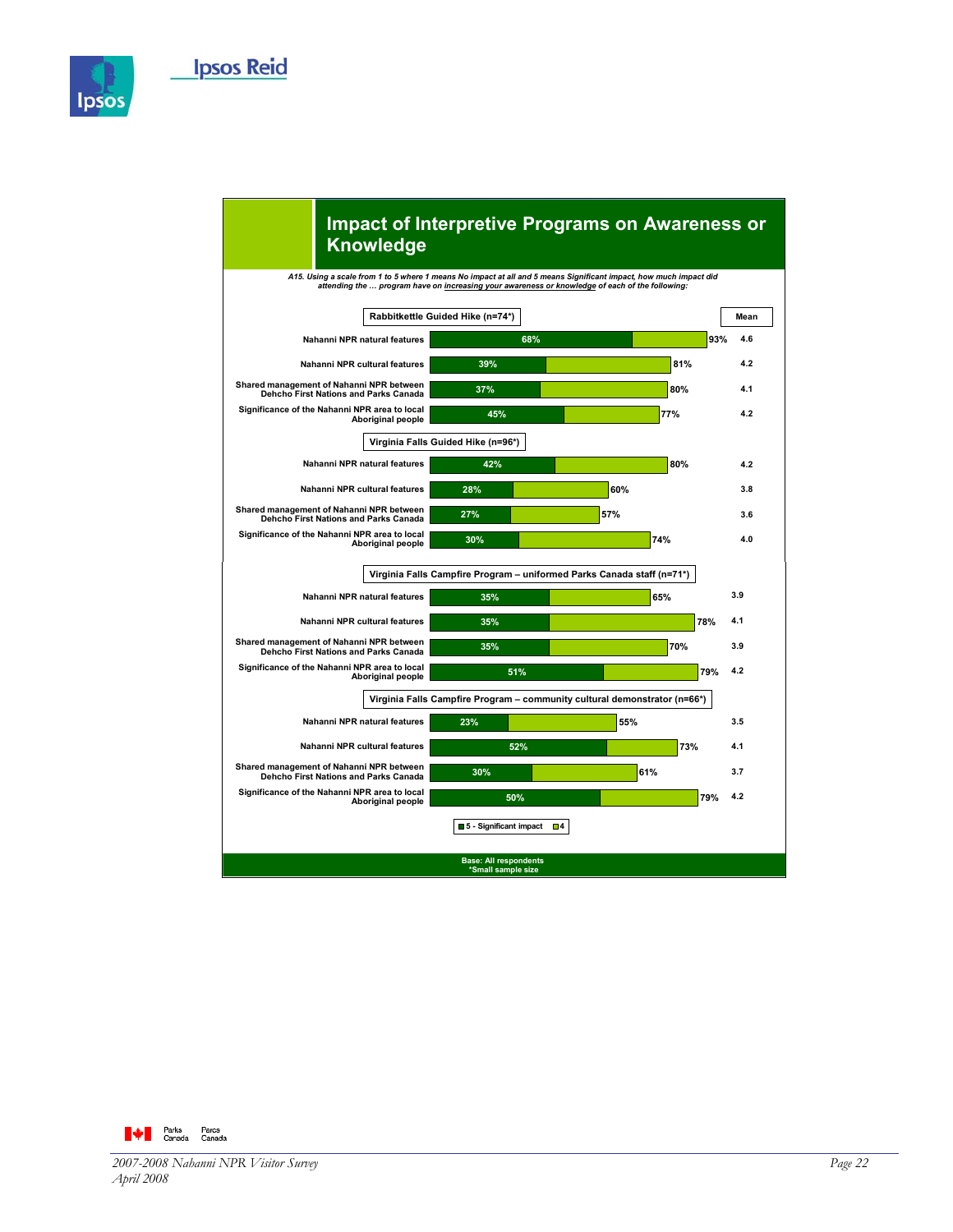## Impact of Interpretive Programs on Awareness or Knowledge

*A15. Using a scale from 1 to 5 where 1 means No impact at all and 5 means Significant impact, how much impact did attending the … program have on increasing your awareness or knowledge of each of the following:*

| | 5 - Significant impact | 4+5 | Mean |
|---|---|---|---|
| **Rabbitkettle Guided Hike (n=74*)** | | | |
| Nahanni NPR natural features | 68% | 93% | 4.6 |
| Nahanni NPR cultural features | 39% | 81% | 4.2 |
| Shared management of Nahanni NPR between Dehcho First Nations and Parks Canada | 37% | 80% | 4.1 |
| Significance of the Nahanni NPR area to local Aboriginal people | 45% | 77% | 4.2 |
| **Virginia Falls Guided Hike (n=96*)** | | | |
| Nahanni NPR natural features | 42% | 80% | 4.2 |
| Nahanni NPR cultural features | 28% | 60% | 3.8 |
| Shared management of Nahanni NPR between Dehcho First Nations and Parks Canada | 27% | 57% | 3.6 |
| Significance of the Nahanni NPR area to local Aboriginal people | 30% | 74% | 4.0 |
| **Virginia Falls Campfire Program – uniformed Parks Canada staff (n=71*)** | | | |
| Nahanni NPR natural features | 35% | 65% | 3.9 |
| Nahanni NPR cultural features | 35% | 78% | 4.1 |
| Shared management of Nahanni NPR between Dehcho First Nations and Parks Canada | 35% | 70% | 3.9 |
| Significance of the Nahanni NPR area to local Aboriginal people | 51% | 79% | 4.2 |
| **Virginia Falls Campfire Program – community cultural demonstrator (n=66*)** | | | |
| Nahanni NPR natural features | 23% | 55% | 3.5 |
| Nahanni NPR cultural features | 52% | 73% | 4.1 |
| Shared management of Nahanni NPR between Dehcho First Nations and Parks Canada | 30% | 61% | 3.7 |
| Significance of the Nahanni NPR area to local Aboriginal people | 50% | 79% | 4.2 |

Legend: 5 - Significant impact; 4

Base: All respondents
*Small sample size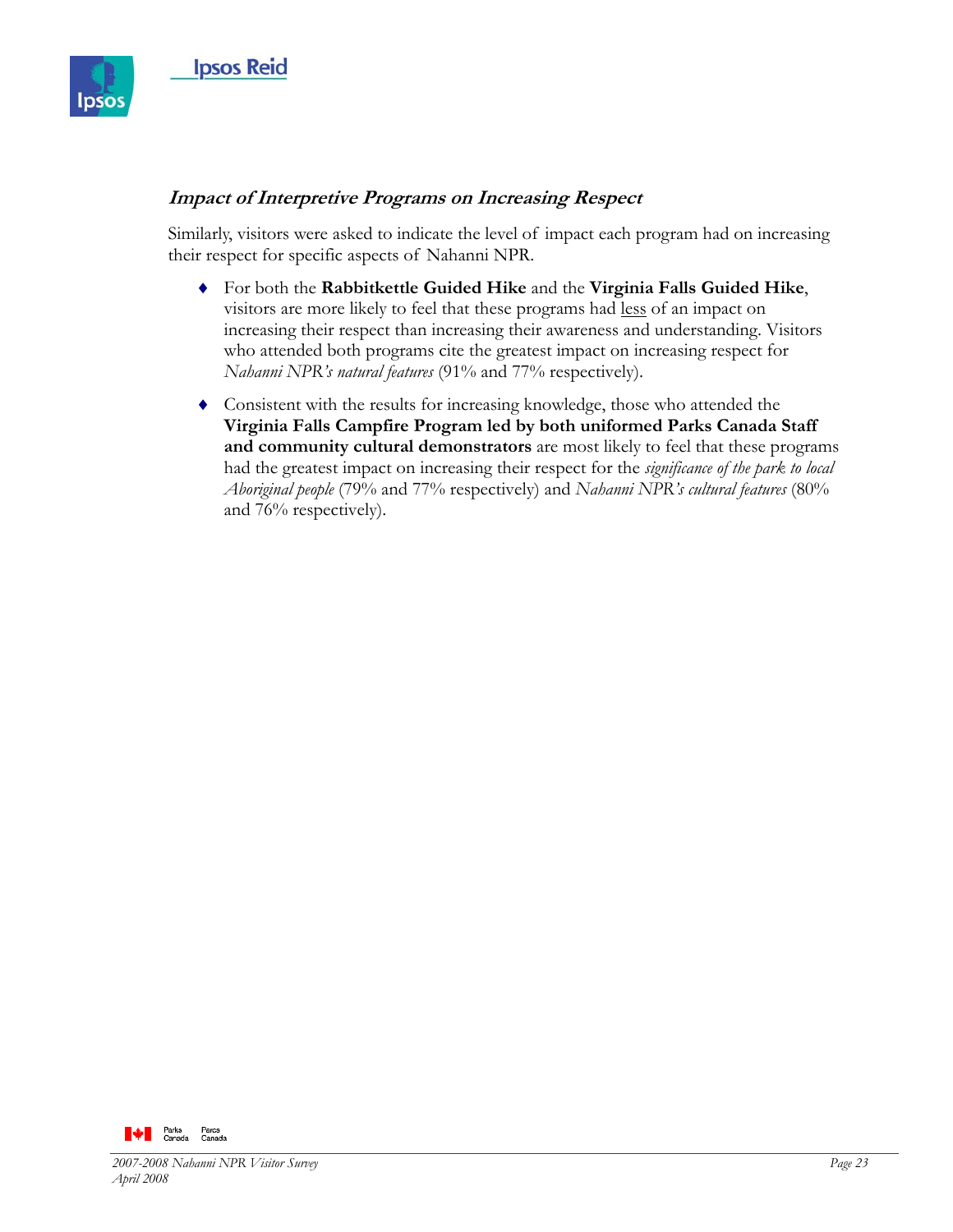### *Impact of Interpretive Programs on Increasing Respect*

Similarly, visitors were asked to indicate the level of impact each program had on increasing their respect for specific aspects of Nahanni NPR.

- For both the **Rabbitkettle Guided Hike** and the **Virginia Falls Guided Hike**, visitors are more likely to feel that these programs had less of an impact on increasing their respect than increasing their awareness and understanding. Visitors who attended both programs cite the greatest impact on increasing respect for *Nahanni NPR's natural features* (91% and 77% respectively).

- Consistent with the results for increasing knowledge, those who attended the **Virginia Falls Campfire Program led by both uniformed Parks Canada Staff and community cultural demonstrators** are most likely to feel that these programs had the greatest impact on increasing their respect for the *significance of the park to local Aboriginal people* (79% and 77% respectively) and *Nahanni NPR's cultural features* (80% and 76% respectively).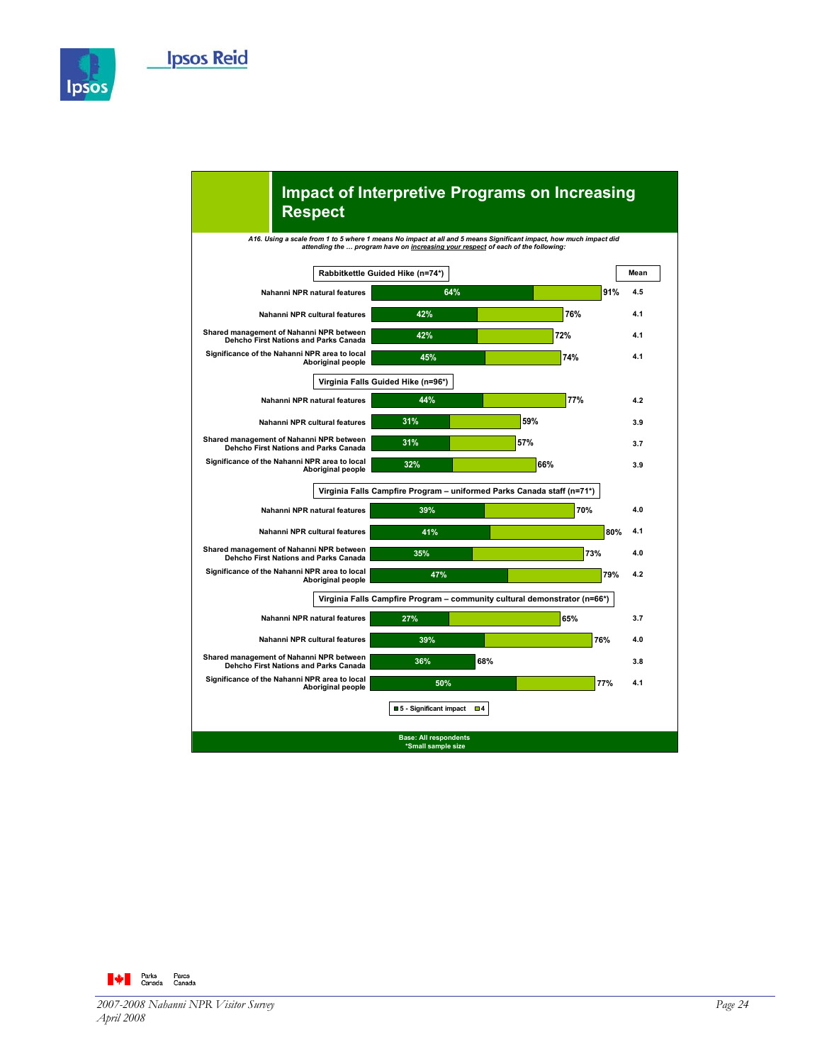## Impact of Interpretive Programs on Increasing Respect

*A16. Using a scale from 1 to 5 where 1 means No impact at all and 5 means Significant impact, how much impact did attending the … program have on increasing your respect of each of the following:*

| | 5 - Significant impact | 4 + 5 | Mean |
|---|---|---|---|
| **Rabbitkettle Guided Hike (n=74*)** | | | |
| Nahanni NPR natural features | 64% | 91% | 4.5 |
| Nahanni NPR cultural features | 42% | 76% | 4.1 |
| Shared management of Nahanni NPR between Dehcho First Nations and Parks Canada | 42% | 72% | 4.1 |
| Significance of the Nahanni NPR area to local Aboriginal people | 45% | 74% | 4.1 |
| **Virginia Falls Guided Hike (n=96*)** | | | |
| Nahanni NPR natural features | 44% | 77% | 4.2 |
| Nahanni NPR cultural features | 31% | 59% | 3.9 |
| Shared management of Nahanni NPR between Dehcho First Nations and Parks Canada | 31% | 57% | 3.7 |
| Significance of the Nahanni NPR area to local Aboriginal people | 32% | 66% | 3.9 |
| **Virginia Falls Campfire Program – uniformed Parks Canada staff (n=71*)** | | | |
| Nahanni NPR natural features | 39% | 70% | 4.0 |
| Nahanni NPR cultural features | 41% | 80% | 4.1 |
| Shared management of Nahanni NPR between Dehcho First Nations and Parks Canada | 35% | 73% | 4.0 |
| Significance of the Nahanni NPR area to local Aboriginal people | 47% | 79% | 4.2 |
| **Virginia Falls Campfire Program – community cultural demonstrator (n=66*)** | | | |
| Nahanni NPR natural features | 27% | 65% | 3.7 |
| Nahanni NPR cultural features | 39% | 76% | 4.0 |
| Shared management of Nahanni NPR between Dehcho First Nations and Parks Canada | 36% | 68% | 3.8 |
| Significance of the Nahanni NPR area to local Aboriginal people | 50% | 77% | 4.1 |

Legend: 5 - Significant impact; 4

Base: All respondents
*Small sample size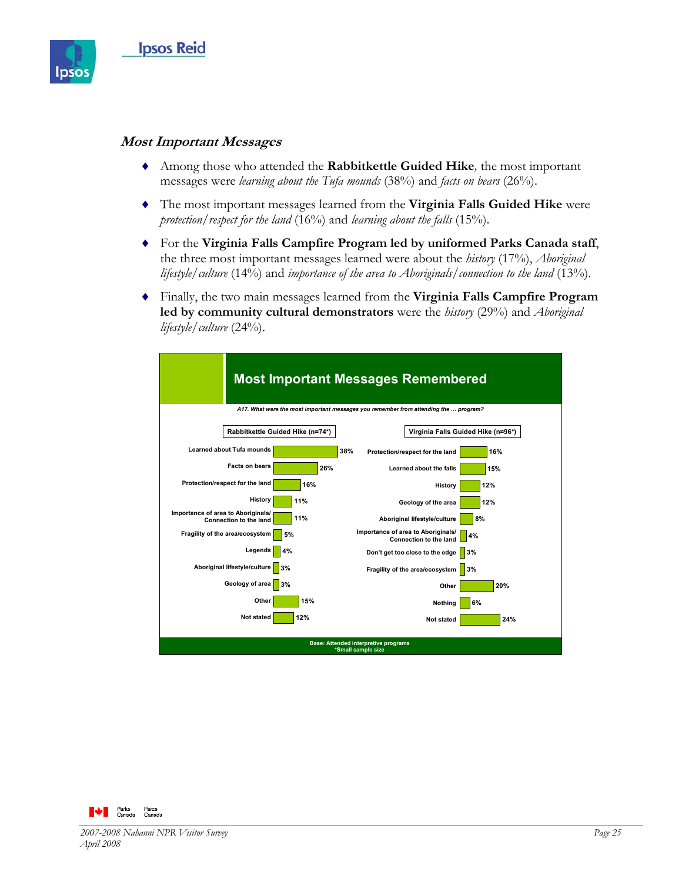### *Most Important Messages*

- Among those who attended the **Rabbitkettle Guided Hike**, the most important messages were *learning about the Tufa mounds* (38%) and *facts on bears* (26%).
- The most important messages learned from the **Virginia Falls Guided Hike** were *protection/respect for the land* (16%) and *learning about the falls* (15%).
- For the **Virginia Falls Campfire Program led by uniformed Parks Canada staff**, the three most important messages learned were about the *history* (17%), *Aboriginal lifestyle/culture* (14%) and *importance of the area to Aboriginals/connection to the land* (13%).
- Finally, the two main messages learned from the **Virginia Falls Campfire Program led by community cultural demonstrators** were the *history* (29%) and *Aboriginal lifestyle/culture* (24%).

**Most Important Messages Remembered**

*A17. What were the most important messages you remember from attending the … program?*

| Rabbitkettle Guided Hike (n=74*) | |
|---|---|
| Learned about Tufa mounds | 38% |
| Facts on bears | 26% |
| Protection/respect for the land | 16% |
| History | 11% |
| Importance of area to Aboriginals/ Connection to the land | 11% |
| Fragility of the area/ecosystem | 5% |
| Legends | 4% |
| Aboriginal lifestyle/culture | 3% |
| Geology of area | 3% |
| Other | 15% |
| Not stated | 12% |

| Virginia Falls Guided Hike (n=96*) | |
|---|---|
| Protection/respect for the land | 16% |
| Learned about the falls | 15% |
| History | 12% |
| Geology of the area | 12% |
| Aboriginal lifestyle/culture | 8% |
| Importance of area to Aboriginals/ Connection to the land | 4% |
| Don't get too close to the edge | 3% |
| Fragility of the area/ecosystem | 3% |
| Other | 20% |
| Nothing | 6% |
| Not stated | 24% |

Base: Attended interpretive programs
*Small sample size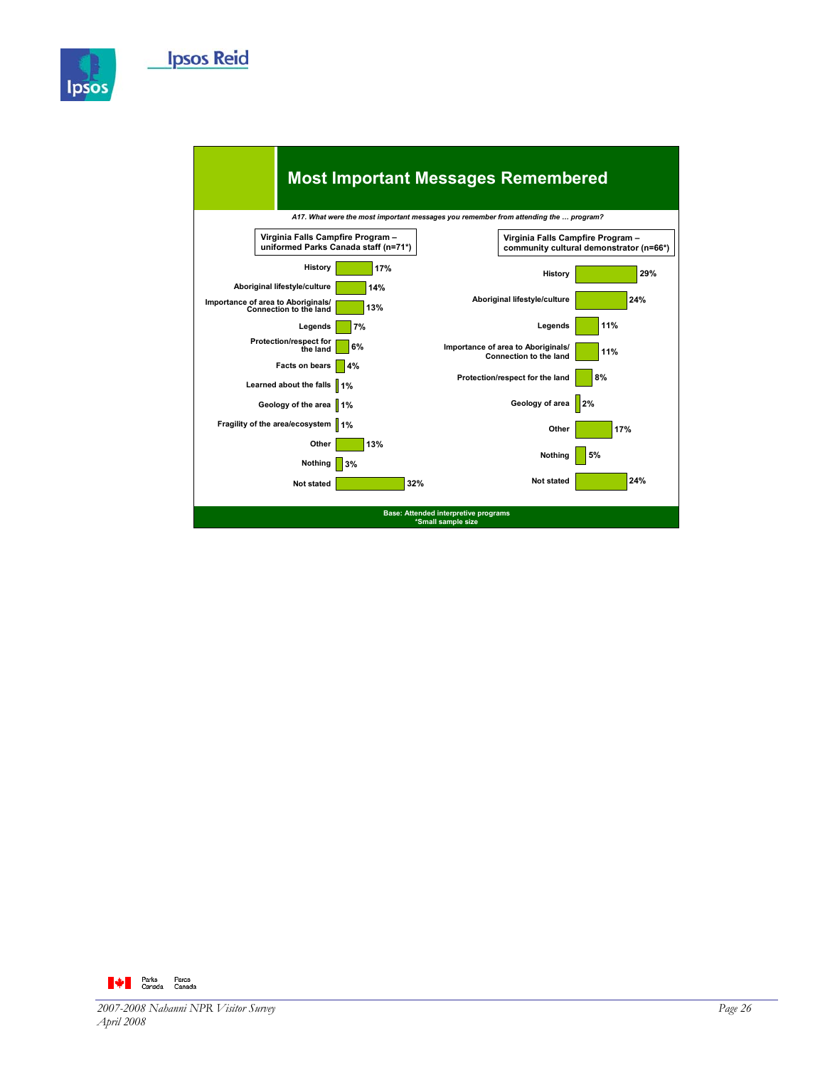## Most Important Messages Remembered

*A17. What were the most important messages you remember from attending the … program?*

**Virginia Falls Campfire Program – uniformed Parks Canada staff (n=71*)**

| Message | % |
|---|---|
| History | 17% |
| Aboriginal lifestyle/culture | 14% |
| Importance of area to Aboriginals/ Connection to the land | 13% |
| Legends | 7% |
| Protection/respect for the land | 6% |
| Facts on bears | 4% |
| Learned about the falls | 1% |
| Geology of the area | 1% |
| Fragility of the area/ecosystem | 1% |
| Other | 13% |
| Nothing | 3% |
| Not stated | 32% |

**Virginia Falls Campfire Program – community cultural demonstrator (n=66*)**

| Message | % |
|---|---|
| History | 29% |
| Aboriginal lifestyle/culture | 24% |
| Legends | 11% |
| Importance of area to Aboriginals/ Connection to the land | 11% |
| Protection/respect for the land | 8% |
| Geology of area | 2% |
| Other | 17% |
| Nothing | 5% |
| Not stated | 24% |

Base: Attended interpretive programs
*Small sample size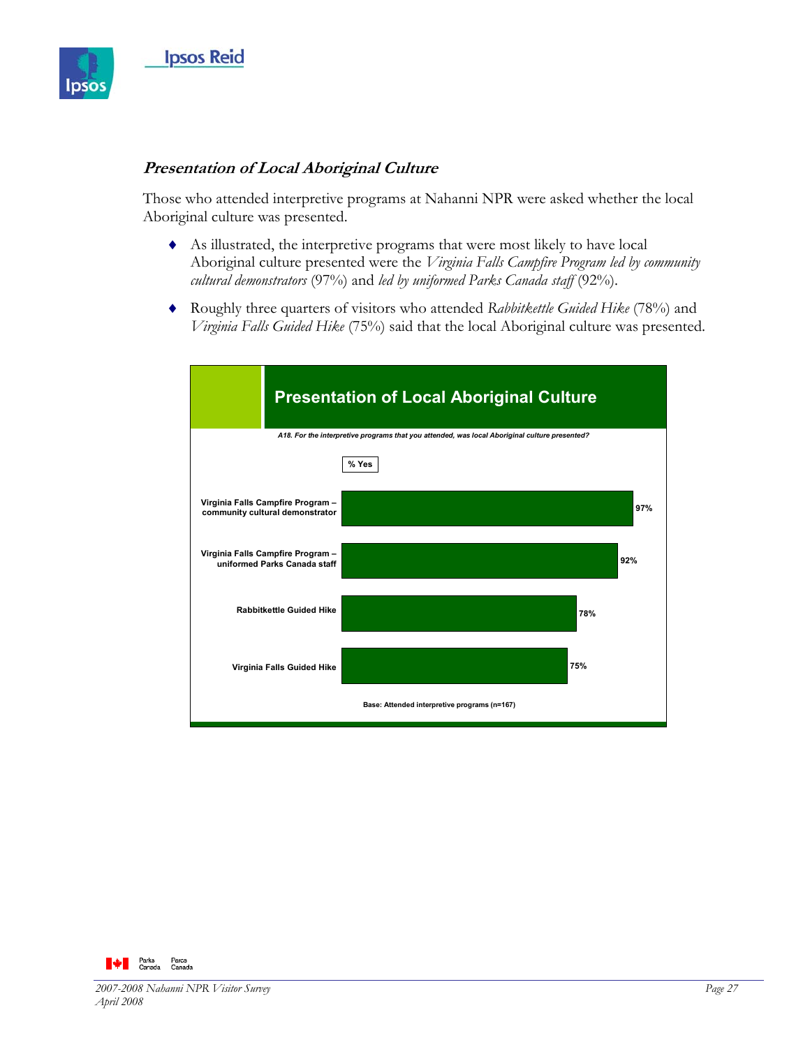### *Presentation of Local Aboriginal Culture*

Those who attended interpretive programs at Nahanni NPR were asked whether the local Aboriginal culture was presented.

- As illustrated, the interpretive programs that were most likely to have local Aboriginal culture presented were the *Virginia Falls Campfire Program led by community cultural demonstrators* (97%) and *led by uniformed Parks Canada staff* (92%).
- Roughly three quarters of visitors who attended *Rabbitkettle Guided Hike* (78%) and *Virginia Falls Guided Hike* (75%) said that the local Aboriginal culture was presented.

**Presentation of Local Aboriginal Culture**

*A18. For the interpretive programs that you attended, was local Aboriginal culture presented?*

| | % Yes |
|---|---|
| Virginia Falls Campfire Program – community cultural demonstrator | 97% |
| Virginia Falls Campfire Program – uniformed Parks Canada staff | 92% |
| Rabbitkettle Guided Hike | 78% |
| Virginia Falls Guided Hike | 75% |

Base: Attended interpretive programs (n=167)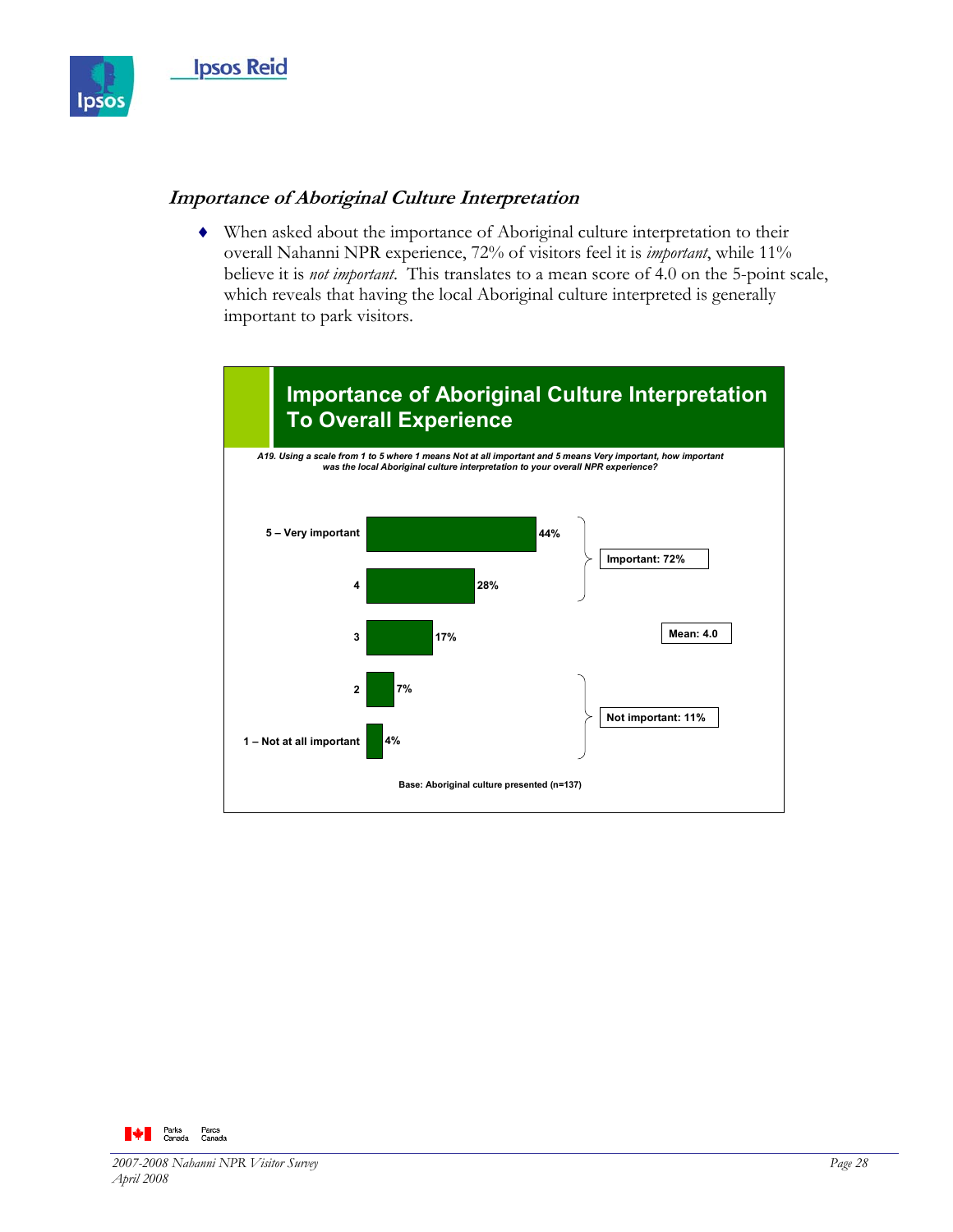### *Importance of Aboriginal Culture Interpretation*

- When asked about the importance of Aboriginal culture interpretation to their overall Nahanni NPR experience, 72% of visitors feel it is *important*, while 11% believe it is *not important*. This translates to a mean score of 4.0 on the 5-point scale, which reveals that having the local Aboriginal culture interpreted is generally important to park visitors.

**Importance of Aboriginal Culture Interpretation To Overall Experience**

*A19. Using a scale from 1 to 5 where 1 means Not at all important and 5 means Very important, how important was the local Aboriginal culture interpretation to your overall NPR experience?*

| Response | % |
| --- | --- |
| 5 – Very important | 44% |
| 4 | 28% |
| 3 | 17% |
| 2 | 7% |
| 1 – Not at all important | 4% |

Important: 72%

Not important: 11%

Mean: 4.0

Base: Aboriginal culture presented (n=137)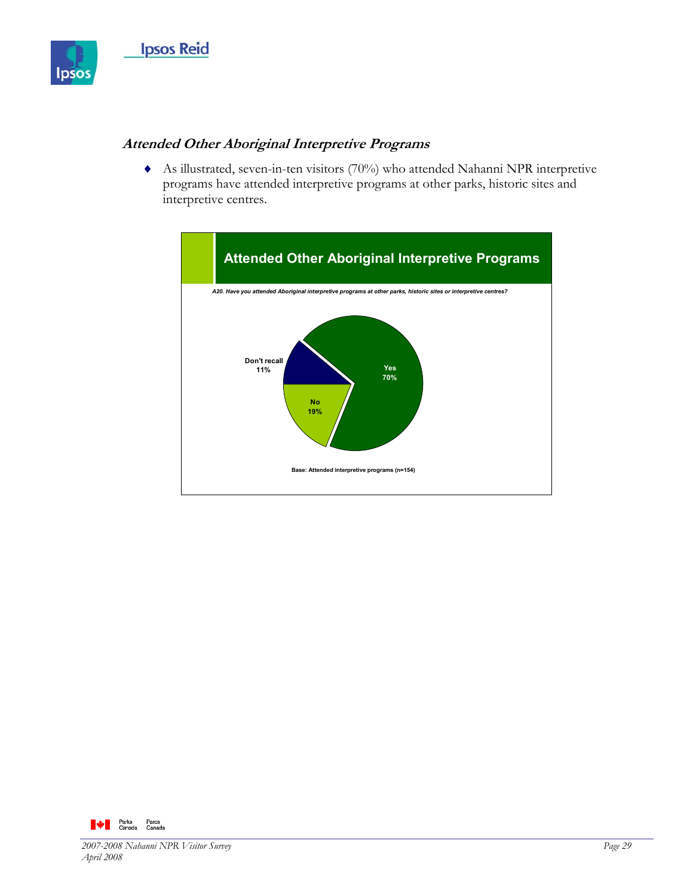### *Attended Other Aboriginal Interpretive Programs*

- As illustrated, seven-in-ten visitors (70%) who attended Nahanni NPR interpretive programs have attended interpretive programs at other parks, historic sites and interpretive centres.

**Attended Other Aboriginal Interpretive Programs**

*A20. Have you attended Aboriginal interpretive programs at other parks, historic sites or interpretive centres?*

| Response | % |
| --- | --- |
| Yes | 70% |
| No | 19% |
| Don't recall | 11% |

Base: Attended interpretive programs (n=154)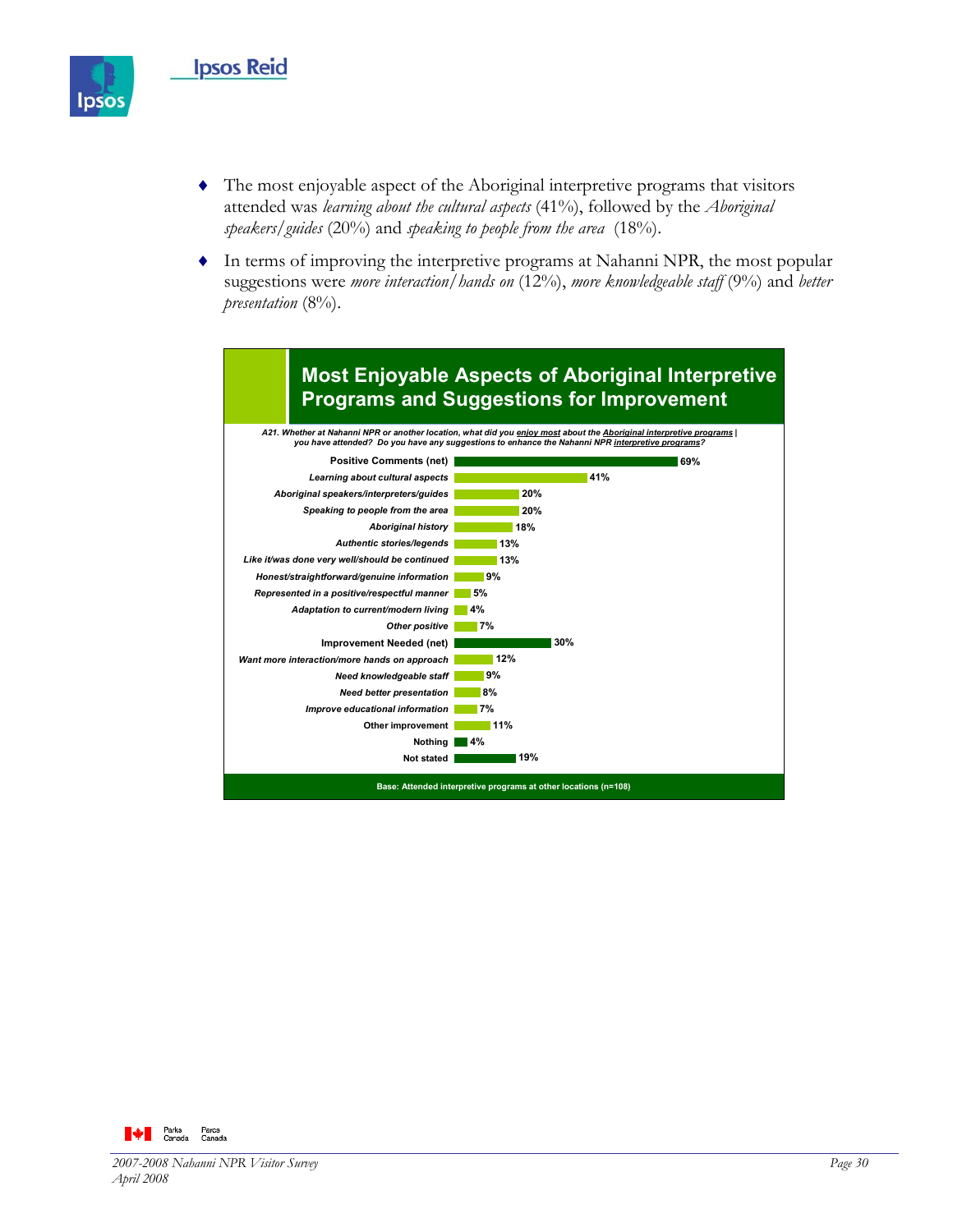- The most enjoyable aspect of the Aboriginal interpretive programs that visitors attended was *learning about the cultural aspects* (41%), followed by the *Aboriginal speakers/guides* (20%) and *speaking to people from the area* (18%).
- In terms of improving the interpretive programs at Nahanni NPR, the most popular suggestions were *more interaction/hands on* (12%), *more knowledgeable staff* (9%) and *better presentation* (8%).

## Most Enjoyable Aspects of Aboriginal Interpretive Programs and Suggestions for Improvement

*A21. Whether at Nahanni NPR or another location, what did you enjoy most about the Aboriginal interpretive programs you have attended? Do you have any suggestions to enhance the Nahanni NPR interpretive programs?*

| Response | % |
|---|---|
| **Positive Comments (net)** | **69%** |
| *Learning about cultural aspects* | 41% |
| *Aboriginal speakers/interpreters/guides* | 20% |
| *Speaking to people from the area* | 20% |
| *Aboriginal history* | 18% |
| *Authentic stories/legends* | 13% |
| *Like it/was done very well/should be continued* | 13% |
| *Honest/straightforward/genuine information* | 9% |
| *Represented in a positive/respectful manner* | 5% |
| *Adaptation to current/modern living* | 4% |
| *Other positive* | 7% |
| **Improvement Needed (net)** | **30%** |
| *Want more interaction/more hands on approach* | 12% |
| *Need knowledgeable staff* | 9% |
| *Need better presentation* | 8% |
| *Improve educational information* | 7% |
| Other improvement | 11% |
| Nothing | 4% |
| Not stated | 19% |

Base: Attended interpretive programs at other locations (n=108)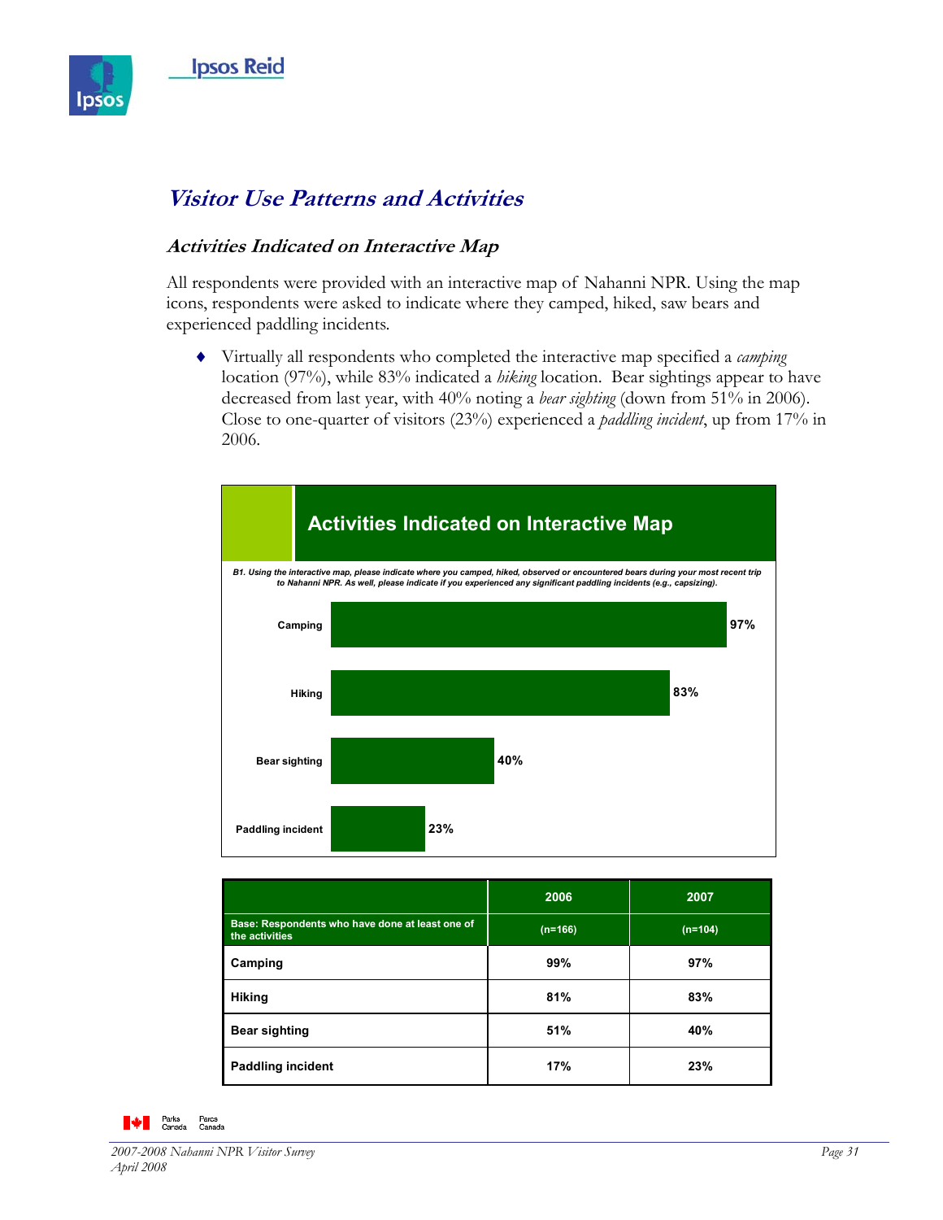## *Visitor Use Patterns and Activities*

### *Activities Indicated on Interactive Map*

All respondents were provided with an interactive map of Nahanni NPR. Using the map icons, respondents were asked to indicate where they camped, hiked, saw bears and experienced paddling incidents.

- Virtually all respondents who completed the interactive map specified a *camping* location (97%), while 83% indicated a *hiking* location. Bear sightings appear to have decreased from last year, with 40% noting a *bear sighting* (down from 51% in 2006). Close to one-quarter of visitors (23%) experienced a *paddling incident*, up from 17% in 2006.

**Activities Indicated on Interactive Map**

*B1. Using the interactive map, please indicate where you camped, hiked, observed or encountered bears during your most recent trip to Nahanni NPR. As well, please indicate if you experienced any significant paddling incidents (e.g., capsizing).*

| Activity | % |
|---|---|
| Camping | 97% |
| Hiking | 83% |
| Bear sighting | 40% |
| Paddling incident | 23% |

| | 2006 | 2007 |
|---|---|---|
| Base: Respondents who have done at least one of the activities | (n=166) | (n=104) |
| Camping | 99% | 97% |
| Hiking | 81% | 83% |
| Bear sighting | 51% | 40% |
| Paddling incident | 17% | 23% |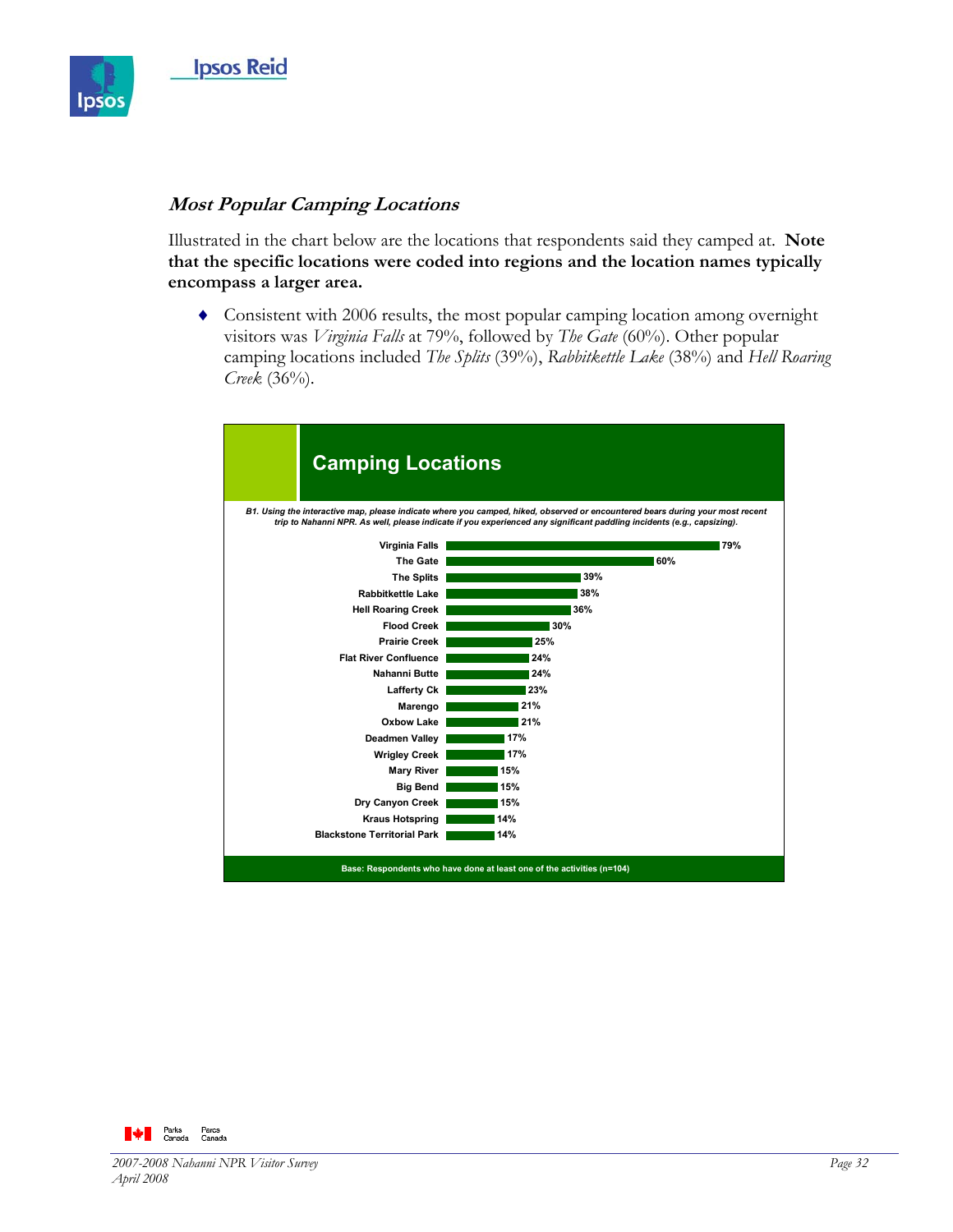### *Most Popular Camping Locations*

Illustrated in the chart below are the locations that respondents said they camped at. **Note that the specific locations were coded into regions and the location names typically encompass a larger area.**

- Consistent with 2006 results, the most popular camping location among overnight visitors was *Virginia Falls* at 79%, followed by *The Gate* (60%). Other popular camping locations included *The Splits* (39%), *Rabbitkettle Lake* (38%) and *Hell Roaring Creek* (36%).

**Camping Locations**

*B1. Using the interactive map, please indicate where you camped, hiked, observed or encountered bears during your most recent trip to Nahanni NPR. As well, please indicate if you experienced any significant paddling incidents (e.g., capsizing).*

| Location | % |
|---|---|
| Virginia Falls | 79% |
| The Gate | 60% |
| The Splits | 39% |
| Rabbitkettle Lake | 38% |
| Hell Roaring Creek | 36% |
| Flood Creek | 30% |
| Prairie Creek | 25% |
| Flat River Confluence | 24% |
| Nahanni Butte | 24% |
| Lafferty Ck | 23% |
| Marengo | 21% |
| Oxbow Lake | 21% |
| Deadmen Valley | 17% |
| Wrigley Creek | 17% |
| Mary River | 15% |
| Big Bend | 15% |
| Dry Canyon Creek | 15% |
| Kraus Hotspring | 14% |
| Blackstone Territorial Park | 14% |

Base: Respondents who have done at least one of the activities (n=104)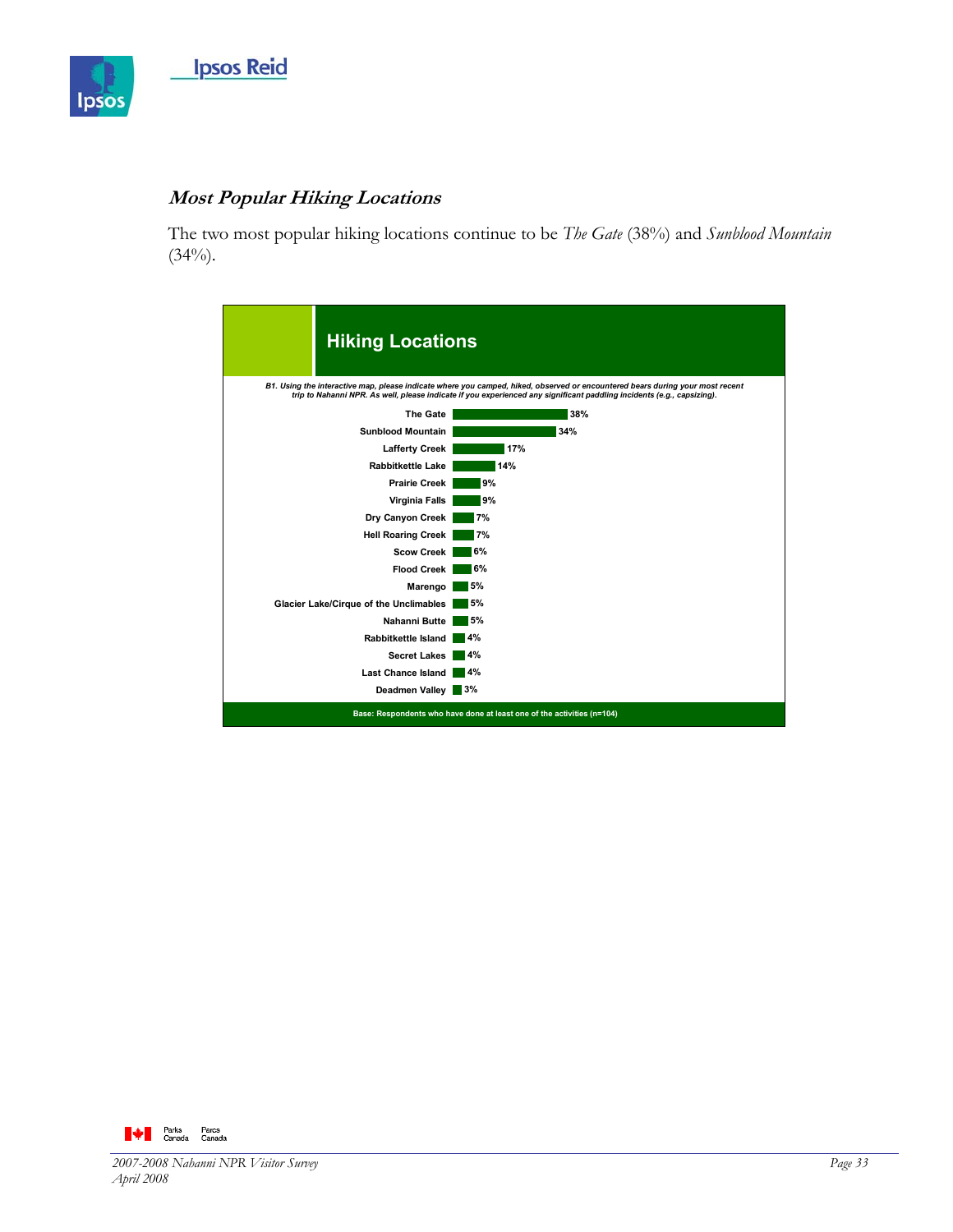### *Most Popular Hiking Locations*

The two most popular hiking locations continue to be *The Gate* (38%) and *Sunblood Mountain* (34%).

**Hiking Locations**

*B1. Using the interactive map, please indicate where you camped, hiked, observed or encountered bears during your most recent trip to Nahanni NPR. As well, please indicate if you experienced any significant paddling incidents (e.g., capsizing).*

| Location | % |
|---|---|
| The Gate | 38% |
| Sunblood Mountain | 34% |
| Lafferty Creek | 17% |
| Rabbitkettle Lake | 14% |
| Prairie Creek | 9% |
| Virginia Falls | 9% |
| Dry Canyon Creek | 7% |
| Hell Roaring Creek | 7% |
| Scow Creek | 6% |
| Flood Creek | 6% |
| Marengo | 5% |
| Glacier Lake/Cirque of the Unclimables | 5% |
| Nahanni Butte | 5% |
| Rabbitkettle Island | 4% |
| Secret Lakes | 4% |
| Last Chance Island | 4% |
| Deadmen Valley | 3% |

Base: Respondents who have done at least one of the activities (n=104)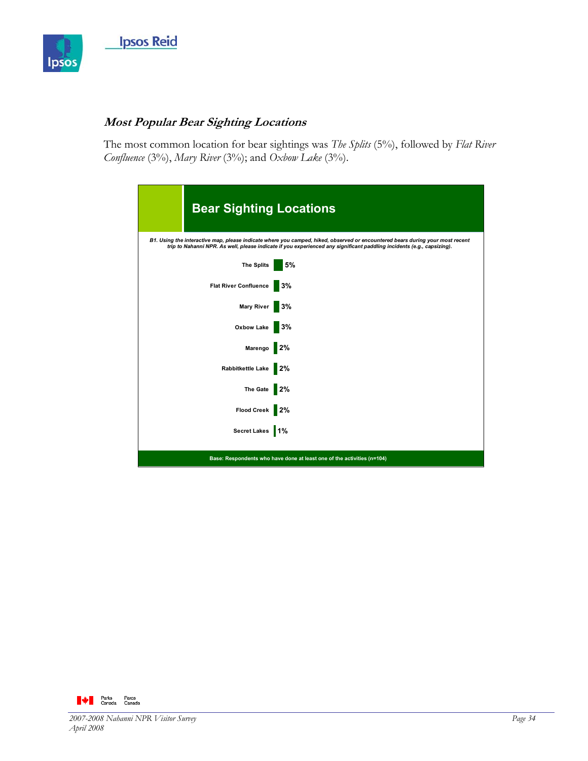### *Most Popular Bear Sighting Locations*

The most common location for bear sightings was *The Splits* (5%), followed by *Flat River Confluence* (3%), *Mary River* (3%); and *Oxbow Lake* (3%).

**Bear Sighting Locations**

*B1. Using the interactive map, please indicate where you camped, hiked, observed or encountered bears during your most recent trip to Nahanni NPR. As well, please indicate if you experienced any significant paddling incidents (e.g., capsizing).*

| Location | % |
|---|---|
| The Splits | 5% |
| Flat River Confluence | 3% |
| Mary River | 3% |
| Oxbow Lake | 3% |
| Marengo | 2% |
| Rabbitkettle Lake | 2% |
| The Gate | 2% |
| Flood Creek | 2% |
| Secret Lakes | 1% |

Base: Respondents who have done at least one of the activities (n=104)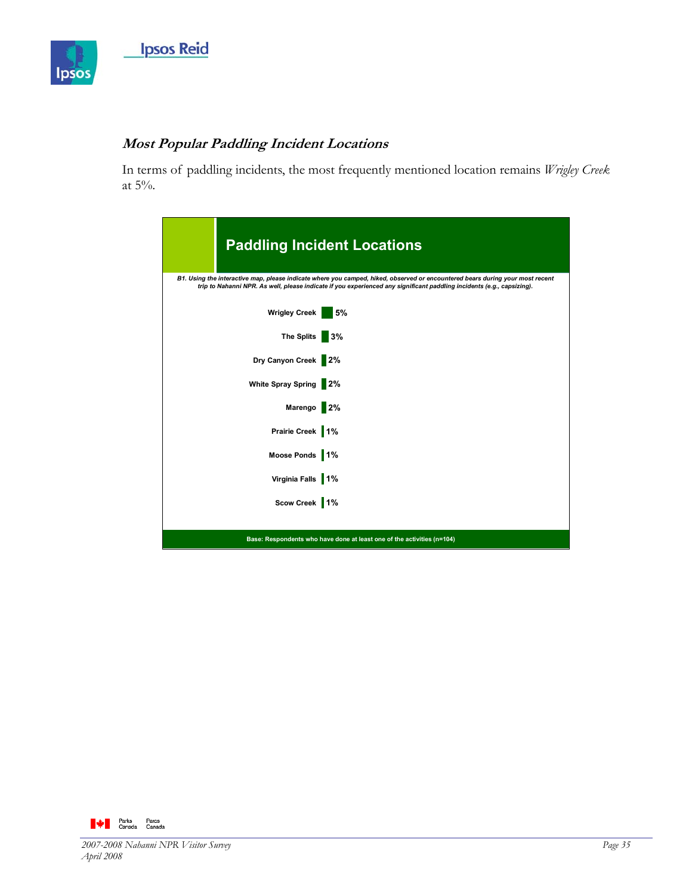### *Most Popular Paddling Incident Locations*

In terms of paddling incidents, the most frequently mentioned location remains *Wrigley Creek* at 5%.

**Paddling Incident Locations**

*B1. Using the interactive map, please indicate where you camped, hiked, observed or encountered bears during your most recent trip to Nahanni NPR. As well, please indicate if you experienced any significant paddling incidents (e.g., capsizing).*

| Location | % |
|---|---|
| Wrigley Creek | 5% |
| The Splits | 3% |
| Dry Canyon Creek | 2% |
| White Spray Spring | 2% |
| Marengo | 2% |
| Prairie Creek | 1% |
| Moose Ponds | 1% |
| Virginia Falls | 1% |
| Scow Creek | 1% |

Base: Respondents who have done at least one of the activities (n=104)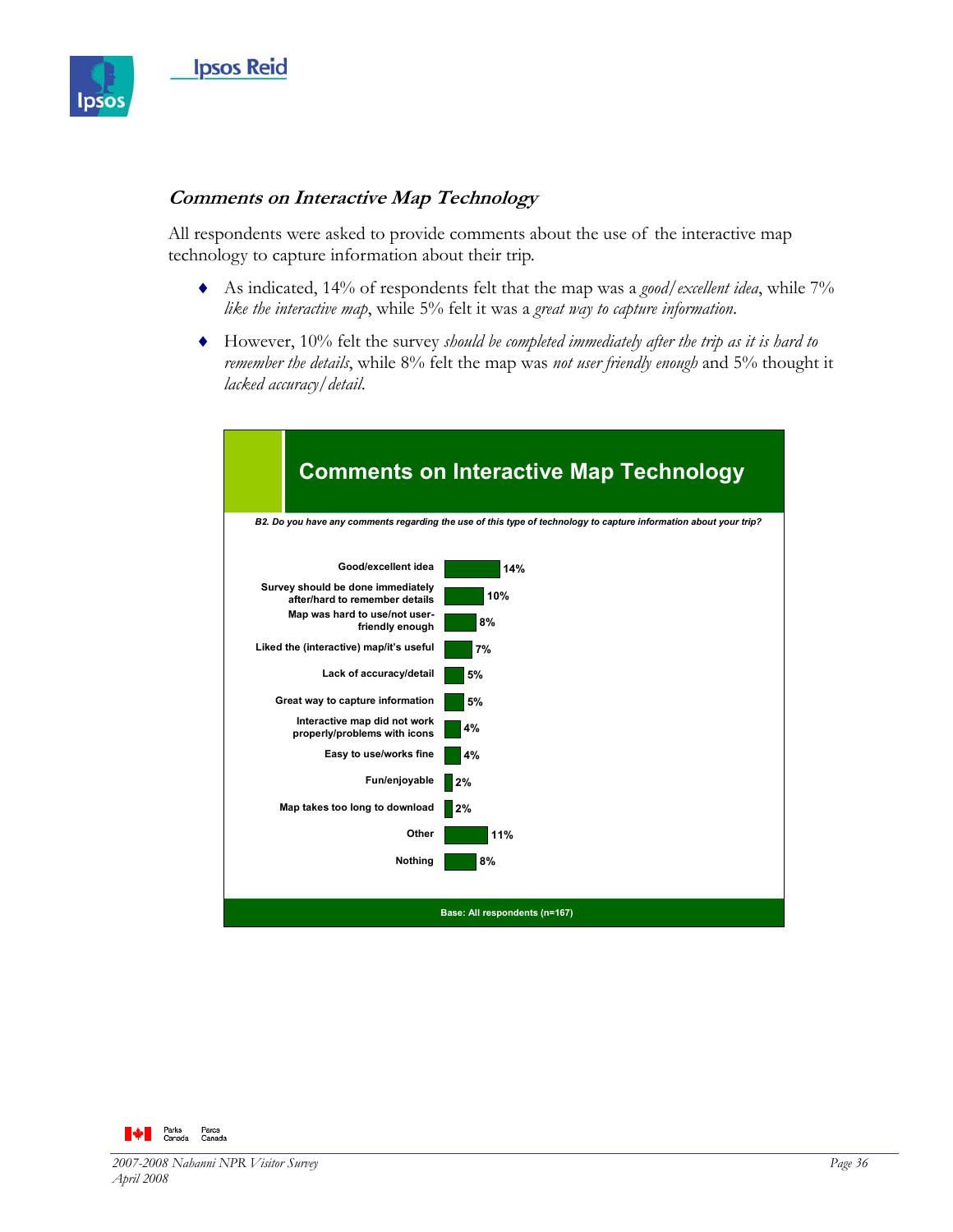### *Comments on Interactive Map Technology*

All respondents were asked to provide comments about the use of the interactive map technology to capture information about their trip.

- As indicated, 14% of respondents felt that the map was a *good/excellent idea*, while 7% *like the interactive map*, while 5% felt it was a *great way to capture information*.
- However, 10% felt the survey *should be completed immediately after the trip as it is hard to remember the details*, while 8% felt the map was *not user friendly enough* and 5% thought it *lacked accuracy/detail*.

**Comments on Interactive Map Technology**

*B2. Do you have any comments regarding the use of this type of technology to capture information about your trip?*

| Comment | % |
|---|---|
| Good/excellent idea | 14% |
| Survey should be done immediately after/hard to remember details | 10% |
| Map was hard to use/not user-friendly enough | 8% |
| Liked the (interactive) map/it's useful | 7% |
| Lack of accuracy/detail | 5% |
| Great way to capture information | 5% |
| Interactive map did not work properly/problems with icons | 4% |
| Easy to use/works fine | 4% |
| Fun/enjoyable | 2% |
| Map takes too long to download | 2% |
| Other | 11% |
| Nothing | 8% |

Base: All respondents (n=167)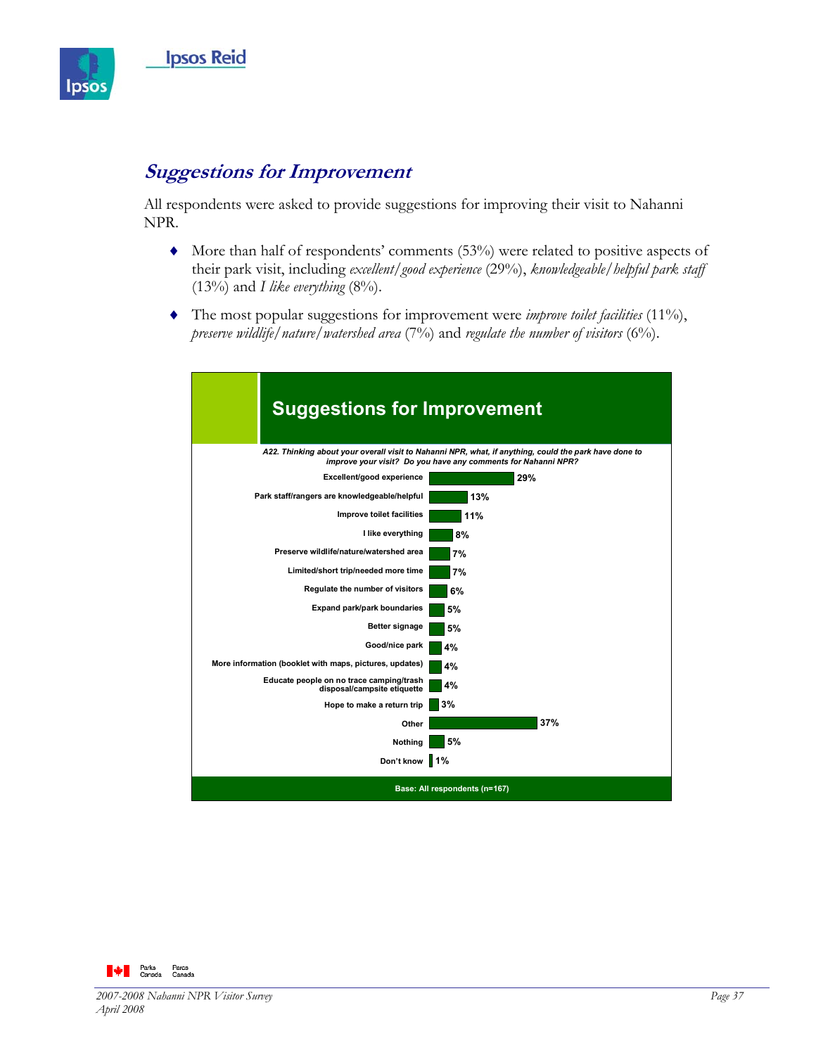## *Suggestions for Improvement*

All respondents were asked to provide suggestions for improving their visit to Nahanni NPR.

- More than half of respondents' comments (53%) were related to positive aspects of their park visit, including *excellent/good experience* (29%), *knowledgeable/helpful park staff* (13%) and *I like everything* (8%).
- The most popular suggestions for improvement were *improve toilet facilities* (11%), *preserve wildlife/nature/watershed area* (7%) and *regulate the number of visitors* (6%).

**Suggestions for Improvement**

*A22. Thinking about your overall visit to Nahanni NPR, what, if anything, could the park have done to improve your visit? Do you have any comments for Nahanni NPR?*

| Response | % |
|---|---|
| Excellent/good experience | 29% |
| Park staff/rangers are knowledgeable/helpful | 13% |
| Improve toilet facilities | 11% |
| I like everything | 8% |
| Preserve wildlife/nature/watershed area | 7% |
| Limited/short trip/needed more time | 7% |
| Regulate the number of visitors | 6% |
| Expand park/park boundaries | 5% |
| Better signage | 5% |
| Good/nice park | 4% |
| More information (booklet with maps, pictures, updates) | 4% |
| Educate people on no trace camping/trash disposal/campsite etiquette | 4% |
| Hope to make a return trip | 3% |
| Other | 37% |
| Nothing | 5% |
| Don't know | 1% |

Base: All respondents (n=167)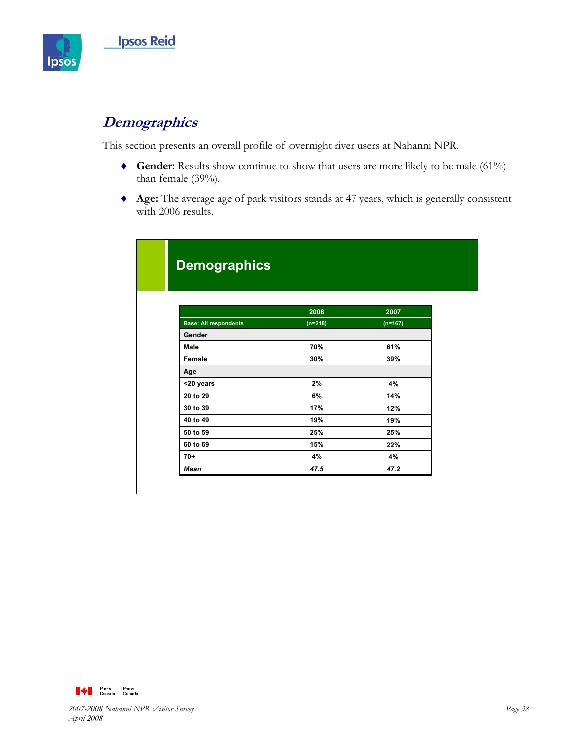## Demographics

This section presents an overall profile of overnight river users at Nahanni NPR.

- **Gender:** Results show continue to show that users are more likely to be male (61%) than female (39%).
- **Age:** The average age of park visitors stands at 47 years, which is generally consistent with 2006 results.

### Demographics

| Base: All respondents | 2006 (n=218) | 2007 (n=167) |
|---|---|---|
| **Gender** | | |
| Male | 70% | 61% |
| Female | 30% | 39% |
| **Age** | | |
| <20 years | 2% | 4% |
| 20 to 29 | 6% | 14% |
| 30 to 39 | 17% | 12% |
| 40 to 49 | 19% | 19% |
| 50 to 59 | 25% | 25% |
| 60 to 69 | 15% | 22% |
| 70+ | 4% | 4% |
| *Mean* | *47.5* | *47.2* |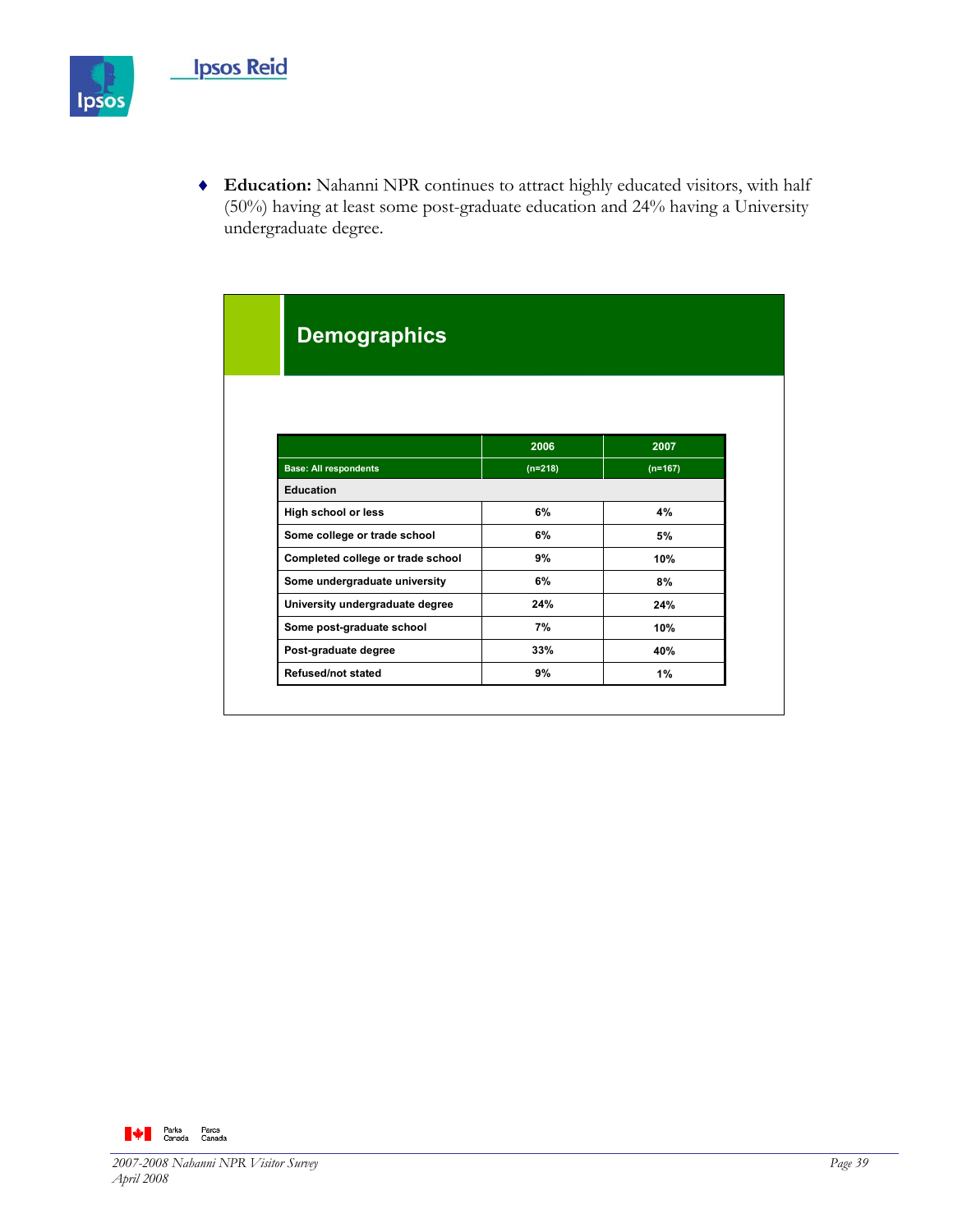- **Education:** Nahanni NPR continues to attract highly educated visitors, with half (50%) having at least some post-graduate education and 24% having a University undergraduate degree.

## Demographics

| | 2006 | 2007 |
|---|---|---|
| **Base: All respondents** | (n=218) | (n=167) |
| **Education** | | |
| High school or less | 6% | 4% |
| Some college or trade school | 6% | 5% |
| Completed college or trade school | 9% | 10% |
| Some undergraduate university | 6% | 8% |
| University undergraduate degree | 24% | 24% |
| Some post-graduate school | 7% | 10% |
| Post-graduate degree | 33% | 40% |
| Refused/not stated | 9% | 1% |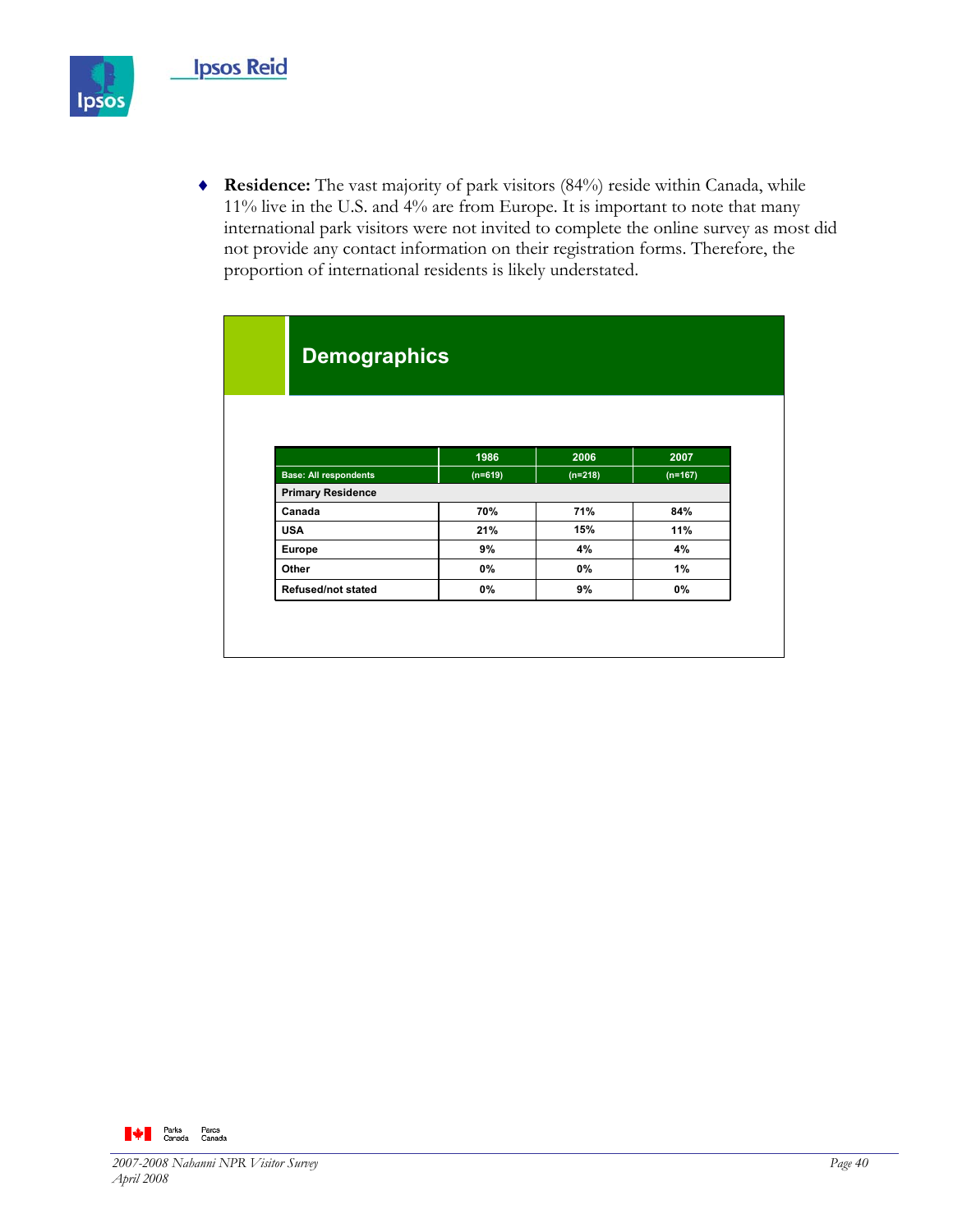- **Residence:** The vast majority of park visitors (84%) reside within Canada, while 11% live in the U.S. and 4% are from Europe. It is important to note that many international park visitors were not invited to complete the online survey as most did not provide any contact information on their registration forms. Therefore, the proportion of international residents is likely understated.

## Demographics

| Base: All respondents | 1986 (n=619) | 2006 (n=218) | 2007 (n=167) |
|---|---|---|---|
| **Primary Residence** | | | |
| Canada | 70% | 71% | 84% |
| USA | 21% | 15% | 11% |
| Europe | 9% | 4% | 4% |
| Other | 0% | 0% | 1% |
| Refused/not stated | 0% | 9% | 0% |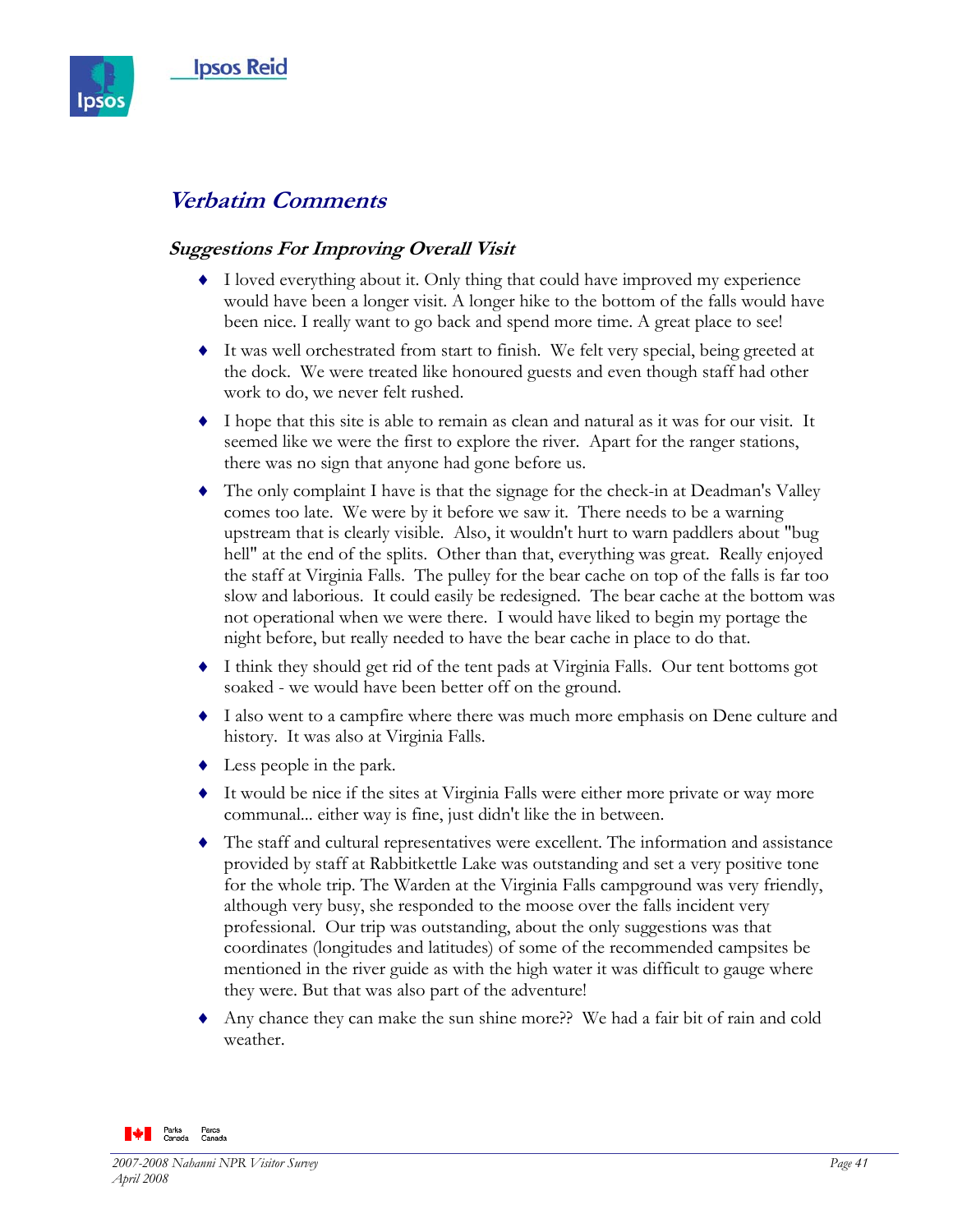## Verbatim Comments

### Suggestions For Improving Overall Visit

- I loved everything about it. Only thing that could have improved my experience would have been a longer visit. A longer hike to the bottom of the falls would have been nice. I really want to go back and spend more time. A great place to see!
- It was well orchestrated from start to finish. We felt very special, being greeted at the dock. We were treated like honoured guests and even though staff had other work to do, we never felt rushed.
- I hope that this site is able to remain as clean and natural as it was for our visit. It seemed like we were the first to explore the river. Apart for the ranger stations, there was no sign that anyone had gone before us.
- The only complaint I have is that the signage for the check-in at Deadman's Valley comes too late. We were by it before we saw it. There needs to be a warning upstream that is clearly visible. Also, it wouldn't hurt to warn paddlers about "bug hell" at the end of the splits. Other than that, everything was great. Really enjoyed the staff at Virginia Falls. The pulley for the bear cache on top of the falls is far too slow and laborious. It could easily be redesigned. The bear cache at the bottom was not operational when we were there. I would have liked to begin my portage the night before, but really needed to have the bear cache in place to do that.
- I think they should get rid of the tent pads at Virginia Falls. Our tent bottoms got soaked - we would have been better off on the ground.
- I also went to a campfire where there was much more emphasis on Dene culture and history. It was also at Virginia Falls.
- Less people in the park.
- It would be nice if the sites at Virginia Falls were either more private or way more communal... either way is fine, just didn't like the in between.
- The staff and cultural representatives were excellent. The information and assistance provided by staff at Rabbitkettle Lake was outstanding and set a very positive tone for the whole trip. The Warden at the Virginia Falls campground was very friendly, although very busy, she responded to the moose over the falls incident very professional. Our trip was outstanding, about the only suggestions was that coordinates (longitudes and latitudes) of some of the recommended campsites be mentioned in the river guide as with the high water it was difficult to gauge where they were. But that was also part of the adventure!
- Any chance they can make the sun shine more?? We had a fair bit of rain and cold weather.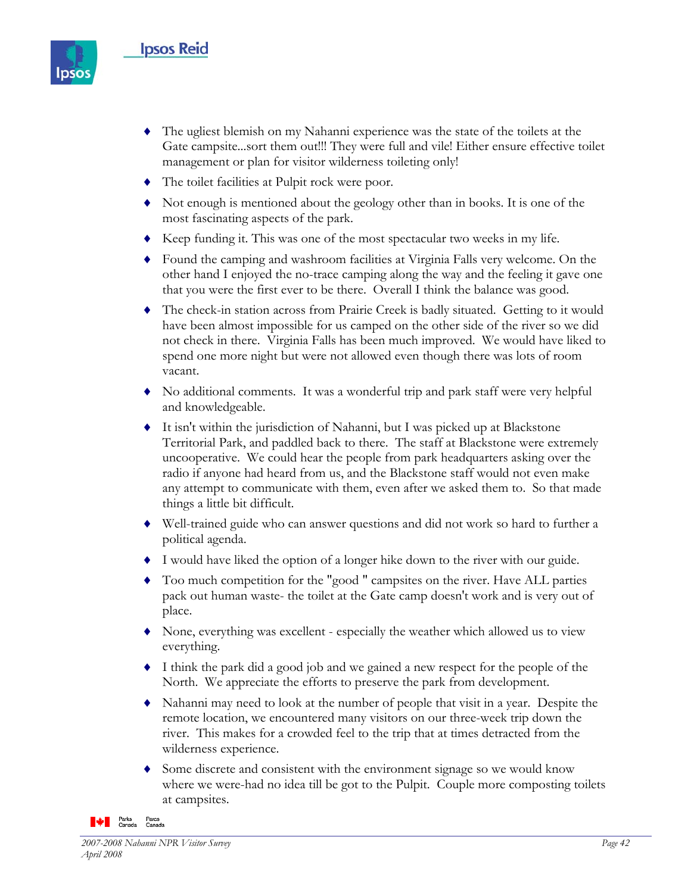- The ugliest blemish on my Nahanni experience was the state of the toilets at the Gate campsite...sort them out!!! They were full and vile! Either ensure effective toilet management or plan for visitor wilderness toileting only!
- The toilet facilities at Pulpit rock were poor.
- Not enough is mentioned about the geology other than in books. It is one of the most fascinating aspects of the park.
- Keep funding it. This was one of the most spectacular two weeks in my life.
- Found the camping and washroom facilities at Virginia Falls very welcome. On the other hand I enjoyed the no-trace camping along the way and the feeling it gave one that you were the first ever to be there. Overall I think the balance was good.
- The check-in station across from Prairie Creek is badly situated. Getting to it would have been almost impossible for us camped on the other side of the river so we did not check in there. Virginia Falls has been much improved. We would have liked to spend one more night but were not allowed even though there was lots of room vacant.
- No additional comments. It was a wonderful trip and park staff were very helpful and knowledgeable.
- It isn't within the jurisdiction of Nahanni, but I was picked up at Blackstone Territorial Park, and paddled back to there. The staff at Blackstone were extremely uncooperative. We could hear the people from park headquarters asking over the radio if anyone had heard from us, and the Blackstone staff would not even make any attempt to communicate with them, even after we asked them to. So that made things a little bit difficult.
- Well-trained guide who can answer questions and did not work so hard to further a political agenda.
- I would have liked the option of a longer hike down to the river with our guide.
- Too much competition for the "good " campsites on the river. Have ALL parties pack out human waste- the toilet at the Gate camp doesn't work and is very out of place.
- None, everything was excellent - especially the weather which allowed us to view everything.
- I think the park did a good job and we gained a new respect for the people of the North. We appreciate the efforts to preserve the park from development.
- Nahanni may need to look at the number of people that visit in a year. Despite the remote location, we encountered many visitors on our three-week trip down the river. This makes for a crowded feel to the trip that at times detracted from the wilderness experience.
- Some discrete and consistent with the environment signage so we would know where we were-had no idea till be got to the Pulpit. Couple more composting toilets at campsites.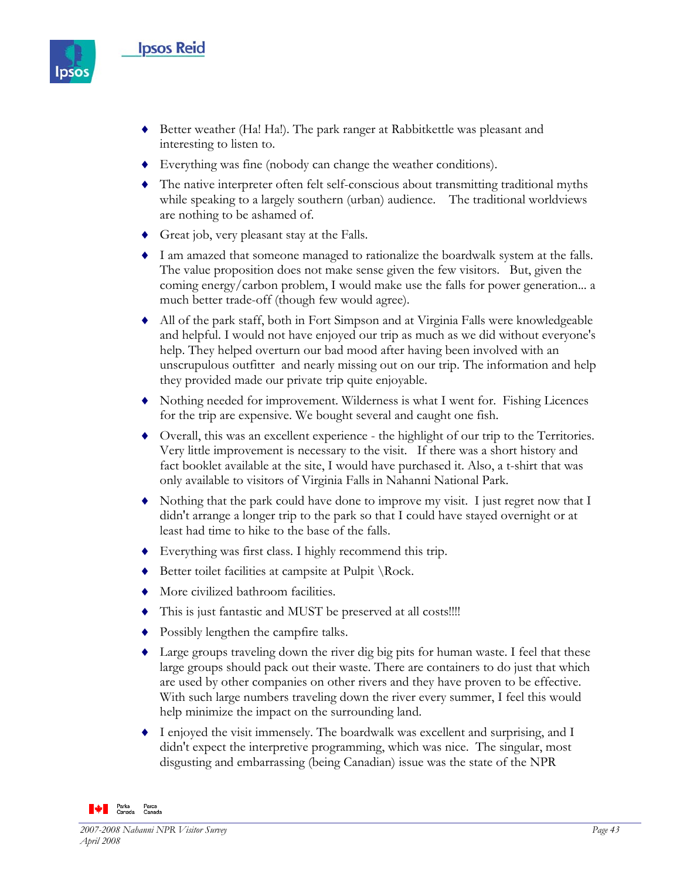- Better weather (Ha! Ha!). The park ranger at Rabbitkettle was pleasant and interesting to listen to.
- Everything was fine (nobody can change the weather conditions).
- The native interpreter often felt self-conscious about transmitting traditional myths while speaking to a largely southern (urban) audience. The traditional worldviews are nothing to be ashamed of.
- Great job, very pleasant stay at the Falls.
- I am amazed that someone managed to rationalize the boardwalk system at the falls. The value proposition does not make sense given the few visitors. But, given the coming energy/carbon problem, I would make use the falls for power generation... a much better trade-off (though few would agree).
- All of the park staff, both in Fort Simpson and at Virginia Falls were knowledgeable and helpful. I would not have enjoyed our trip as much as we did without everyone's help. They helped overturn our bad mood after having been involved with an unscrupulous outfitter and nearly missing out on our trip. The information and help they provided made our private trip quite enjoyable.
- Nothing needed for improvement. Wilderness is what I went for. Fishing Licences for the trip are expensive. We bought several and caught one fish.
- Overall, this was an excellent experience - the highlight of our trip to the Territories. Very little improvement is necessary to the visit. If there was a short history and fact booklet available at the site, I would have purchased it. Also, a t-shirt that was only available to visitors of Virginia Falls in Nahanni National Park.
- Nothing that the park could have done to improve my visit. I just regret now that I didn't arrange a longer trip to the park so that I could have stayed overnight or at least had time to hike to the base of the falls.
- Everything was first class. I highly recommend this trip.
- Better toilet facilities at campsite at Pulpit \Rock.
- More civilized bathroom facilities.
- This is just fantastic and MUST be preserved at all costs!!!!
- Possibly lengthen the campfire talks.
- Large groups traveling down the river dig big pits for human waste. I feel that these large groups should pack out their waste. There are containers to do just that which are used by other companies on other rivers and they have proven to be effective. With such large numbers traveling down the river every summer, I feel this would help minimize the impact on the surrounding land.
- I enjoyed the visit immensely. The boardwalk was excellent and surprising, and I didn't expect the interpretive programming, which was nice. The singular, most disgusting and embarrassing (being Canadian) issue was the state of the NPR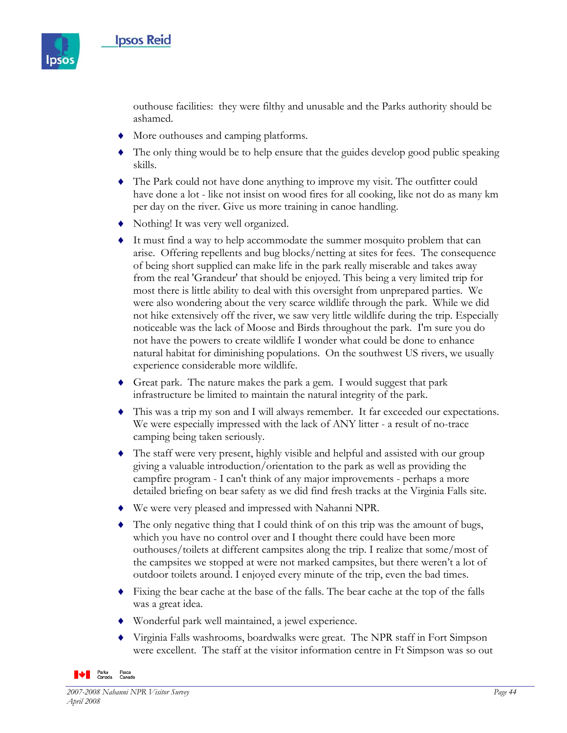outhouse facilities: they were filthy and unusable and the Parks authority should be ashamed.

- More outhouses and camping platforms.
- The only thing would be to help ensure that the guides develop good public speaking skills.
- The Park could not have done anything to improve my visit. The outfitter could have done a lot - like not insist on wood fires for all cooking, like not do as many km per day on the river. Give us more training in canoe handling.
- Nothing! It was very well organized.
- It must find a way to help accommodate the summer mosquito problem that can arise. Offering repellents and bug blocks/netting at sites for fees. The consequence of being short supplied can make life in the park really miserable and takes away from the real 'Grandeur' that should be enjoyed. This being a very limited trip for most there is little ability to deal with this oversight from unprepared parties. We were also wondering about the very scarce wildlife through the park. While we did not hike extensively off the river, we saw very little wildlife during the trip. Especially noticeable was the lack of Moose and Birds throughout the park. I'm sure you do not have the powers to create wildlife I wonder what could be done to enhance natural habitat for diminishing populations. On the southwest US rivers, we usually experience considerable more wildlife.
- Great park. The nature makes the park a gem. I would suggest that park infrastructure be limited to maintain the natural integrity of the park.
- This was a trip my son and I will always remember. It far exceeded our expectations. We were especially impressed with the lack of ANY litter - a result of no-trace camping being taken seriously.
- The staff were very present, highly visible and helpful and assisted with our group giving a valuable introduction/orientation to the park as well as providing the campfire program - I can't think of any major improvements - perhaps a more detailed briefing on bear safety as we did find fresh tracks at the Virginia Falls site.
- We were very pleased and impressed with Nahanni NPR.
- The only negative thing that I could think of on this trip was the amount of bugs, which you have no control over and I thought there could have been more outhouses/toilets at different campsites along the trip. I realize that some/most of the campsites we stopped at were not marked campsites, but there weren't a lot of outdoor toilets around. I enjoyed every minute of the trip, even the bad times.
- Fixing the bear cache at the base of the falls. The bear cache at the top of the falls was a great idea.
- Wonderful park well maintained, a jewel experience.
- Virginia Falls washrooms, boardwalks were great. The NPR staff in Fort Simpson were excellent. The staff at the visitor information centre in Ft Simpson was so out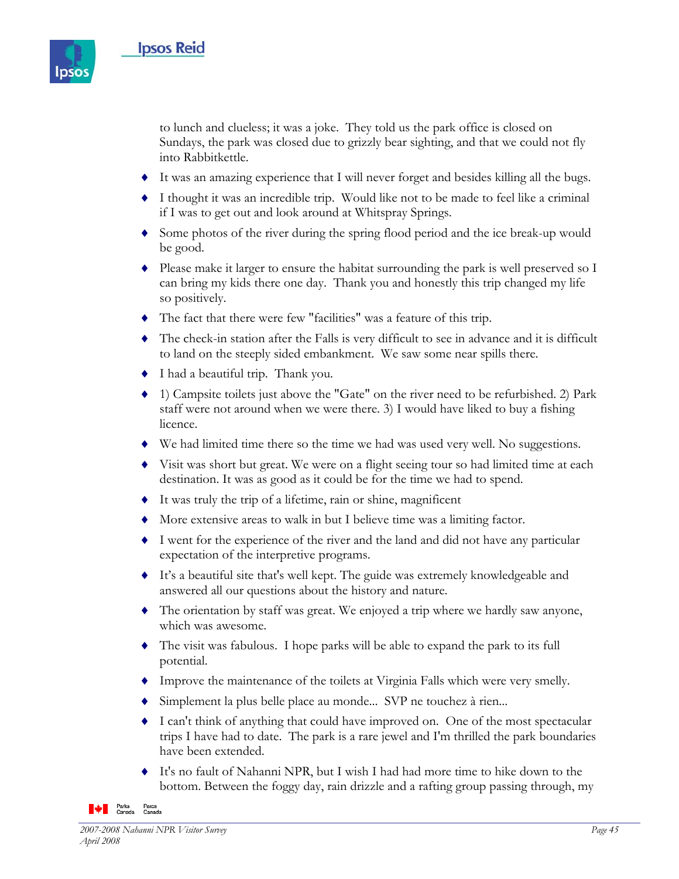to lunch and clueless; it was a joke. They told us the park office is closed on Sundays, the park was closed due to grizzly bear sighting, and that we could not fly into Rabbitkettle.

- It was an amazing experience that I will never forget and besides killing all the bugs.
- I thought it was an incredible trip. Would like not to be made to feel like a criminal if I was to get out and look around at Whitspray Springs.
- Some photos of the river during the spring flood period and the ice break-up would be good.
- Please make it larger to ensure the habitat surrounding the park is well preserved so I can bring my kids there one day. Thank you and honestly this trip changed my life so positively.
- The fact that there were few "facilities" was a feature of this trip.
- The check-in station after the Falls is very difficult to see in advance and it is difficult to land on the steeply sided embankment. We saw some near spills there.
- I had a beautiful trip. Thank you.
- 1) Campsite toilets just above the "Gate" on the river need to be refurbished. 2) Park staff were not around when we were there. 3) I would have liked to buy a fishing licence.
- We had limited time there so the time we had was used very well. No suggestions.
- Visit was short but great. We were on a flight seeing tour so had limited time at each destination. It was as good as it could be for the time we had to spend.
- It was truly the trip of a lifetime, rain or shine, magnificent
- More extensive areas to walk in but I believe time was a limiting factor.
- I went for the experience of the river and the land and did not have any particular expectation of the interpretive programs.
- It's a beautiful site that's well kept. The guide was extremely knowledgeable and answered all our questions about the history and nature.
- The orientation by staff was great. We enjoyed a trip where we hardly saw anyone, which was awesome.
- The visit was fabulous. I hope parks will be able to expand the park to its full potential.
- Improve the maintenance of the toilets at Virginia Falls which were very smelly.
- Simplement la plus belle place au monde... SVP ne touchez à rien...
- I can't think of anything that could have improved on. One of the most spectacular trips I have had to date. The park is a rare jewel and I'm thrilled the park boundaries have been extended.
- It's no fault of Nahanni NPR, but I wish I had had more time to hike down to the bottom. Between the foggy day, rain drizzle and a rafting group passing through, my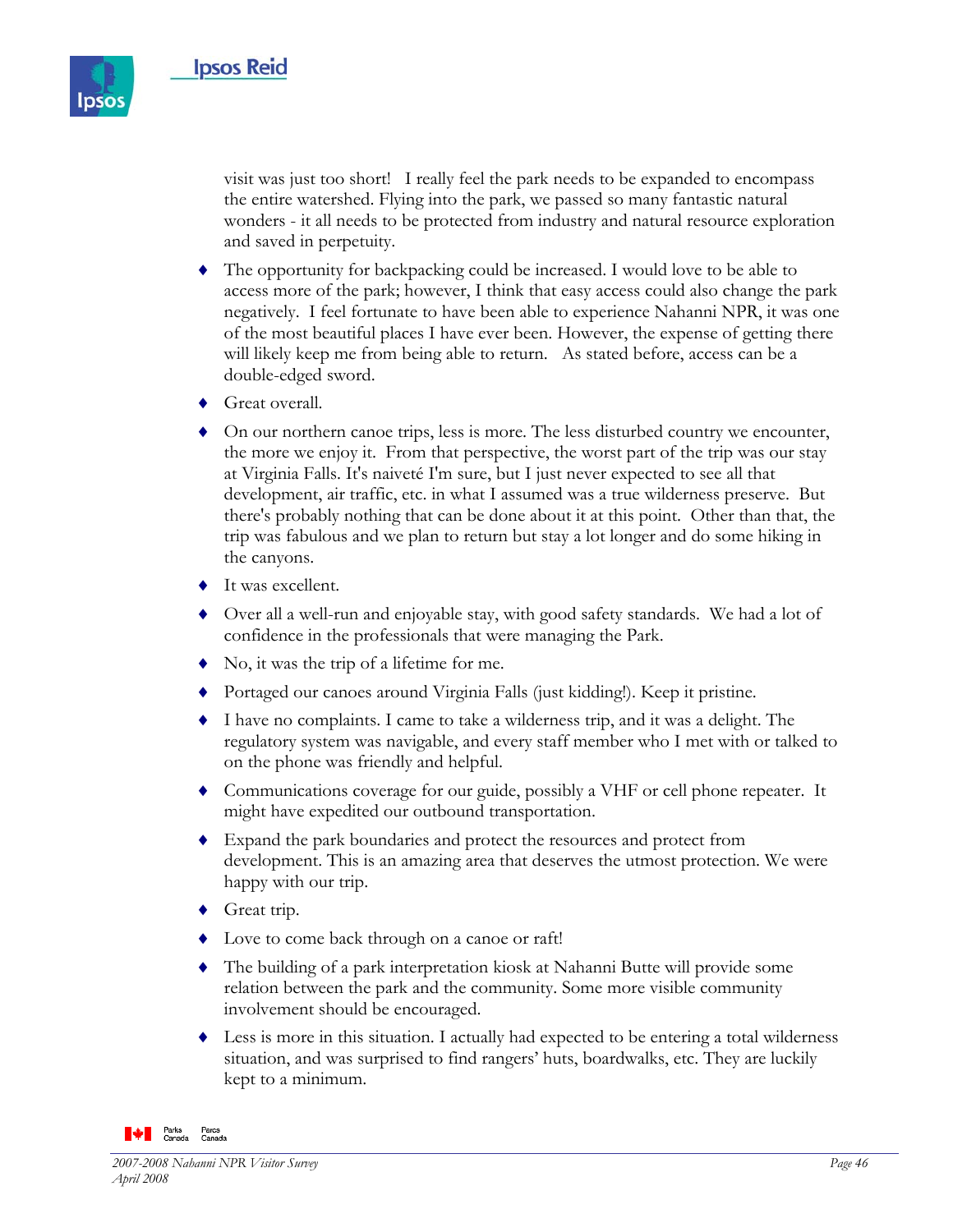visit was just too short!  I really feel the park needs to be expanded to encompass the entire watershed. Flying into the park, we passed so many fantastic natural wonders - it all needs to be protected from industry and natural resource exploration and saved in perpetuity.

- The opportunity for backpacking could be increased. I would love to be able to access more of the park; however, I think that easy access could also change the park negatively.  I feel fortunate to have been able to experience Nahanni NPR, it was one of the most beautiful places I have ever been. However, the expense of getting there will likely keep me from being able to return.  As stated before, access can be a double-edged sword.
- Great overall.
- On our northern canoe trips, less is more. The less disturbed country we encounter, the more we enjoy it.  From that perspective, the worst part of the trip was our stay at Virginia Falls. It's naiveté I'm sure, but I just never expected to see all that development, air traffic, etc. in what I assumed was a true wilderness preserve.  But there's probably nothing that can be done about it at this point.  Other than that, the trip was fabulous and we plan to return but stay a lot longer and do some hiking in the canyons.
- It was excellent.
- Over all a well-run and enjoyable stay, with good safety standards.  We had a lot of confidence in the professionals that were managing the Park.
- No, it was the trip of a lifetime for me.
- Portaged our canoes around Virginia Falls (just kidding!). Keep it pristine.
- I have no complaints. I came to take a wilderness trip, and it was a delight. The regulatory system was navigable, and every staff member who I met with or talked to on the phone was friendly and helpful.
- Communications coverage for our guide, possibly a VHF or cell phone repeater.  It might have expedited our outbound transportation.
- Expand the park boundaries and protect the resources and protect from development. This is an amazing area that deserves the utmost protection. We were happy with our trip.
- Great trip.
- Love to come back through on a canoe or raft!
- The building of a park interpretation kiosk at Nahanni Butte will provide some relation between the park and the community. Some more visible community involvement should be encouraged.
- Less is more in this situation. I actually had expected to be entering a total wilderness situation, and was surprised to find rangers' huts, boardwalks, etc. They are luckily kept to a minimum.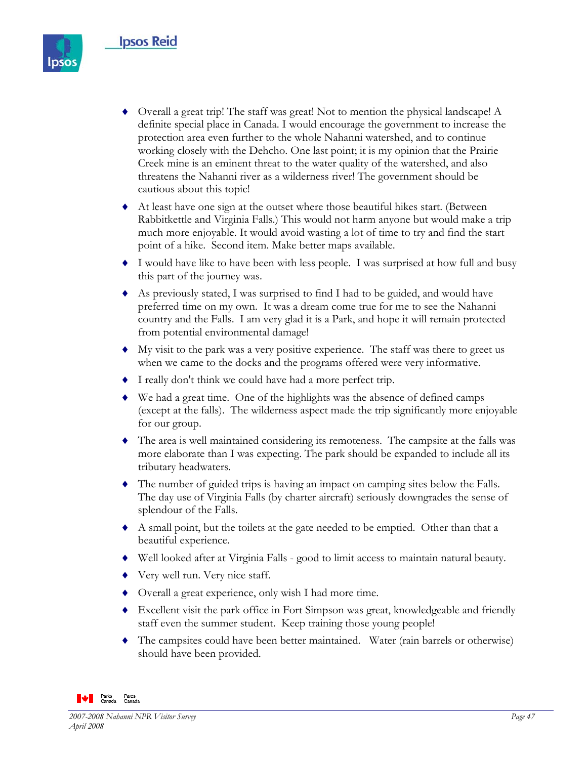- Overall a great trip! The staff was great! Not to mention the physical landscape! A definite special place in Canada. I would encourage the government to increase the protection area even further to the whole Nahanni watershed, and to continue working closely with the Dehcho. One last point; it is my opinion that the Prairie Creek mine is an eminent threat to the water quality of the watershed, and also threatens the Nahanni river as a wilderness river! The government should be cautious about this topic!
- At least have one sign at the outset where those beautiful hikes start. (Between Rabbitkettle and Virginia Falls.) This would not harm anyone but would make a trip much more enjoyable. It would avoid wasting a lot of time to try and find the start point of a hike. Second item. Make better maps available.
- I would have like to have been with less people. I was surprised at how full and busy this part of the journey was.
- As previously stated, I was surprised to find I had to be guided, and would have preferred time on my own. It was a dream come true for me to see the Nahanni country and the Falls. I am very glad it is a Park, and hope it will remain protected from potential environmental damage!
- My visit to the park was a very positive experience. The staff was there to greet us when we came to the docks and the programs offered were very informative.
- I really don't think we could have had a more perfect trip.
- We had a great time. One of the highlights was the absence of defined camps (except at the falls). The wilderness aspect made the trip significantly more enjoyable for our group.
- The area is well maintained considering its remoteness. The campsite at the falls was more elaborate than I was expecting. The park should be expanded to include all its tributary headwaters.
- The number of guided trips is having an impact on camping sites below the Falls. The day use of Virginia Falls (by charter aircraft) seriously downgrades the sense of splendour of the Falls.
- A small point, but the toilets at the gate needed to be emptied. Other than that a beautiful experience.
- Well looked after at Virginia Falls - good to limit access to maintain natural beauty.
- Very well run. Very nice staff.
- Overall a great experience, only wish I had more time.
- Excellent visit the park office in Fort Simpson was great, knowledgeable and friendly staff even the summer student. Keep training those young people!
- The campsites could have been better maintained. Water (rain barrels or otherwise) should have been provided.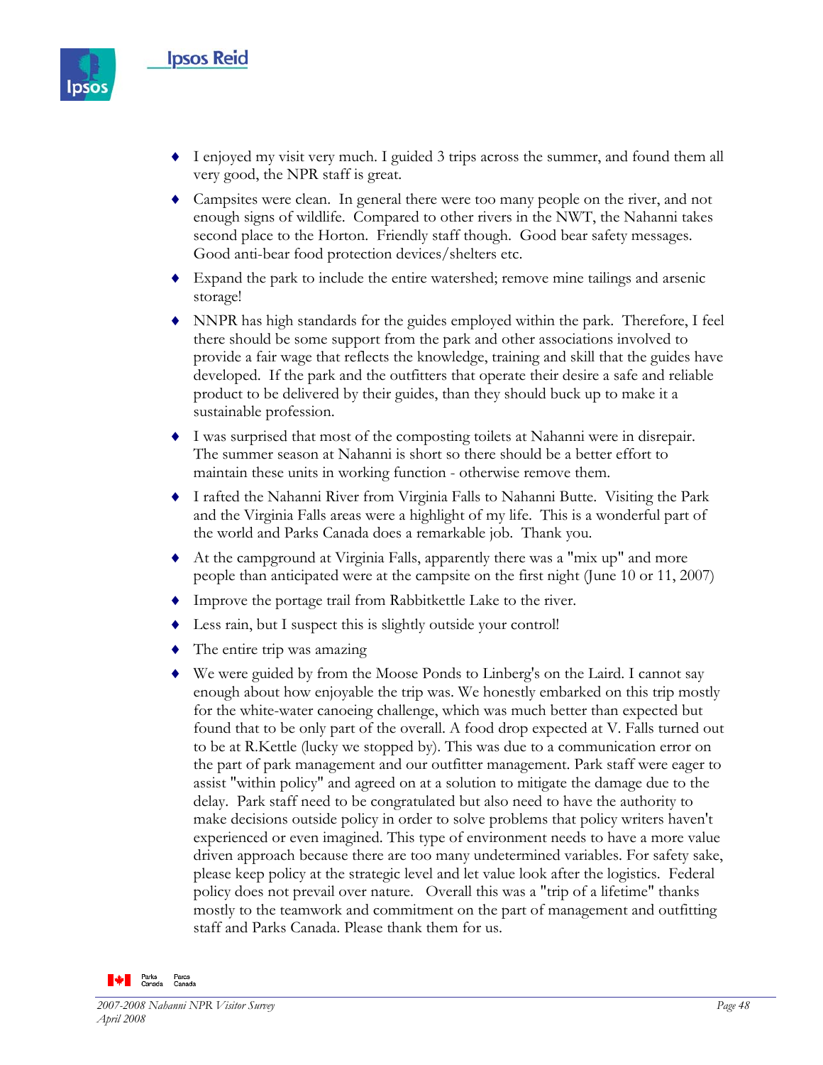- I enjoyed my visit very much. I guided 3 trips across the summer, and found them all very good, the NPR staff is great.
- Campsites were clean. In general there were too many people on the river, and not enough signs of wildlife. Compared to other rivers in the NWT, the Nahanni takes second place to the Horton. Friendly staff though. Good bear safety messages. Good anti-bear food protection devices/shelters etc.
- Expand the park to include the entire watershed; remove mine tailings and arsenic storage!
- NNPR has high standards for the guides employed within the park. Therefore, I feel there should be some support from the park and other associations involved to provide a fair wage that reflects the knowledge, training and skill that the guides have developed. If the park and the outfitters that operate their desire a safe and reliable product to be delivered by their guides, than they should buck up to make it a sustainable profession.
- I was surprised that most of the composting toilets at Nahanni were in disrepair. The summer season at Nahanni is short so there should be a better effort to maintain these units in working function - otherwise remove them.
- I rafted the Nahanni River from Virginia Falls to Nahanni Butte. Visiting the Park and the Virginia Falls areas were a highlight of my life. This is a wonderful part of the world and Parks Canada does a remarkable job. Thank you.
- At the campground at Virginia Falls, apparently there was a "mix up" and more people than anticipated were at the campsite on the first night (June 10 or 11, 2007)
- Improve the portage trail from Rabbitkettle Lake to the river.
- Less rain, but I suspect this is slightly outside your control!
- The entire trip was amazing
- We were guided by from the Moose Ponds to Linberg's on the Laird. I cannot say enough about how enjoyable the trip was. We honestly embarked on this trip mostly for the white-water canoeing challenge, which was much better than expected but found that to be only part of the overall. A food drop expected at V. Falls turned out to be at R.Kettle (lucky we stopped by). This was due to a communication error on the part of park management and our outfitter management. Park staff were eager to assist "within policy" and agreed on at a solution to mitigate the damage due to the delay. Park staff need to be congratulated but also need to have the authority to make decisions outside policy in order to solve problems that policy writers haven't experienced or even imagined. This type of environment needs to have a more value driven approach because there are too many undetermined variables. For safety sake, please keep policy at the strategic level and let value look after the logistics. Federal policy does not prevail over nature. Overall this was a "trip of a lifetime" thanks mostly to the teamwork and commitment on the part of management and outfitting staff and Parks Canada. Please thank them for us.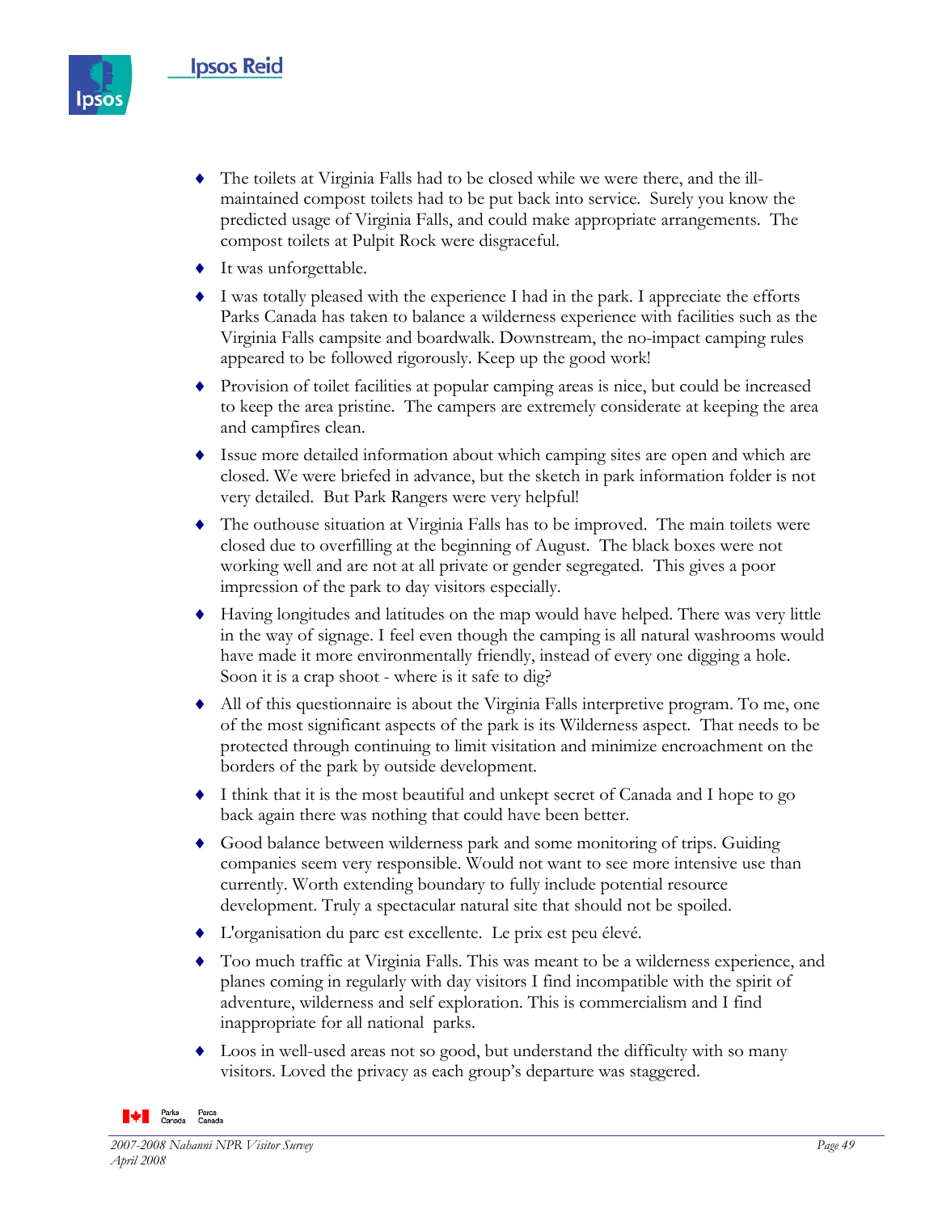- The toilets at Virginia Falls had to be closed while we were there, and the ill-maintained compost toilets had to be put back into service. Surely you know the predicted usage of Virginia Falls, and could make appropriate arrangements. The compost toilets at Pulpit Rock were disgraceful.
- It was unforgettable.
- I was totally pleased with the experience I had in the park. I appreciate the efforts Parks Canada has taken to balance a wilderness experience with facilities such as the Virginia Falls campsite and boardwalk. Downstream, the no-impact camping rules appeared to be followed rigorously. Keep up the good work!
- Provision of toilet facilities at popular camping areas is nice, but could be increased to keep the area pristine. The campers are extremely considerate at keeping the area and campfires clean.
- Issue more detailed information about which camping sites are open and which are closed. We were briefed in advance, but the sketch in park information folder is not very detailed. But Park Rangers were very helpful!
- The outhouse situation at Virginia Falls has to be improved. The main toilets were closed due to overfilling at the beginning of August. The black boxes were not working well and are not at all private or gender segregated. This gives a poor impression of the park to day visitors especially.
- Having longitudes and latitudes on the map would have helped. There was very little in the way of signage. I feel even though the camping is all natural washrooms would have made it more environmentally friendly, instead of every one digging a hole. Soon it is a crap shoot - where is it safe to dig?
- All of this questionnaire is about the Virginia Falls interpretive program. To me, one of the most significant aspects of the park is its Wilderness aspect. That needs to be protected through continuing to limit visitation and minimize encroachment on the borders of the park by outside development.
- I think that it is the most beautiful and unkept secret of Canada and I hope to go back again there was nothing that could have been better.
- Good balance between wilderness park and some monitoring of trips. Guiding companies seem very responsible. Would not want to see more intensive use than currently. Worth extending boundary to fully include potential resource development. Truly a spectacular natural site that should not be spoiled.
- L'organisation du parc est excellente. Le prix est peu élevé.
- Too much traffic at Virginia Falls. This was meant to be a wilderness experience, and planes coming in regularly with day visitors I find incompatible with the spirit of adventure, wilderness and self exploration. This is commercialism and I find inappropriate for all national parks.
- Loos in well-used areas not so good, but understand the difficulty with so many visitors. Loved the privacy as each group's departure was staggered.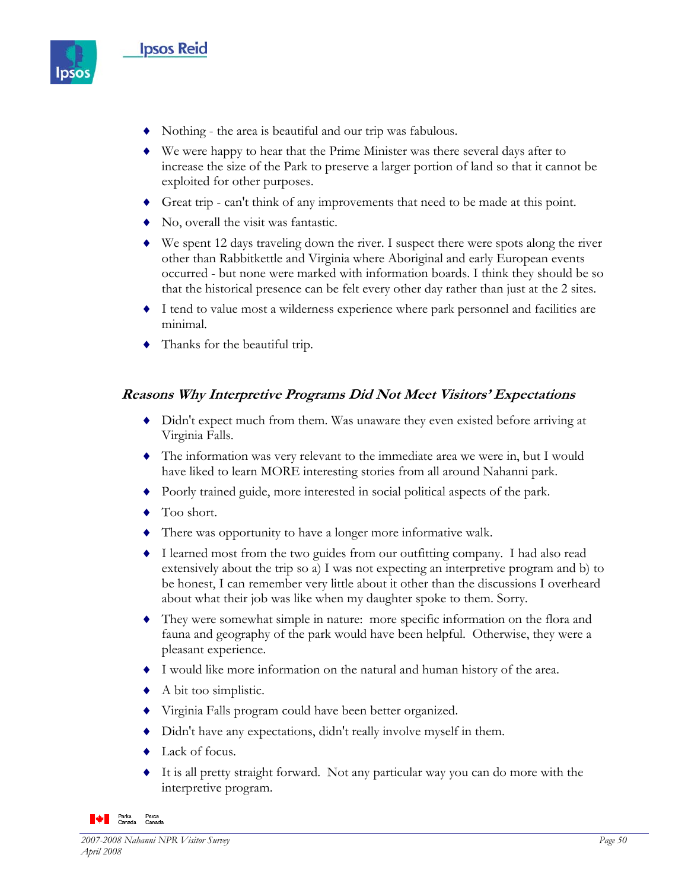- Nothing - the area is beautiful and our trip was fabulous.
- We were happy to hear that the Prime Minister was there several days after to increase the size of the Park to preserve a larger portion of land so that it cannot be exploited for other purposes.
- Great trip - can't think of any improvements that need to be made at this point.
- No, overall the visit was fantastic.
- We spent 12 days traveling down the river. I suspect there were spots along the river other than Rabbitkettle and Virginia where Aboriginal and early European events occurred - but none were marked with information boards. I think they should be so that the historical presence can be felt every other day rather than just at the 2 sites.
- I tend to value most a wilderness experience where park personnel and facilities are minimal.
- Thanks for the beautiful trip.

### *Reasons Why Interpretive Programs Did Not Meet Visitors' Expectations*

- Didn't expect much from them. Was unaware they even existed before arriving at Virginia Falls.
- The information was very relevant to the immediate area we were in, but I would have liked to learn MORE interesting stories from all around Nahanni park.
- Poorly trained guide, more interested in social political aspects of the park.
- Too short.
- There was opportunity to have a longer more informative walk.
- I learned most from the two guides from our outfitting company. I had also read extensively about the trip so a) I was not expecting an interpretive program and b) to be honest, I can remember very little about it other than the discussions I overheard about what their job was like when my daughter spoke to them. Sorry.
- They were somewhat simple in nature: more specific information on the flora and fauna and geography of the park would have been helpful. Otherwise, they were a pleasant experience.
- I would like more information on the natural and human history of the area.
- A bit too simplistic.
- Virginia Falls program could have been better organized.
- Didn't have any expectations, didn't really involve myself in them.
- Lack of focus.
- It is all pretty straight forward. Not any particular way you can do more with the interpretive program.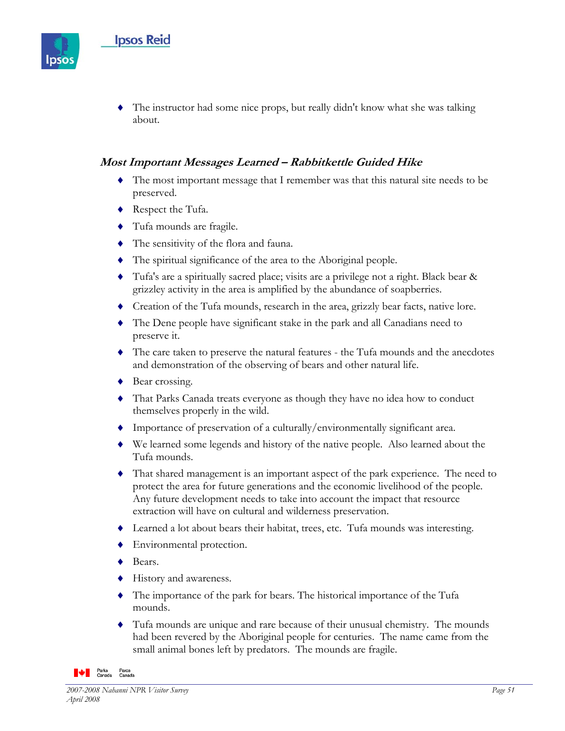- The instructor had some nice props, but really didn't know what she was talking about.

### *Most Important Messages Learned – Rabbitkettle Guided Hike*

- The most important message that I remember was that this natural site needs to be preserved.
- Respect the Tufa.
- Tufa mounds are fragile.
- The sensitivity of the flora and fauna.
- The spiritual significance of the area to the Aboriginal people.
- Tufa's are a spiritually sacred place; visits are a privilege not a right. Black bear & grizzley activity in the area is amplified by the abundance of soapberries.
- Creation of the Tufa mounds, research in the area, grizzly bear facts, native lore.
- The Dene people have significant stake in the park and all Canadians need to preserve it.
- The care taken to preserve the natural features - the Tufa mounds and the anecdotes and demonstration of the observing of bears and other natural life.
- Bear crossing.
- That Parks Canada treats everyone as though they have no idea how to conduct themselves properly in the wild.
- Importance of preservation of a culturally/environmentally significant area.
- We learned some legends and history of the native people. Also learned about the Tufa mounds.
- That shared management is an important aspect of the park experience. The need to protect the area for future generations and the economic livelihood of the people. Any future development needs to take into account the impact that resource extraction will have on cultural and wilderness preservation.
- Learned a lot about bears their habitat, trees, etc. Tufa mounds was interesting.
- Environmental protection.
- Bears.
- History and awareness.
- The importance of the park for bears. The historical importance of the Tufa mounds.
- Tufa mounds are unique and rare because of their unusual chemistry. The mounds had been revered by the Aboriginal people for centuries. The name came from the small animal bones left by predators. The mounds are fragile.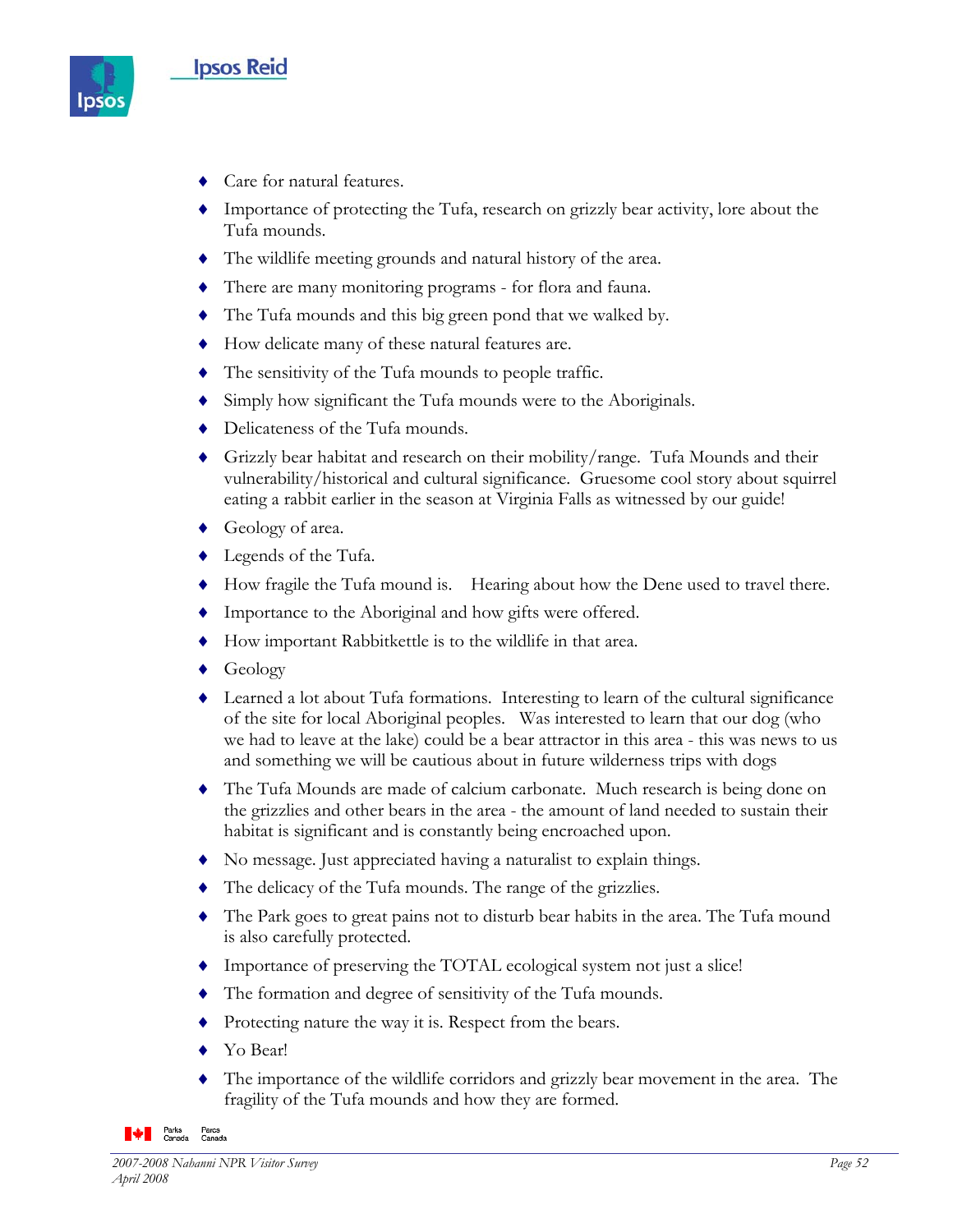- Care for natural features.
- Importance of protecting the Tufa, research on grizzly bear activity, lore about the Tufa mounds.
- The wildlife meeting grounds and natural history of the area.
- There are many monitoring programs - for flora and fauna.
- The Tufa mounds and this big green pond that we walked by.
- How delicate many of these natural features are.
- The sensitivity of the Tufa mounds to people traffic.
- Simply how significant the Tufa mounds were to the Aboriginals.
- Delicateness of the Tufa mounds.
- Grizzly bear habitat and research on their mobility/range. Tufa Mounds and their vulnerability/historical and cultural significance. Gruesome cool story about squirrel eating a rabbit earlier in the season at Virginia Falls as witnessed by our guide!
- Geology of area.
- Legends of the Tufa.
- How fragile the Tufa mound is. Hearing about how the Dene used to travel there.
- Importance to the Aboriginal and how gifts were offered.
- How important Rabbitkettle is to the wildlife in that area.
- Geology
- Learned a lot about Tufa formations. Interesting to learn of the cultural significance of the site for local Aboriginal peoples. Was interested to learn that our dog (who we had to leave at the lake) could be a bear attractor in this area - this was news to us and something we will be cautious about in future wilderness trips with dogs
- The Tufa Mounds are made of calcium carbonate. Much research is being done on the grizzlies and other bears in the area - the amount of land needed to sustain their habitat is significant and is constantly being encroached upon.
- No message. Just appreciated having a naturalist to explain things.
- The delicacy of the Tufa mounds. The range of the grizzlies.
- The Park goes to great pains not to disturb bear habits in the area. The Tufa mound is also carefully protected.
- Importance of preserving the TOTAL ecological system not just a slice!
- The formation and degree of sensitivity of the Tufa mounds.
- Protecting nature the way it is. Respect from the bears.
- Yo Bear!
- The importance of the wildlife corridors and grizzly bear movement in the area. The fragility of the Tufa mounds and how they are formed.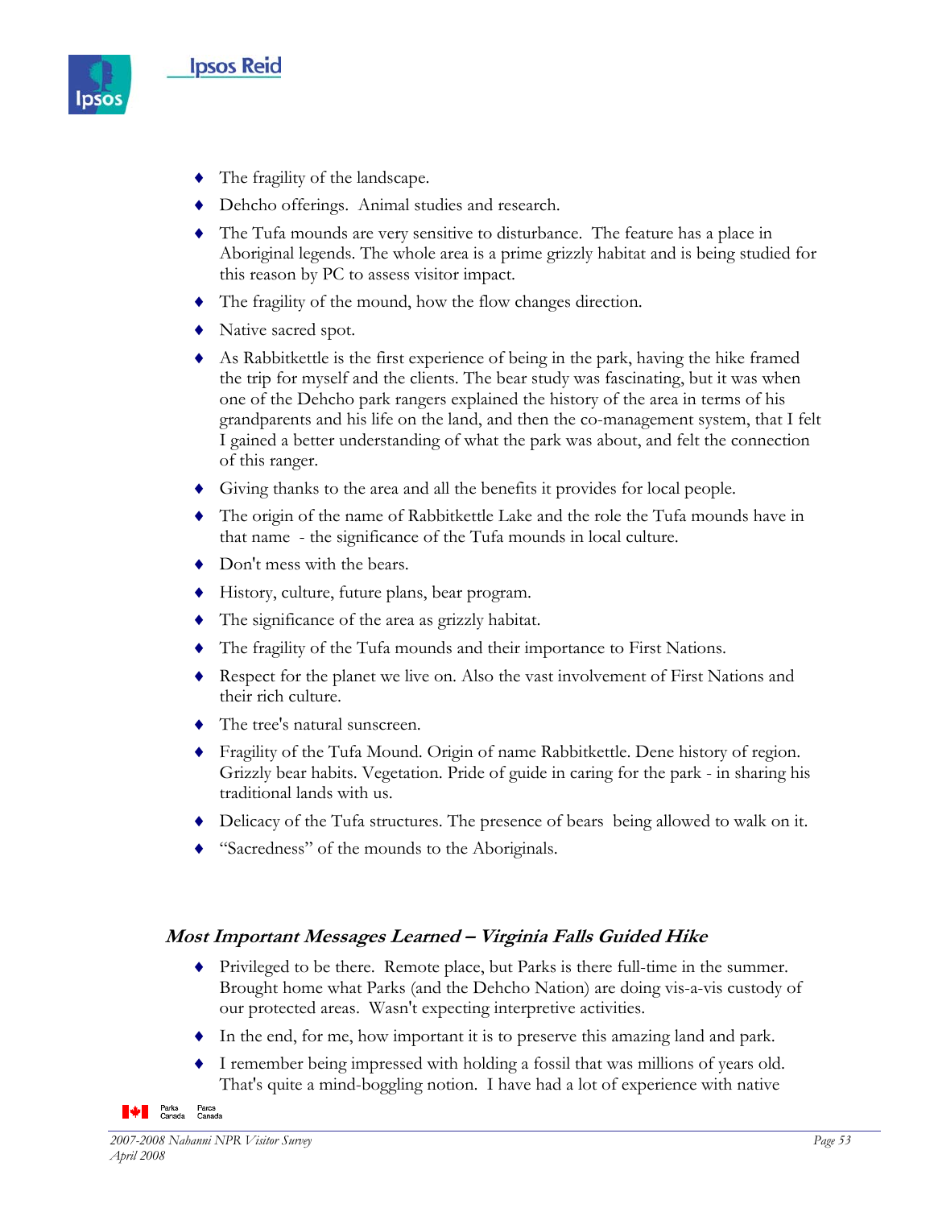- The fragility of the landscape.
- Dehcho offerings.  Animal studies and research.
- The Tufa mounds are very sensitive to disturbance.  The feature has a place in Aboriginal legends. The whole area is a prime grizzly habitat and is being studied for this reason by PC to assess visitor impact.
- The fragility of the mound, how the flow changes direction.
- Native sacred spot.
- As Rabbitkettle is the first experience of being in the park, having the hike framed the trip for myself and the clients. The bear study was fascinating, but it was when one of the Dehcho park rangers explained the history of the area in terms of his grandparents and his life on the land, and then the co-management system, that I felt I gained a better understanding of what the park was about, and felt the connection of this ranger.
- Giving thanks to the area and all the benefits it provides for local people.
- The origin of the name of Rabbitkettle Lake and the role the Tufa mounds have in that name  - the significance of the Tufa mounds in local culture.
- Don't mess with the bears.
- History, culture, future plans, bear program.
- The significance of the area as grizzly habitat.
- The fragility of the Tufa mounds and their importance to First Nations.
- Respect for the planet we live on. Also the vast involvement of First Nations and their rich culture.
- The tree's natural sunscreen.
- Fragility of the Tufa Mound. Origin of name Rabbitkettle. Dene history of region. Grizzly bear habits. Vegetation. Pride of guide in caring for the park - in sharing his traditional lands with us.
- Delicacy of the Tufa structures. The presence of bears  being allowed to walk on it.
- "Sacredness" of the mounds to the Aboriginals.

### *Most Important Messages Learned – Virginia Falls Guided Hike*

- Privileged to be there.  Remote place, but Parks is there full-time in the summer. Brought home what Parks (and the Dehcho Nation) are doing vis-a-vis custody of our protected areas.  Wasn't expecting interpretive activities.
- In the end, for me, how important it is to preserve this amazing land and park.
- I remember being impressed with holding a fossil that was millions of years old. That's quite a mind-boggling notion.  I have had a lot of experience with native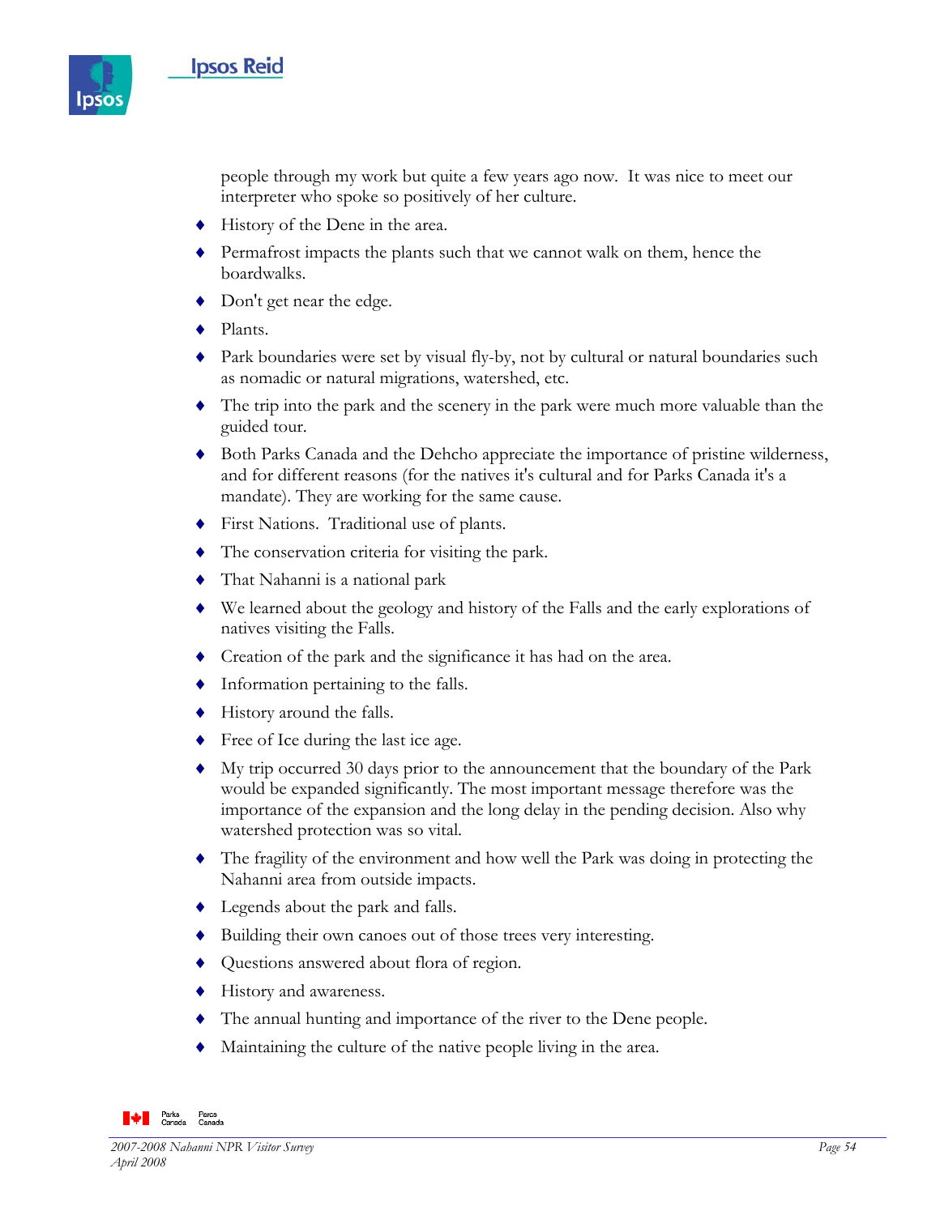people through my work but quite a few years ago now. It was nice to meet our interpreter who spoke so positively of her culture.

- History of the Dene in the area.
- Permafrost impacts the plants such that we cannot walk on them, hence the boardwalks.
- Don't get near the edge.
- Plants.
- Park boundaries were set by visual fly-by, not by cultural or natural boundaries such as nomadic or natural migrations, watershed, etc.
- The trip into the park and the scenery in the park were much more valuable than the guided tour.
- Both Parks Canada and the Dehcho appreciate the importance of pristine wilderness, and for different reasons (for the natives it's cultural and for Parks Canada it's a mandate). They are working for the same cause.
- First Nations. Traditional use of plants.
- The conservation criteria for visiting the park.
- That Nahanni is a national park
- We learned about the geology and history of the Falls and the early explorations of natives visiting the Falls.
- Creation of the park and the significance it has had on the area.
- Information pertaining to the falls.
- History around the falls.
- Free of Ice during the last ice age.
- My trip occurred 30 days prior to the announcement that the boundary of the Park would be expanded significantly. The most important message therefore was the importance of the expansion and the long delay in the pending decision. Also why watershed protection was so vital.
- The fragility of the environment and how well the Park was doing in protecting the Nahanni area from outside impacts.
- Legends about the park and falls.
- Building their own canoes out of those trees very interesting.
- Questions answered about flora of region.
- History and awareness.
- The annual hunting and importance of the river to the Dene people.
- Maintaining the culture of the native people living in the area.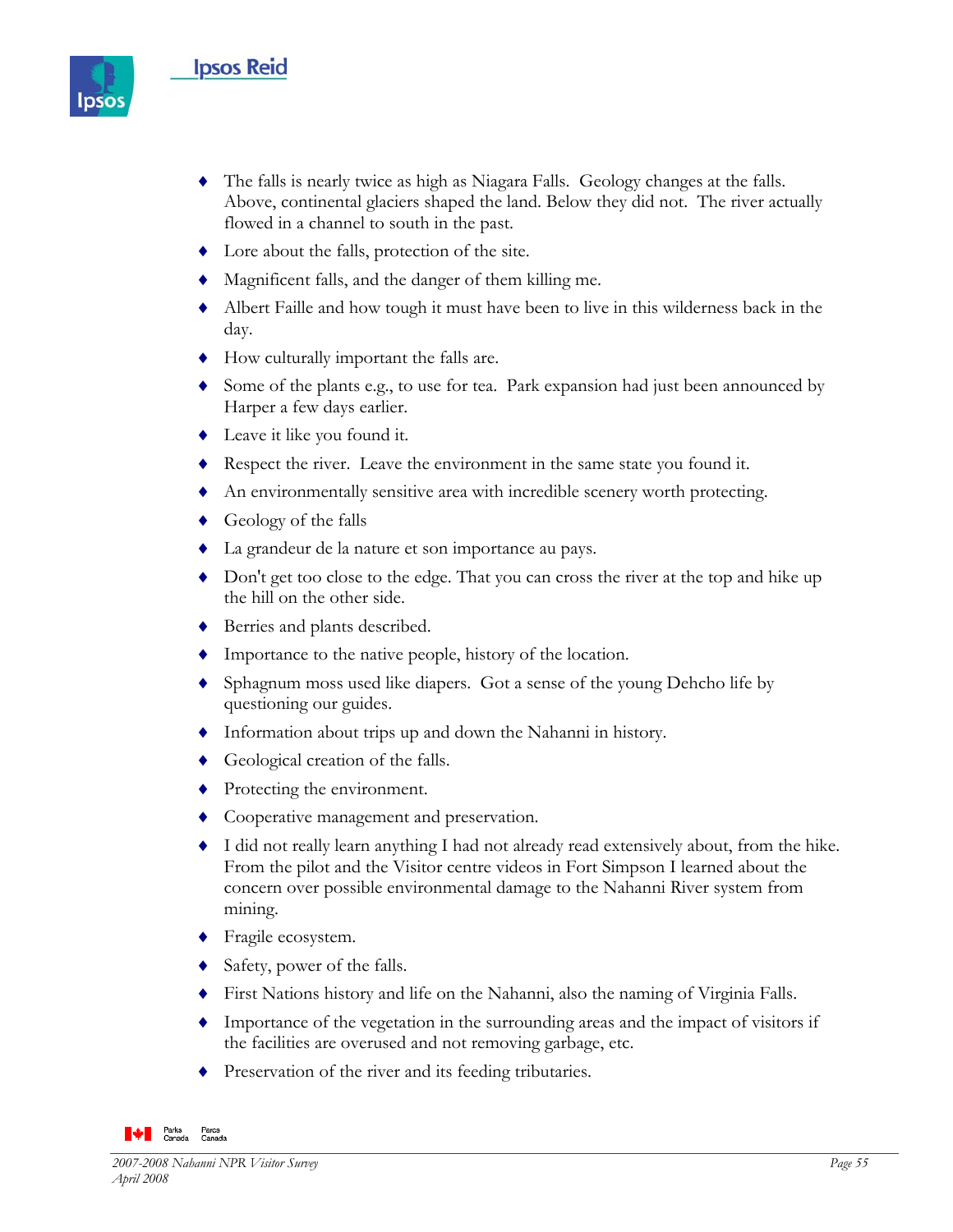- The falls is nearly twice as high as Niagara Falls. Geology changes at the falls. Above, continental glaciers shaped the land. Below they did not. The river actually flowed in a channel to south in the past.
- Lore about the falls, protection of the site.
- Magnificent falls, and the danger of them killing me.
- Albert Faille and how tough it must have been to live in this wilderness back in the day.
- How culturally important the falls are.
- Some of the plants e.g., to use for tea. Park expansion had just been announced by Harper a few days earlier.
- Leave it like you found it.
- Respect the river. Leave the environment in the same state you found it.
- An environmentally sensitive area with incredible scenery worth protecting.
- Geology of the falls
- La grandeur de la nature et son importance au pays.
- Don't get too close to the edge. That you can cross the river at the top and hike up the hill on the other side.
- Berries and plants described.
- Importance to the native people, history of the location.
- Sphagnum moss used like diapers. Got a sense of the young Dehcho life by questioning our guides.
- Information about trips up and down the Nahanni in history.
- Geological creation of the falls.
- Protecting the environment.
- Cooperative management and preservation.
- I did not really learn anything I had not already read extensively about, from the hike. From the pilot and the Visitor centre videos in Fort Simpson I learned about the concern over possible environmental damage to the Nahanni River system from mining.
- Fragile ecosystem.
- Safety, power of the falls.
- First Nations history and life on the Nahanni, also the naming of Virginia Falls.
- Importance of the vegetation in the surrounding areas and the impact of visitors if the facilities are overused and not removing garbage, etc.
- Preservation of the river and its feeding tributaries.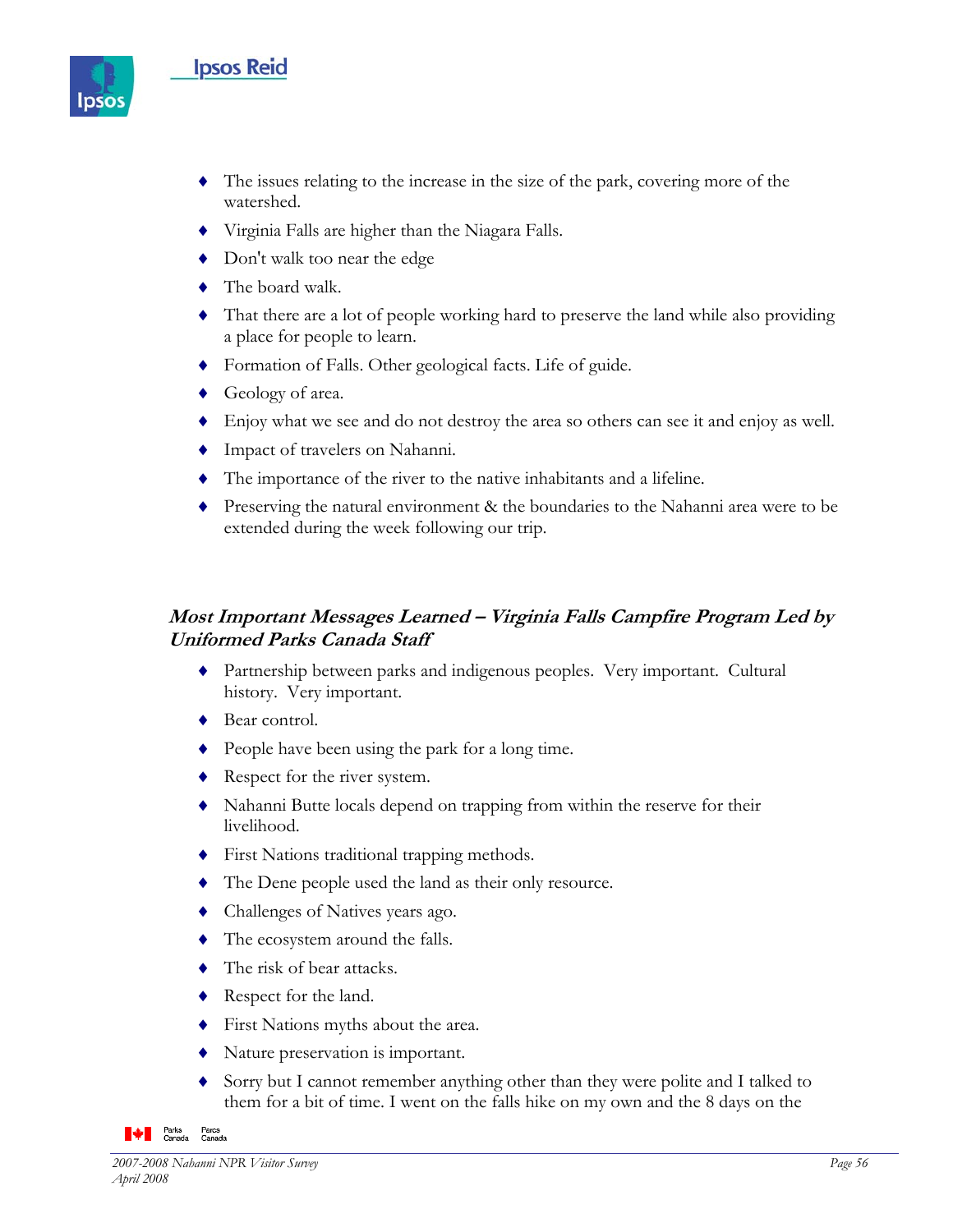- The issues relating to the increase in the size of the park, covering more of the watershed.
- Virginia Falls are higher than the Niagara Falls.
- Don't walk too near the edge
- The board walk.
- That there are a lot of people working hard to preserve the land while also providing a place for people to learn.
- Formation of Falls. Other geological facts. Life of guide.
- Geology of area.
- Enjoy what we see and do not destroy the area so others can see it and enjoy as well.
- Impact of travelers on Nahanni.
- The importance of the river to the native inhabitants and a lifeline.
- Preserving the natural environment & the boundaries to the Nahanni area were to be extended during the week following our trip.

### *Most Important Messages Learned – Virginia Falls Campfire Program Led by Uniformed Parks Canada Staff*

- Partnership between parks and indigenous peoples. Very important. Cultural history. Very important.
- Bear control.
- People have been using the park for a long time.
- Respect for the river system.
- Nahanni Butte locals depend on trapping from within the reserve for their livelihood.
- First Nations traditional trapping methods.
- The Dene people used the land as their only resource.
- Challenges of Natives years ago.
- The ecosystem around the falls.
- The risk of bear attacks.
- Respect for the land.
- First Nations myths about the area.
- Nature preservation is important.
- Sorry but I cannot remember anything other than they were polite and I talked to them for a bit of time. I went on the falls hike on my own and the 8 days on the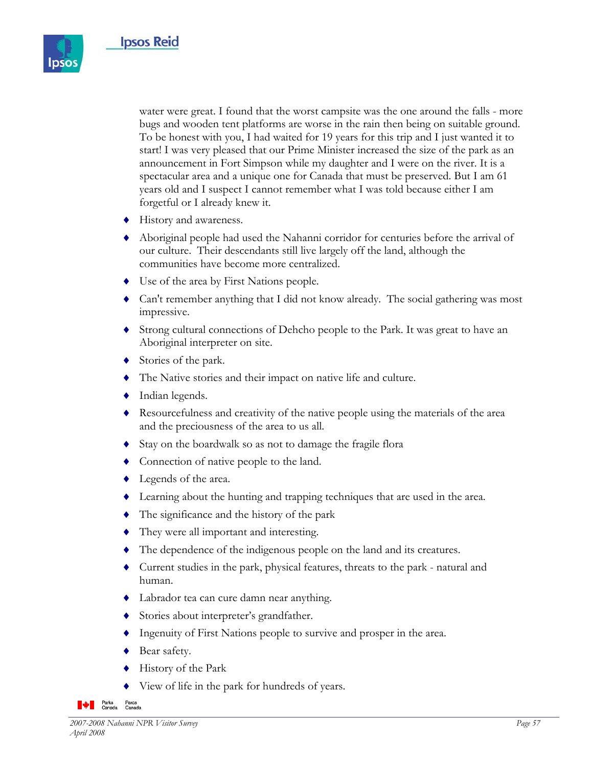water were great. I found that the worst campsite was the one around the falls - more bugs and wooden tent platforms are worse in the rain then being on suitable ground. To be honest with you, I had waited for 19 years for this trip and I just wanted it to start! I was very pleased that our Prime Minister increased the size of the park as an announcement in Fort Simpson while my daughter and I were on the river. It is a spectacular area and a unique one for Canada that must be preserved. But I am 61 years old and I suspect I cannot remember what I was told because either I am forgetful or I already knew it.

- History and awareness.
- Aboriginal people had used the Nahanni corridor for centuries before the arrival of our culture. Their descendants still live largely off the land, although the communities have become more centralized.
- Use of the area by First Nations people.
- Can't remember anything that I did not know already. The social gathering was most impressive.
- Strong cultural connections of Dehcho people to the Park. It was great to have an Aboriginal interpreter on site.
- Stories of the park.
- The Native stories and their impact on native life and culture.
- Indian legends.
- Resourcefulness and creativity of the native people using the materials of the area and the preciousness of the area to us all.
- Stay on the boardwalk so as not to damage the fragile flora
- Connection of native people to the land.
- Legends of the area.
- Learning about the hunting and trapping techniques that are used in the area.
- The significance and the history of the park
- They were all important and interesting.
- The dependence of the indigenous people on the land and its creatures.
- Current studies in the park, physical features, threats to the park - natural and human.
- Labrador tea can cure damn near anything.
- Stories about interpreter's grandfather.
- Ingenuity of First Nations people to survive and prosper in the area.
- Bear safety.
- History of the Park
- View of life in the park for hundreds of years.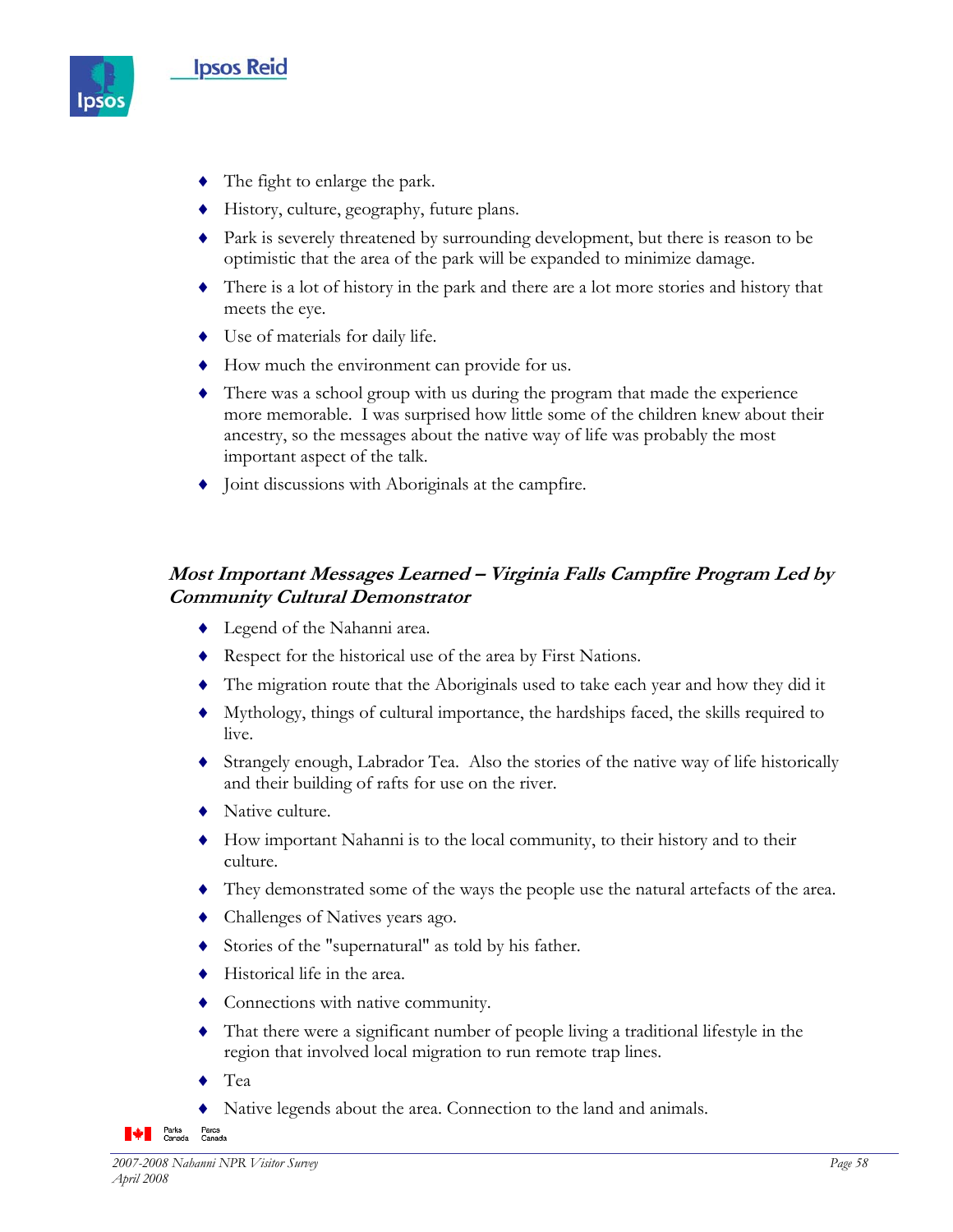- The fight to enlarge the park.
- History, culture, geography, future plans.
- Park is severely threatened by surrounding development, but there is reason to be optimistic that the area of the park will be expanded to minimize damage.
- There is a lot of history in the park and there are a lot more stories and history that meets the eye.
- Use of materials for daily life.
- How much the environment can provide for us.
- There was a school group with us during the program that made the experience more memorable. I was surprised how little some of the children knew about their ancestry, so the messages about the native way of life was probably the most important aspect of the talk.
- Joint discussions with Aboriginals at the campfire.

### *Most Important Messages Learned – Virginia Falls Campfire Program Led by Community Cultural Demonstrator*

- Legend of the Nahanni area.
- Respect for the historical use of the area by First Nations.
- The migration route that the Aboriginals used to take each year and how they did it
- Mythology, things of cultural importance, the hardships faced, the skills required to live.
- Strangely enough, Labrador Tea. Also the stories of the native way of life historically and their building of rafts for use on the river.
- Native culture.
- How important Nahanni is to the local community, to their history and to their culture.
- They demonstrated some of the ways the people use the natural artefacts of the area.
- Challenges of Natives years ago.
- Stories of the "supernatural" as told by his father.
- Historical life in the area.
- Connections with native community.
- That there were a significant number of people living a traditional lifestyle in the region that involved local migration to run remote trap lines.
- Tea
- Native legends about the area. Connection to the land and animals.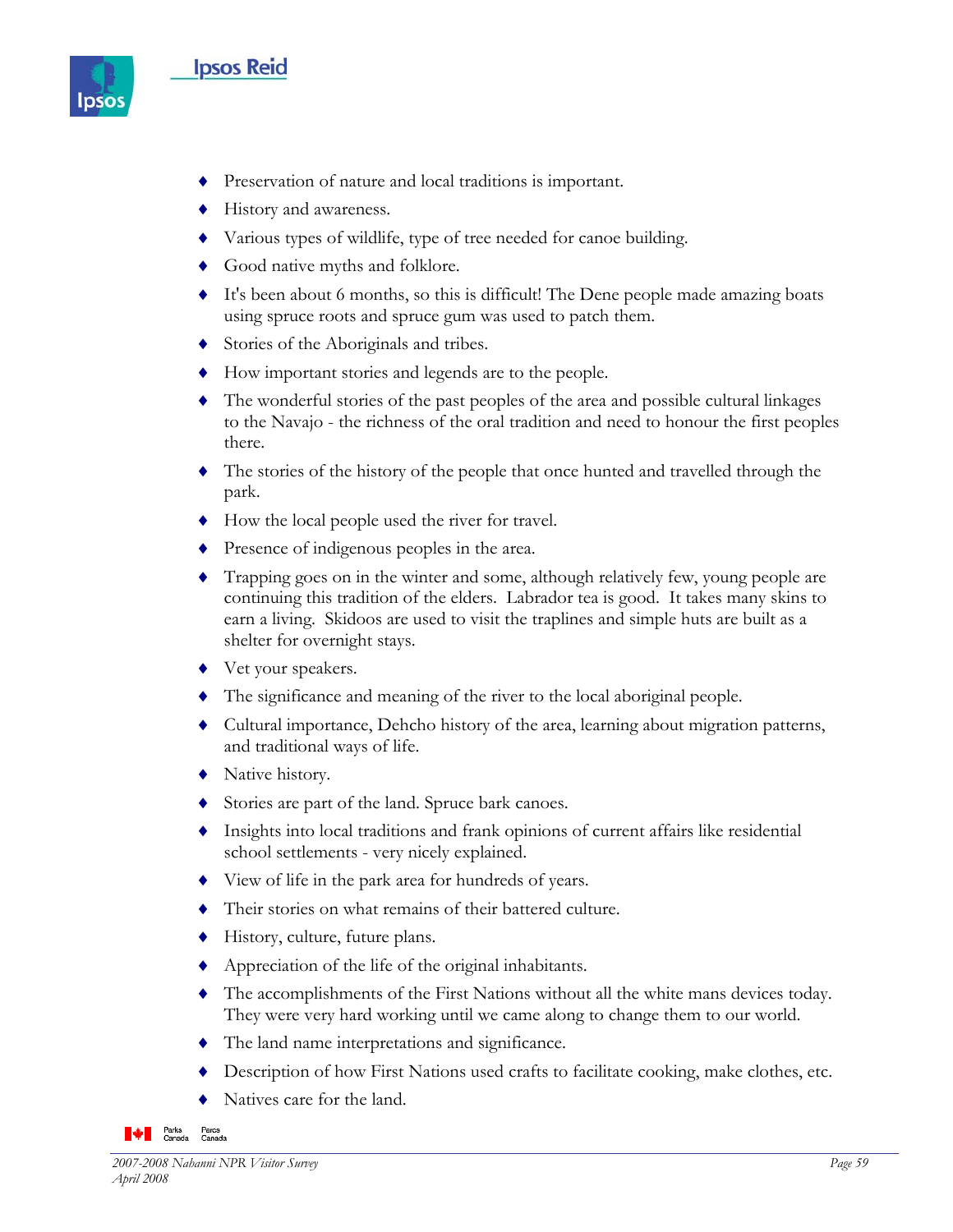- Preservation of nature and local traditions is important.
- History and awareness.
- Various types of wildlife, type of tree needed for canoe building.
- Good native myths and folklore.
- It's been about 6 months, so this is difficult! The Dene people made amazing boats using spruce roots and spruce gum was used to patch them.
- Stories of the Aboriginals and tribes.
- How important stories and legends are to the people.
- The wonderful stories of the past peoples of the area and possible cultural linkages to the Navajo - the richness of the oral tradition and need to honour the first peoples there.
- The stories of the history of the people that once hunted and travelled through the park.
- How the local people used the river for travel.
- Presence of indigenous peoples in the area.
- Trapping goes on in the winter and some, although relatively few, young people are continuing this tradition of the elders. Labrador tea is good. It takes many skins to earn a living. Skidoos are used to visit the traplines and simple huts are built as a shelter for overnight stays.
- Vet your speakers.
- The significance and meaning of the river to the local aboriginal people.
- Cultural importance, Dehcho history of the area, learning about migration patterns, and traditional ways of life.
- Native history.
- Stories are part of the land. Spruce bark canoes.
- Insights into local traditions and frank opinions of current affairs like residential school settlements - very nicely explained.
- View of life in the park area for hundreds of years.
- Their stories on what remains of their battered culture.
- History, culture, future plans.
- Appreciation of the life of the original inhabitants.
- The accomplishments of the First Nations without all the white mans devices today. They were very hard working until we came along to change them to our world.
- The land name interpretations and significance.
- Description of how First Nations used crafts to facilitate cooking, make clothes, etc.
- Natives care for the land.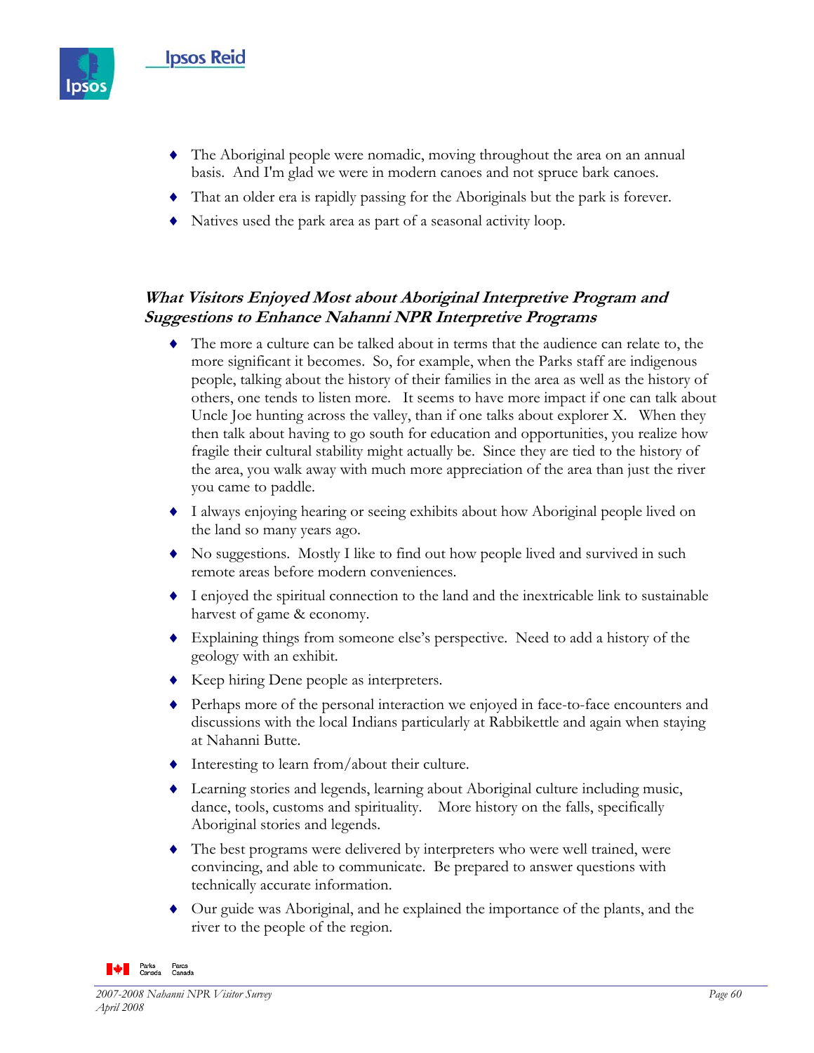- The Aboriginal people were nomadic, moving throughout the area on an annual basis. And I'm glad we were in modern canoes and not spruce bark canoes.
- That an older era is rapidly passing for the Aboriginals but the park is forever.
- Natives used the park area as part of a seasonal activity loop.

### *What Visitors Enjoyed Most about Aboriginal Interpretive Program and Suggestions to Enhance Nahanni NPR Interpretive Programs*

- The more a culture can be talked about in terms that the audience can relate to, the more significant it becomes. So, for example, when the Parks staff are indigenous people, talking about the history of their families in the area as well as the history of others, one tends to listen more. It seems to have more impact if one can talk about Uncle Joe hunting across the valley, than if one talks about explorer X. When they then talk about having to go south for education and opportunities, you realize how fragile their cultural stability might actually be. Since they are tied to the history of the area, you walk away with much more appreciation of the area than just the river you came to paddle.
- I always enjoying hearing or seeing exhibits about how Aboriginal people lived on the land so many years ago.
- No suggestions. Mostly I like to find out how people lived and survived in such remote areas before modern conveniences.
- I enjoyed the spiritual connection to the land and the inextricable link to sustainable harvest of game & economy.
- Explaining things from someone else's perspective. Need to add a history of the geology with an exhibit.
- Keep hiring Dene people as interpreters.
- Perhaps more of the personal interaction we enjoyed in face-to-face encounters and discussions with the local Indians particularly at Rabbikettle and again when staying at Nahanni Butte.
- Interesting to learn from/about their culture.
- Learning stories and legends, learning about Aboriginal culture including music, dance, tools, customs and spirituality. More history on the falls, specifically Aboriginal stories and legends.
- The best programs were delivered by interpreters who were well trained, were convincing, and able to communicate. Be prepared to answer questions with technically accurate information.
- Our guide was Aboriginal, and he explained the importance of the plants, and the river to the people of the region.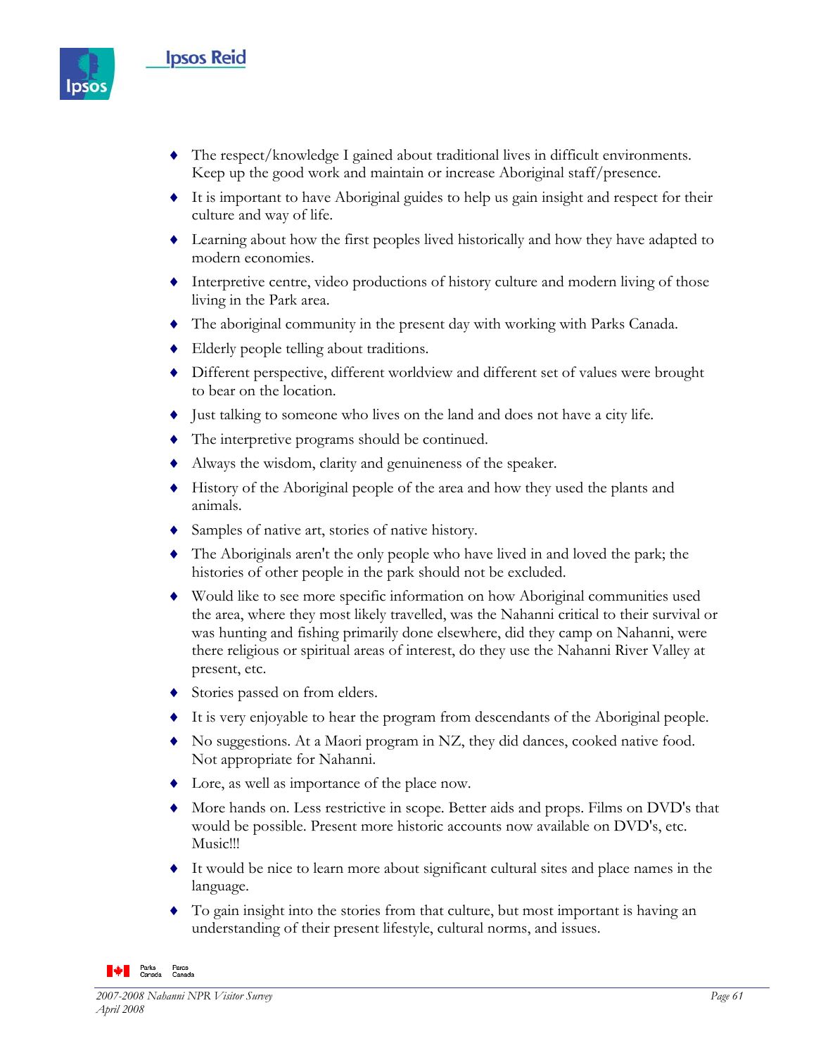- The respect/knowledge I gained about traditional lives in difficult environments. Keep up the good work and maintain or increase Aboriginal staff/presence.
- It is important to have Aboriginal guides to help us gain insight and respect for their culture and way of life.
- Learning about how the first peoples lived historically and how they have adapted to modern economies.
- Interpretive centre, video productions of history culture and modern living of those living in the Park area.
- The aboriginal community in the present day with working with Parks Canada.
- Elderly people telling about traditions.
- Different perspective, different worldview and different set of values were brought to bear on the location.
- Just talking to someone who lives on the land and does not have a city life.
- The interpretive programs should be continued.
- Always the wisdom, clarity and genuineness of the speaker.
- History of the Aboriginal people of the area and how they used the plants and animals.
- Samples of native art, stories of native history.
- The Aboriginals aren't the only people who have lived in and loved the park; the histories of other people in the park should not be excluded.
- Would like to see more specific information on how Aboriginal communities used the area, where they most likely travelled, was the Nahanni critical to their survival or was hunting and fishing primarily done elsewhere, did they camp on Nahanni, were there religious or spiritual areas of interest, do they use the Nahanni River Valley at present, etc.
- Stories passed on from elders.
- It is very enjoyable to hear the program from descendants of the Aboriginal people.
- No suggestions. At a Maori program in NZ, they did dances, cooked native food. Not appropriate for Nahanni.
- Lore, as well as importance of the place now.
- More hands on. Less restrictive in scope. Better aids and props. Films on DVD's that would be possible. Present more historic accounts now available on DVD's, etc. Music!!!
- It would be nice to learn more about significant cultural sites and place names in the language.
- To gain insight into the stories from that culture, but most important is having an understanding of their present lifestyle, cultural norms, and issues.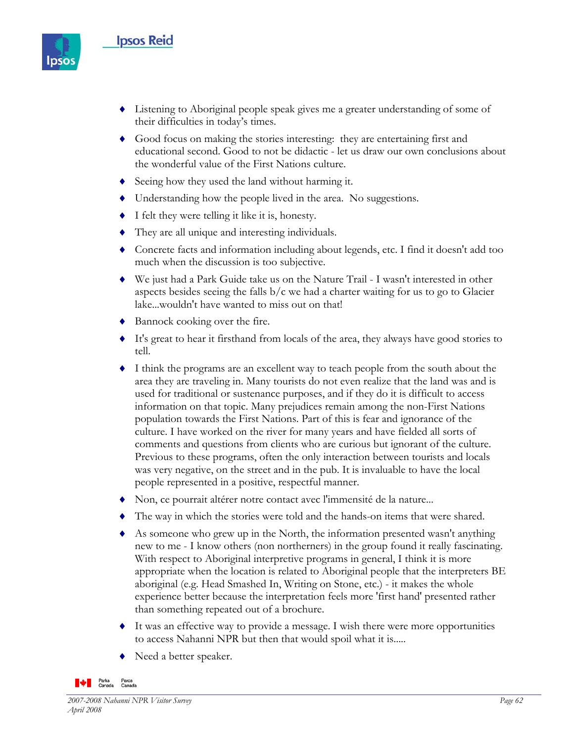- Listening to Aboriginal people speak gives me a greater understanding of some of their difficulties in today's times.
- Good focus on making the stories interesting: they are entertaining first and educational second. Good to not be didactic - let us draw our own conclusions about the wonderful value of the First Nations culture.
- Seeing how they used the land without harming it.
- Understanding how the people lived in the area. No suggestions.
- I felt they were telling it like it is, honesty.
- They are all unique and interesting individuals.
- Concrete facts and information including about legends, etc. I find it doesn't add too much when the discussion is too subjective.
- We just had a Park Guide take us on the Nature Trail - I wasn't interested in other aspects besides seeing the falls b/c we had a charter waiting for us to go to Glacier lake...wouldn't have wanted to miss out on that!
- Bannock cooking over the fire.
- It's great to hear it firsthand from locals of the area, they always have good stories to tell.
- I think the programs are an excellent way to teach people from the south about the area they are traveling in. Many tourists do not even realize that the land was and is used for traditional or sustenance purposes, and if they do it is difficult to access information on that topic. Many prejudices remain among the non-First Nations population towards the First Nations. Part of this is fear and ignorance of the culture. I have worked on the river for many years and have fielded all sorts of comments and questions from clients who are curious but ignorant of the culture. Previous to these programs, often the only interaction between tourists and locals was very negative, on the street and in the pub. It is invaluable to have the local people represented in a positive, respectful manner.
- Non, ce pourrait altérer notre contact avec l'immensité de la nature...
- The way in which the stories were told and the hands-on items that were shared.
- As someone who grew up in the North, the information presented wasn't anything new to me - I know others (non northerners) in the group found it really fascinating. With respect to Aboriginal interpretive programs in general, I think it is more appropriate when the location is related to Aboriginal people that the interpreters BE aboriginal (e.g. Head Smashed In, Writing on Stone, etc.) - it makes the whole experience better because the interpretation feels more 'first hand' presented rather than something repeated out of a brochure.
- It was an effective way to provide a message. I wish there were more opportunities to access Nahanni NPR but then that would spoil what it is.....
- Need a better speaker.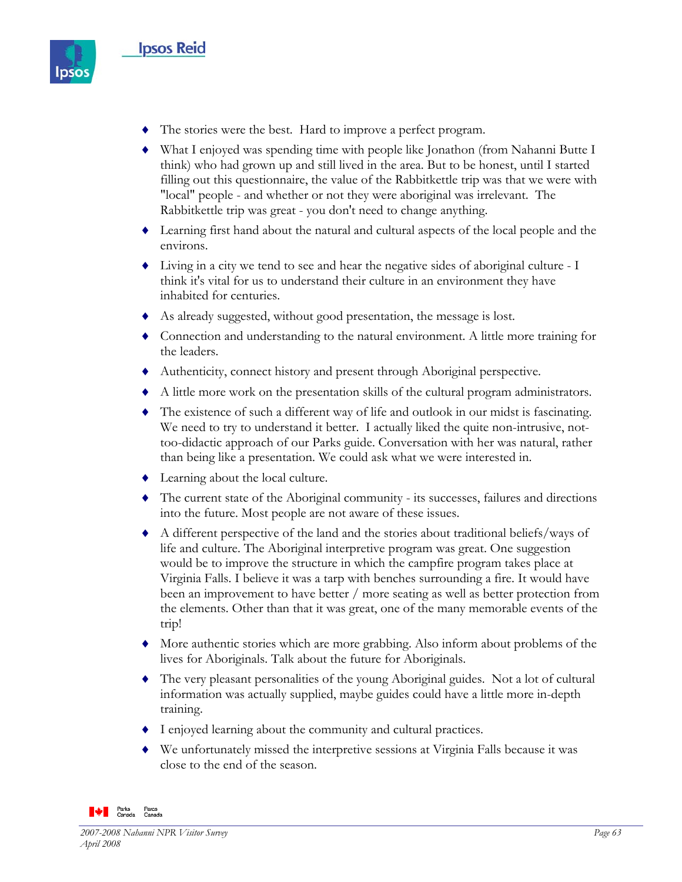- The stories were the best. Hard to improve a perfect program.
- What I enjoyed was spending time with people like Jonathon (from Nahanni Butte I think) who had grown up and still lived in the area. But to be honest, until I started filling out this questionnaire, the value of the Rabbitkettle trip was that we were with "local" people - and whether or not they were aboriginal was irrelevant. The Rabbitkettle trip was great - you don't need to change anything.
- Learning first hand about the natural and cultural aspects of the local people and the environs.
- Living in a city we tend to see and hear the negative sides of aboriginal culture - I think it's vital for us to understand their culture in an environment they have inhabited for centuries.
- As already suggested, without good presentation, the message is lost.
- Connection and understanding to the natural environment. A little more training for the leaders.
- Authenticity, connect history and present through Aboriginal perspective.
- A little more work on the presentation skills of the cultural program administrators.
- The existence of such a different way of life and outlook in our midst is fascinating. We need to try to understand it better. I actually liked the quite non-intrusive, not-too-didactic approach of our Parks guide. Conversation with her was natural, rather than being like a presentation. We could ask what we were interested in.
- Learning about the local culture.
- The current state of the Aboriginal community - its successes, failures and directions into the future. Most people are not aware of these issues.
- A different perspective of the land and the stories about traditional beliefs/ways of life and culture. The Aboriginal interpretive program was great. One suggestion would be to improve the structure in which the campfire program takes place at Virginia Falls. I believe it was a tarp with benches surrounding a fire. It would have been an improvement to have better / more seating as well as better protection from the elements. Other than that it was great, one of the many memorable events of the trip!
- More authentic stories which are more grabbing. Also inform about problems of the lives for Aboriginals. Talk about the future for Aboriginals.
- The very pleasant personalities of the young Aboriginal guides. Not a lot of cultural information was actually supplied, maybe guides could have a little more in-depth training.
- I enjoyed learning about the community and cultural practices.
- We unfortunately missed the interpretive sessions at Virginia Falls because it was close to the end of the season.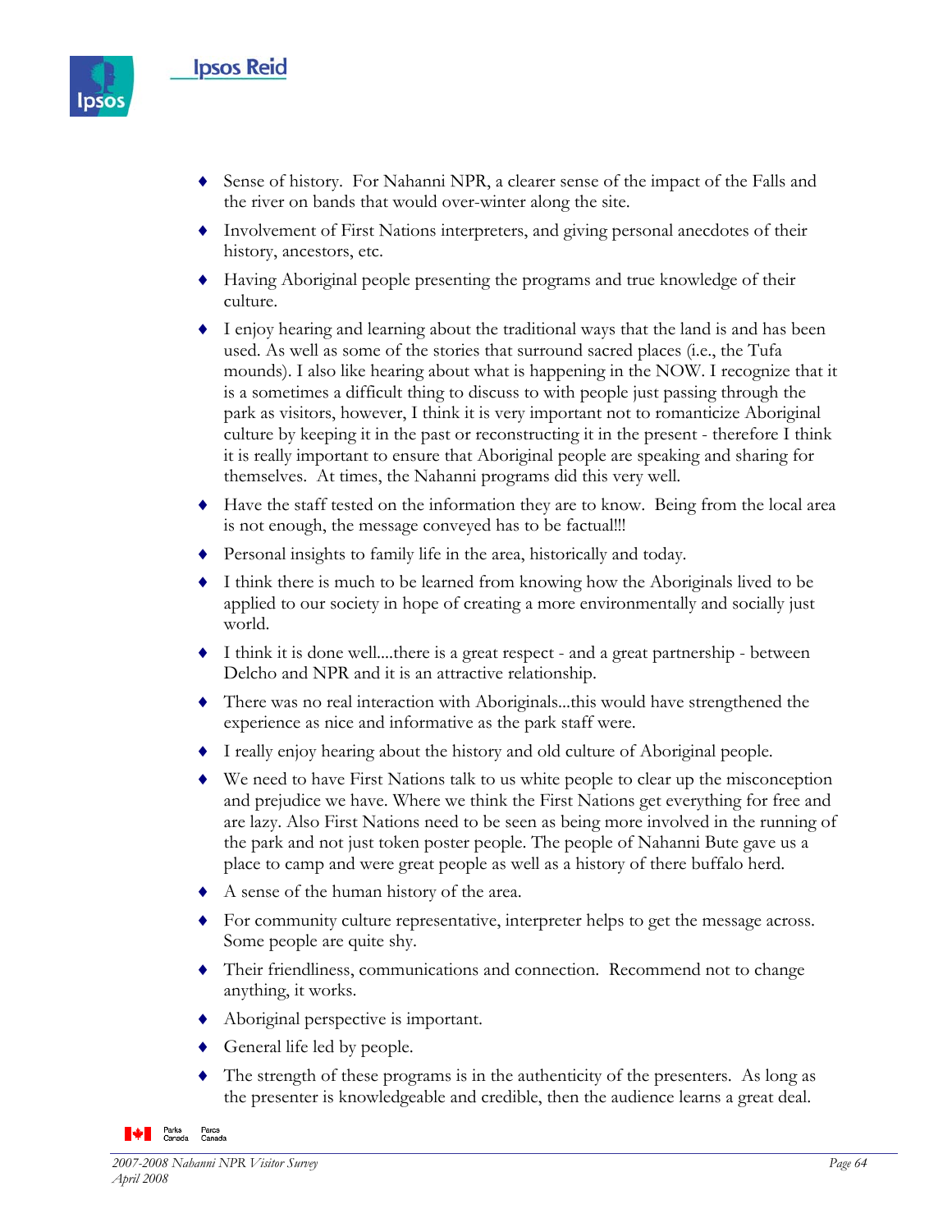- Sense of history. For Nahanni NPR, a clearer sense of the impact of the Falls and the river on bands that would over-winter along the site.
- Involvement of First Nations interpreters, and giving personal anecdotes of their history, ancestors, etc.
- Having Aboriginal people presenting the programs and true knowledge of their culture.
- I enjoy hearing and learning about the traditional ways that the land is and has been used. As well as some of the stories that surround sacred places (i.e., the Tufa mounds). I also like hearing about what is happening in the NOW. I recognize that it is a sometimes a difficult thing to discuss to with people just passing through the park as visitors, however, I think it is very important not to romanticize Aboriginal culture by keeping it in the past or reconstructing it in the present - therefore I think it is really important to ensure that Aboriginal people are speaking and sharing for themselves. At times, the Nahanni programs did this very well.
- Have the staff tested on the information they are to know. Being from the local area is not enough, the message conveyed has to be factual!!!
- Personal insights to family life in the area, historically and today.
- I think there is much to be learned from knowing how the Aboriginals lived to be applied to our society in hope of creating a more environmentally and socially just world.
- I think it is done well....there is a great respect - and a great partnership - between Delcho and NPR and it is an attractive relationship.
- There was no real interaction with Aboriginals...this would have strengthened the experience as nice and informative as the park staff were.
- I really enjoy hearing about the history and old culture of Aboriginal people.
- We need to have First Nations talk to us white people to clear up the misconception and prejudice we have. Where we think the First Nations get everything for free and are lazy. Also First Nations need to be seen as being more involved in the running of the park and not just token poster people. The people of Nahanni Bute gave us a place to camp and were great people as well as a history of there buffalo herd.
- A sense of the human history of the area.
- For community culture representative, interpreter helps to get the message across. Some people are quite shy.
- Their friendliness, communications and connection. Recommend not to change anything, it works.
- Aboriginal perspective is important.
- General life led by people.
- The strength of these programs is in the authenticity of the presenters. As long as the presenter is knowledgeable and credible, then the audience learns a great deal.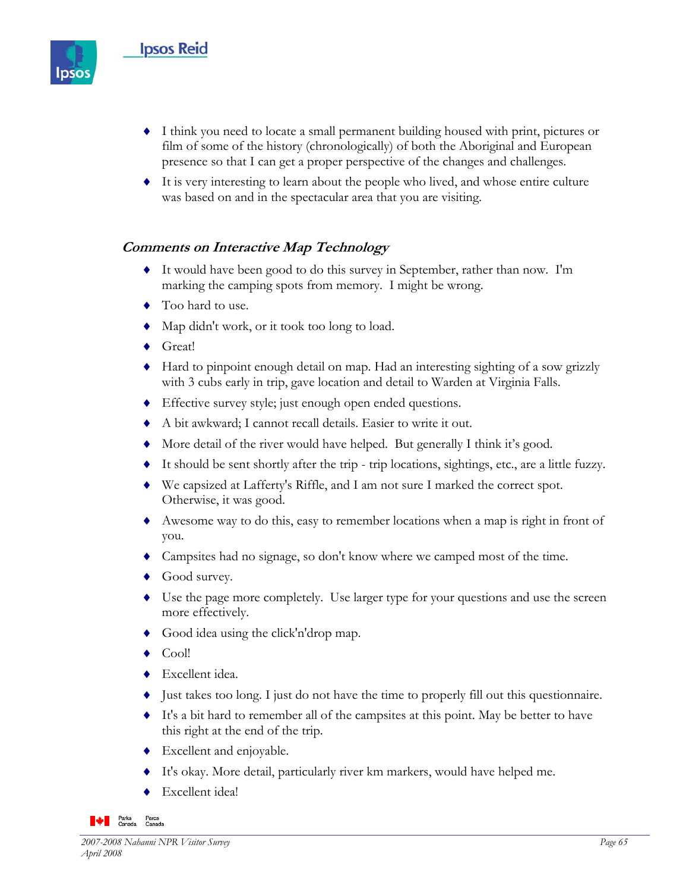- I think you need to locate a small permanent building housed with print, pictures or film of some of the history (chronologically) of both the Aboriginal and European presence so that I can get a proper perspective of the changes and challenges.
- It is very interesting to learn about the people who lived, and whose entire culture was based on and in the spectacular area that you are visiting.

### *Comments on Interactive Map Technology*

- It would have been good to do this survey in September, rather than now. I'm marking the camping spots from memory. I might be wrong.
- Too hard to use.
- Map didn't work, or it took too long to load.
- Great!
- Hard to pinpoint enough detail on map. Had an interesting sighting of a sow grizzly with 3 cubs early in trip, gave location and detail to Warden at Virginia Falls.
- Effective survey style; just enough open ended questions.
- A bit awkward; I cannot recall details. Easier to write it out.
- More detail of the river would have helped. But generally I think it's good.
- It should be sent shortly after the trip - trip locations, sightings, etc., are a little fuzzy.
- We capsized at Lafferty's Riffle, and I am not sure I marked the correct spot. Otherwise, it was good.
- Awesome way to do this, easy to remember locations when a map is right in front of you.
- Campsites had no signage, so don't know where we camped most of the time.
- Good survey.
- Use the page more completely. Use larger type for your questions and use the screen more effectively.
- Good idea using the click'n'drop map.
- Cool!
- Excellent idea.
- Just takes too long. I just do not have the time to properly fill out this questionnaire.
- It's a bit hard to remember all of the campsites at this point. May be better to have this right at the end of the trip.
- Excellent and enjoyable.
- It's okay. More detail, particularly river km markers, would have helped me.
- Excellent idea!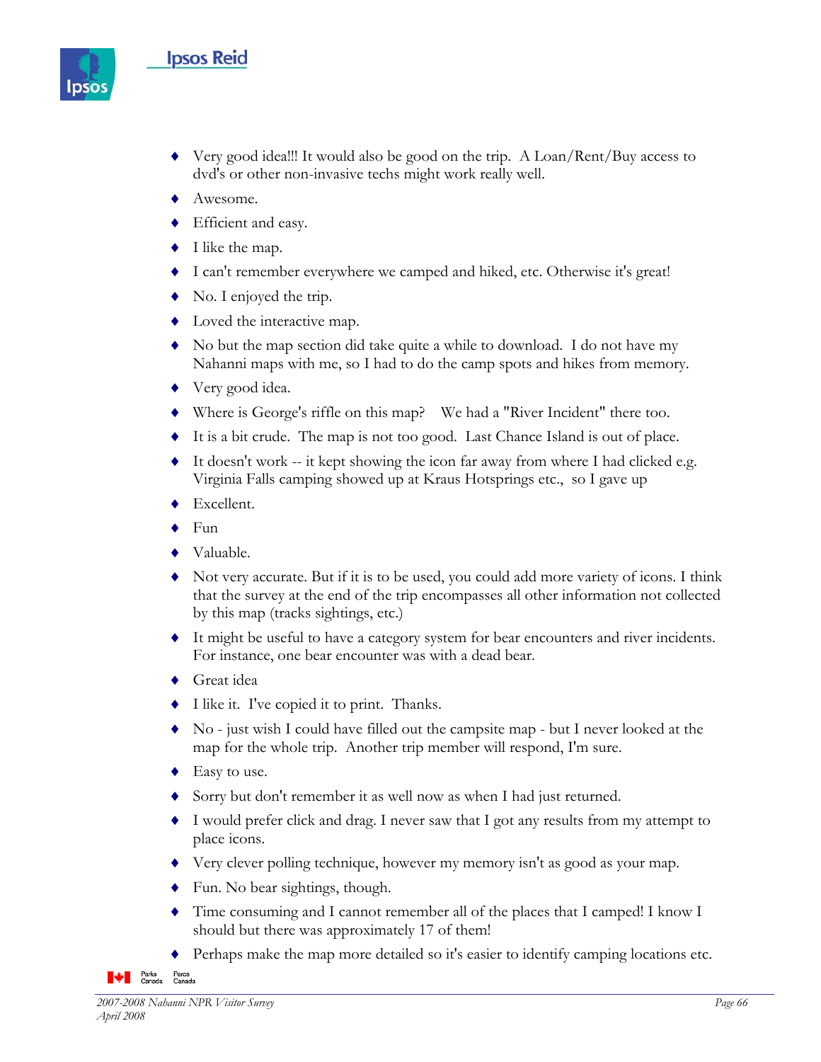- Very good idea!!! It would also be good on the trip. A Loan/Rent/Buy access to dvd's or other non-invasive techs might work really well.
- Awesome.
- Efficient and easy.
- I like the map.
- I can't remember everywhere we camped and hiked, etc. Otherwise it's great!
- No. I enjoyed the trip.
- Loved the interactive map.
- No but the map section did take quite a while to download. I do not have my Nahanni maps with me, so I had to do the camp spots and hikes from memory.
- Very good idea.
- Where is George's riffle on this map? We had a "River Incident" there too.
- It is a bit crude. The map is not too good. Last Chance Island is out of place.
- It doesn't work -- it kept showing the icon far away from where I had clicked e.g. Virginia Falls camping showed up at Kraus Hotsprings etc., so I gave up
- Excellent.
- Fun
- Valuable.
- Not very accurate. But if it is to be used, you could add more variety of icons. I think that the survey at the end of the trip encompasses all other information not collected by this map (tracks sightings, etc.)
- It might be useful to have a category system for bear encounters and river incidents. For instance, one bear encounter was with a dead bear.
- Great idea
- I like it. I've copied it to print. Thanks.
- No - just wish I could have filled out the campsite map - but I never looked at the map for the whole trip. Another trip member will respond, I'm sure.
- Easy to use.
- Sorry but don't remember it as well now as when I had just returned.
- I would prefer click and drag. I never saw that I got any results from my attempt to place icons.
- Very clever polling technique, however my memory isn't as good as your map.
- Fun. No bear sightings, though.
- Time consuming and I cannot remember all of the places that I camped! I know I should but there was approximately 17 of them!
- Perhaps make the map more detailed so it's easier to identify camping locations etc.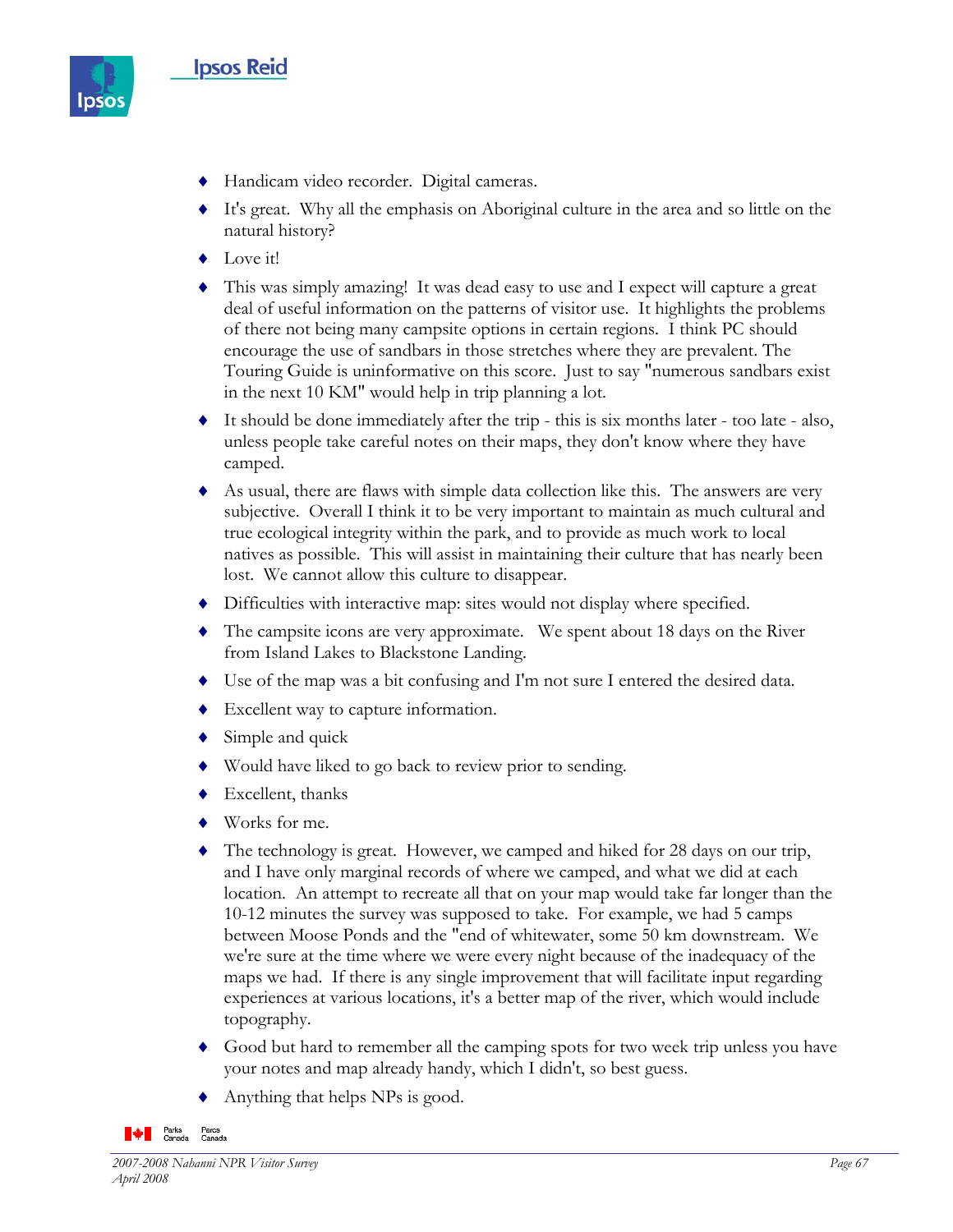- Handicam video recorder. Digital cameras.
- It's great. Why all the emphasis on Aboriginal culture in the area and so little on the natural history?
- Love it!
- This was simply amazing! It was dead easy to use and I expect will capture a great deal of useful information on the patterns of visitor use. It highlights the problems of there not being many campsite options in certain regions. I think PC should encourage the use of sandbars in those stretches where they are prevalent. The Touring Guide is uninformative on this score. Just to say "numerous sandbars exist in the next 10 KM" would help in trip planning a lot.
- It should be done immediately after the trip - this is six months later - too late - also, unless people take careful notes on their maps, they don't know where they have camped.
- As usual, there are flaws with simple data collection like this. The answers are very subjective. Overall I think it to be very important to maintain as much cultural and true ecological integrity within the park, and to provide as much work to local natives as possible. This will assist in maintaining their culture that has nearly been lost. We cannot allow this culture to disappear.
- Difficulties with interactive map: sites would not display where specified.
- The campsite icons are very approximate. We spent about 18 days on the River from Island Lakes to Blackstone Landing.
- Use of the map was a bit confusing and I'm not sure I entered the desired data.
- Excellent way to capture information.
- Simple and quick
- Would have liked to go back to review prior to sending.
- Excellent, thanks
- Works for me.
- The technology is great. However, we camped and hiked for 28 days on our trip, and I have only marginal records of where we camped, and what we did at each location. An attempt to recreate all that on your map would take far longer than the 10-12 minutes the survey was supposed to take. For example, we had 5 camps between Moose Ponds and the "end of whitewater, some 50 km downstream. We we're sure at the time where we were every night because of the inadequacy of the maps we had. If there is any single improvement that will facilitate input regarding experiences at various locations, it's a better map of the river, which would include topography.
- Good but hard to remember all the camping spots for two week trip unless you have your notes and map already handy, which I didn't, so best guess.
- Anything that helps NPs is good.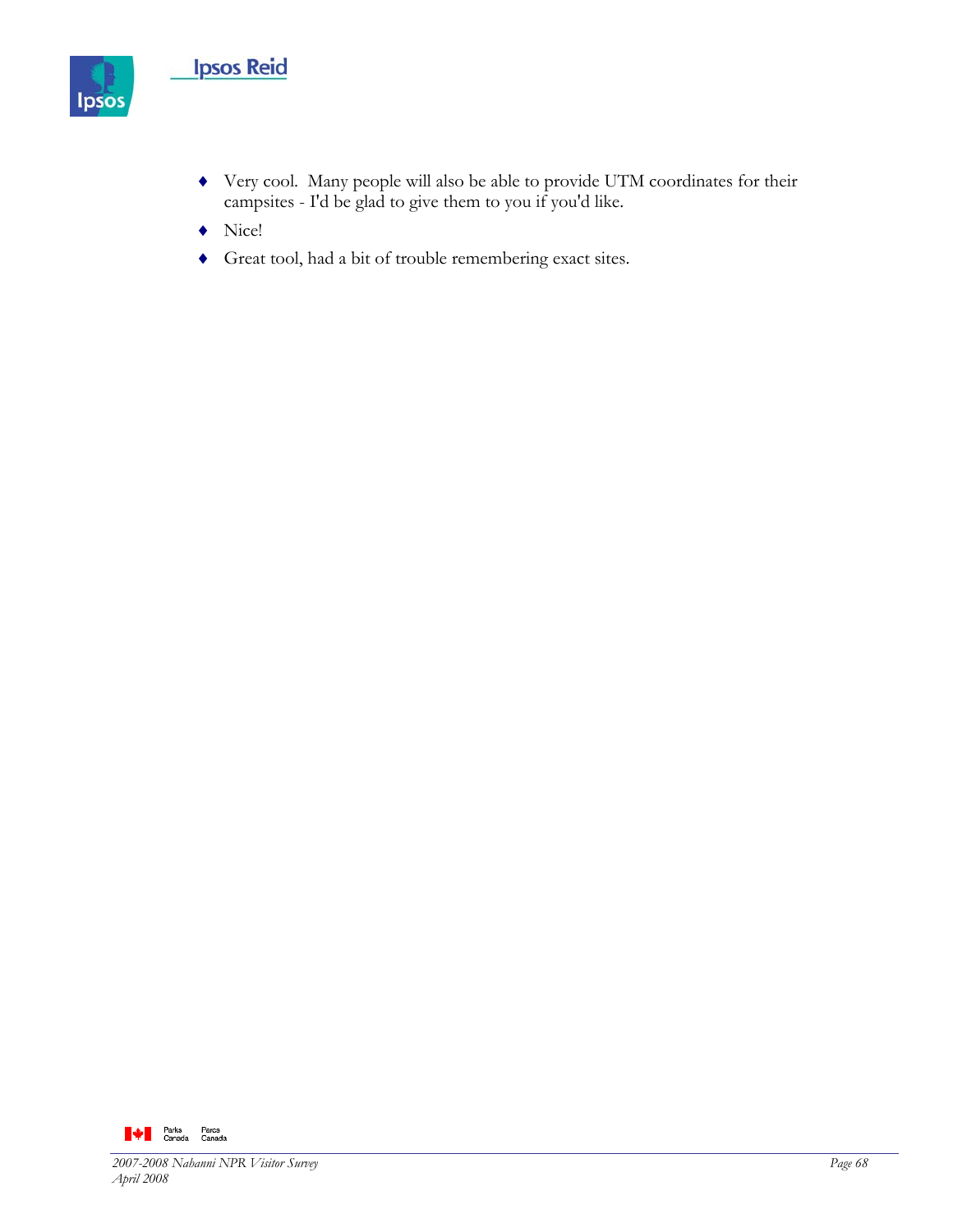- Very cool. Many people will also be able to provide UTM coordinates for their campsites - I'd be glad to give them to you if you'd like.
- Nice!
- Great tool, had a bit of trouble remembering exact sites.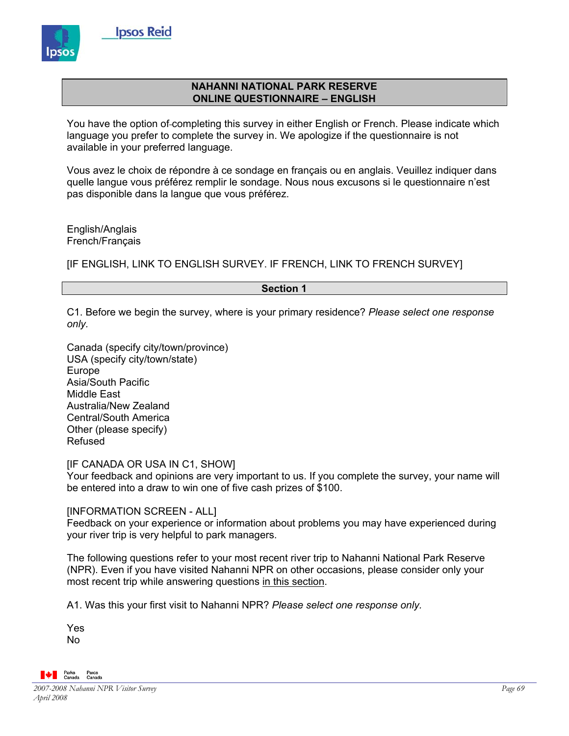## NAHANNI NATIONAL PARK RESERVE
## ONLINE QUESTIONNAIRE – ENGLISH

You have the option of completing this survey in either English or French. Please indicate which language you prefer to complete the survey in. We apologize if the questionnaire is not available in your preferred language.

Vous avez le choix de répondre à ce sondage en français ou en anglais. Veuillez indiquer dans quelle langue vous préférez remplir le sondage. Nous nous excusons si le questionnaire n'est pas disponible dans la langue que vous préférez.

English/Anglais
French/Français

[IF ENGLISH, LINK TO ENGLISH SURVEY. IF FRENCH, LINK TO FRENCH SURVEY]

## Section 1

C1. Before we begin the survey, where is your primary residence? *Please select one response only.*

Canada (specify city/town/province)
USA (specify city/town/state)
Europe
Asia/South Pacific
Middle East
Australia/New Zealand
Central/South America
Other (please specify)
Refused

[IF CANADA OR USA IN C1, SHOW]
Your feedback and opinions are very important to us. If you complete the survey, your name will be entered into a draw to win one of five cash prizes of $100.

[INFORMATION SCREEN - ALL]
Feedback on your experience or information about problems you may have experienced during your river trip is very helpful to park managers.

The following questions refer to your most recent river trip to Nahanni National Park Reserve (NPR). Even if you have visited Nahanni NPR on other occasions, please consider only your most recent trip while answering questions in this section.

A1. Was this your first visit to Nahanni NPR? *Please select one response only.*

Yes
No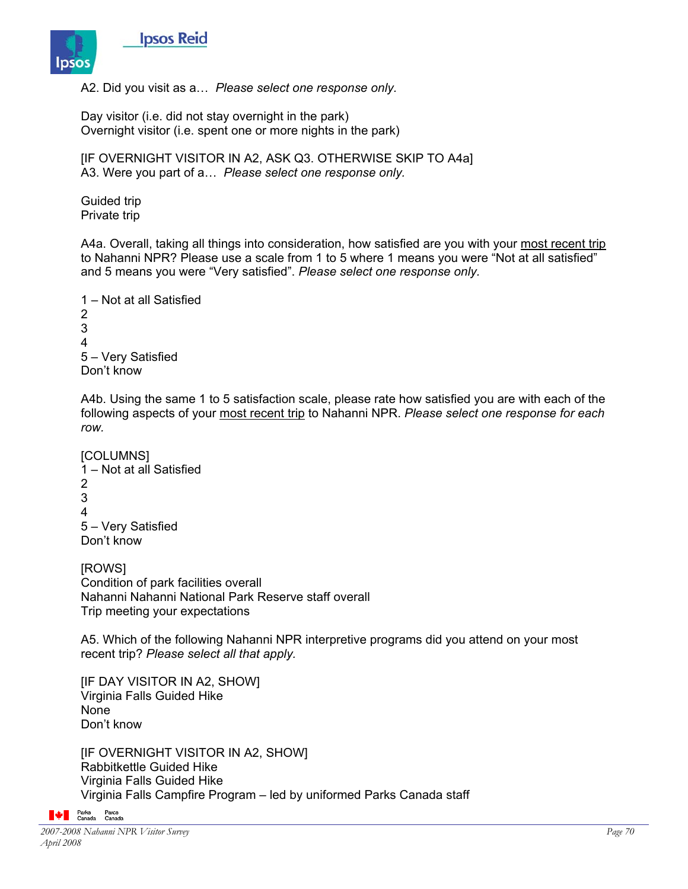A2. Did you visit as a… *Please select one response only.*

Day visitor (i.e. did not stay overnight in the park)
Overnight visitor (i.e. spent one or more nights in the park)

[IF OVERNIGHT VISITOR IN A2, ASK Q3. OTHERWISE SKIP TO A4a]
A3. Were you part of a… *Please select one response only.*

Guided trip
Private trip

A4a. Overall, taking all things into consideration, how satisfied are you with your most recent trip to Nahanni NPR? Please use a scale from 1 to 5 where 1 means you were "Not at all satisfied" and 5 means you were "Very satisfied". *Please select one response only.*

1 – Not at all Satisfied
2
3
4
5 – Very Satisfied
Don't know

A4b. Using the same 1 to 5 satisfaction scale, please rate how satisfied you are with each of the following aspects of your most recent trip to Nahanni NPR. *Please select one response for each row.*

[COLUMNS]
1 – Not at all Satisfied
2
3
4
5 – Very Satisfied
Don't know

[ROWS]
Condition of park facilities overall
Nahanni Nahanni National Park Reserve staff overall
Trip meeting your expectations

A5. Which of the following Nahanni NPR interpretive programs did you attend on your most recent trip? *Please select all that apply.*

[IF DAY VISITOR IN A2, SHOW]
Virginia Falls Guided Hike
None
Don't know

[IF OVERNIGHT VISITOR IN A2, SHOW]
Rabbitkettle Guided Hike
Virginia Falls Guided Hike
Virginia Falls Campfire Program – led by uniformed Parks Canada staff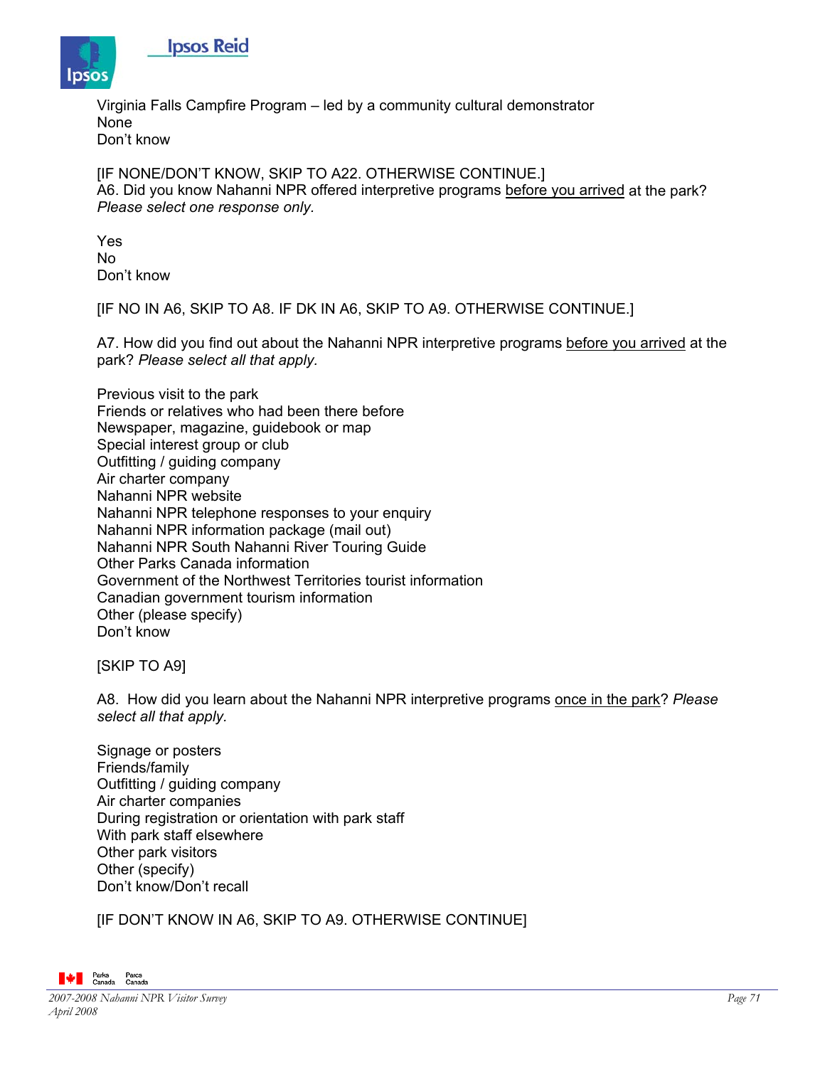Virginia Falls Campfire Program – led by a community cultural demonstrator
None
Don't know

[IF NONE/DON'T KNOW, SKIP TO A22. OTHERWISE CONTINUE.]
A6. Did you know Nahanni NPR offered interpretive programs before you arrived at the park? *Please select one response only.*

Yes
No
Don't know

[IF NO IN A6, SKIP TO A8. IF DK IN A6, SKIP TO A9. OTHERWISE CONTINUE.]

A7. How did you find out about the Nahanni NPR interpretive programs before you arrived at the park? *Please select all that apply.*

Previous visit to the park
Friends or relatives who had been there before
Newspaper, magazine, guidebook or map
Special interest group or club
Outfitting / guiding company
Air charter company
Nahanni NPR website
Nahanni NPR telephone responses to your enquiry
Nahanni NPR information package (mail out)
Nahanni NPR South Nahanni River Touring Guide
Other Parks Canada information
Government of the Northwest Territories tourist information
Canadian government tourism information
Other (please specify)
Don't know

[SKIP TO A9]

A8. How did you learn about the Nahanni NPR interpretive programs once in the park? *Please select all that apply.*

Signage or posters
Friends/family
Outfitting / guiding company
Air charter companies
During registration or orientation with park staff
With park staff elsewhere
Other park visitors
Other (specify)
Don't know/Don't recall

[IF DON'T KNOW IN A6, SKIP TO A9. OTHERWISE CONTINUE]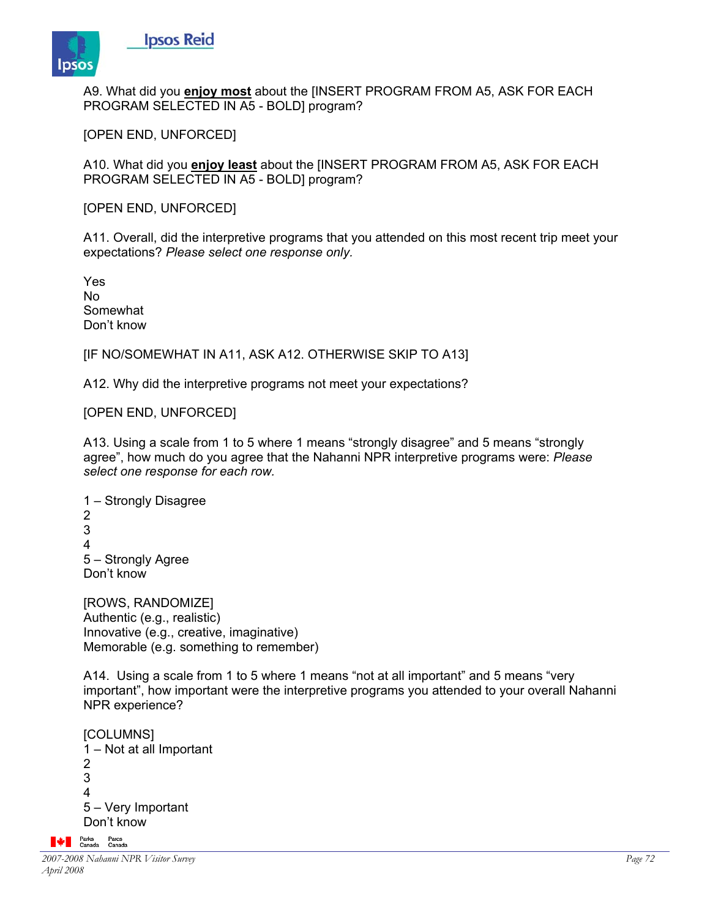A9. What did you **enjoy most** about the [INSERT PROGRAM FROM A5, ASK FOR EACH PROGRAM SELECTED IN A5 - BOLD] program?

[OPEN END, UNFORCED]

A10. What did you **enjoy least** about the [INSERT PROGRAM FROM A5, ASK FOR EACH PROGRAM SELECTED IN A5 - BOLD] program?

[OPEN END, UNFORCED]

A11. Overall, did the interpretive programs that you attended on this most recent trip meet your expectations? *Please select one response only.*

Yes
No
Somewhat
Don't know

[IF NO/SOMEWHAT IN A11, ASK A12. OTHERWISE SKIP TO A13]

A12. Why did the interpretive programs not meet your expectations?

[OPEN END, UNFORCED]

A13. Using a scale from 1 to 5 where 1 means "strongly disagree" and 5 means "strongly agree", how much do you agree that the Nahanni NPR interpretive programs were: *Please select one response for each row.*

1 – Strongly Disagree
2
3
4
5 – Strongly Agree
Don't know

[ROWS, RANDOMIZE]
Authentic (e.g., realistic)
Innovative (e.g., creative, imaginative)
Memorable (e.g. something to remember)

A14. Using a scale from 1 to 5 where 1 means "not at all important" and 5 means "very important", how important were the interpretive programs you attended to your overall Nahanni NPR experience?

[COLUMNS]
1 – Not at all Important
2
3
4
5 – Very Important
Don't know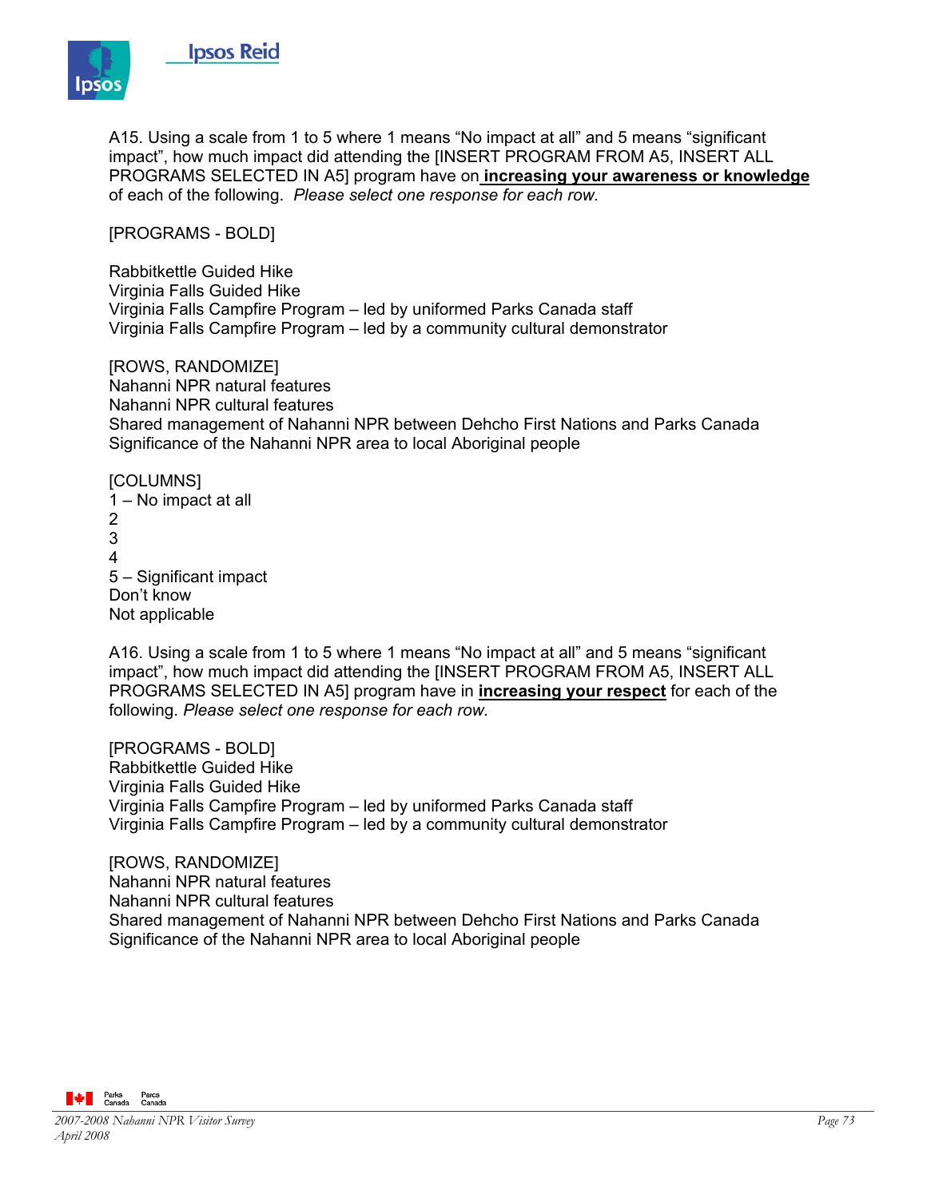A15. Using a scale from 1 to 5 where 1 means “No impact at all” and 5 means “significant impact”, how much impact did attending the [INSERT PROGRAM FROM A5, INSERT ALL PROGRAMS SELECTED IN A5] program have on **increasing your awareness or knowledge** of each of the following. *Please select one response for each row.*

[PROGRAMS - BOLD]

Rabbitkettle Guided Hike
Virginia Falls Guided Hike
Virginia Falls Campfire Program – led by uniformed Parks Canada staff
Virginia Falls Campfire Program – led by a community cultural demonstrator

[ROWS, RANDOMIZE]
Nahanni NPR natural features
Nahanni NPR cultural features
Shared management of Nahanni NPR between Dehcho First Nations and Parks Canada
Significance of the Nahanni NPR area to local Aboriginal people

[COLUMNS]
1 – No impact at all
2
3
4
5 – Significant impact
Don’t know
Not applicable

A16. Using a scale from 1 to 5 where 1 means “No impact at all” and 5 means “significant impact”, how much impact did attending the [INSERT PROGRAM FROM A5, INSERT ALL PROGRAMS SELECTED IN A5] program have in **increasing your respect** for each of the following. *Please select one response for each row.*

[PROGRAMS - BOLD]
Rabbitkettle Guided Hike
Virginia Falls Guided Hike
Virginia Falls Campfire Program – led by uniformed Parks Canada staff
Virginia Falls Campfire Program – led by a community cultural demonstrator

[ROWS, RANDOMIZE]
Nahanni NPR natural features
Nahanni NPR cultural features
Shared management of Nahanni NPR between Dehcho First Nations and Parks Canada
Significance of the Nahanni NPR area to local Aboriginal people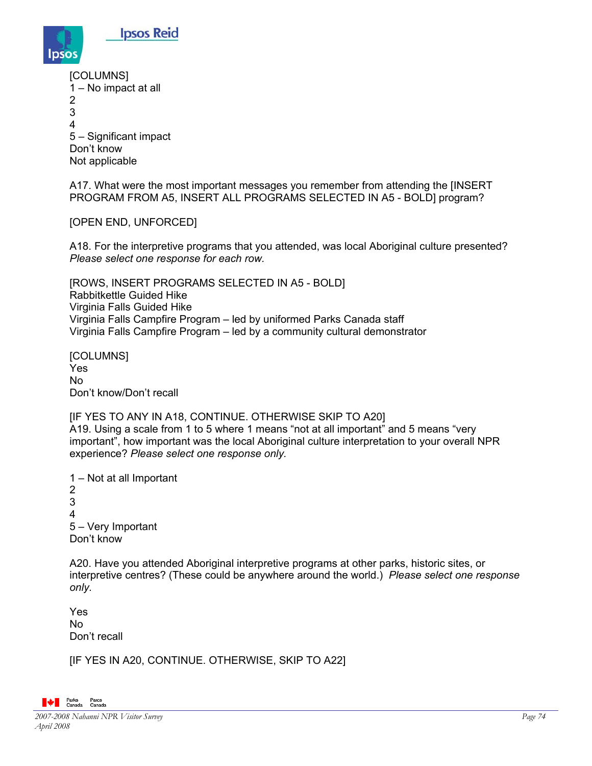[COLUMNS]
1 – No impact at all
2
3
4
5 – Significant impact
Don't know
Not applicable

A17. What were the most important messages you remember from attending the [INSERT PROGRAM FROM A5, INSERT ALL PROGRAMS SELECTED IN A5 - BOLD] program?

[OPEN END, UNFORCED]

A18. For the interpretive programs that you attended, was local Aboriginal culture presented? *Please select one response for each row.*

[ROWS, INSERT PROGRAMS SELECTED IN A5 - BOLD]
Rabbitkettle Guided Hike
Virginia Falls Guided Hike
Virginia Falls Campfire Program – led by uniformed Parks Canada staff
Virginia Falls Campfire Program – led by a community cultural demonstrator

[COLUMNS]
Yes
No
Don't know/Don't recall

[IF YES TO ANY IN A18, CONTINUE. OTHERWISE SKIP TO A20]
A19. Using a scale from 1 to 5 where 1 means "not at all important" and 5 means "very important", how important was the local Aboriginal culture interpretation to your overall NPR experience? *Please select one response only.*

1 – Not at all Important
2
3
4
5 – Very Important
Don't know

A20. Have you attended Aboriginal interpretive programs at other parks, historic sites, or interpretive centres? (These could be anywhere around the world.) *Please select one response only.*

Yes
No
Don't recall

[IF YES IN A20, CONTINUE. OTHERWISE, SKIP TO A22]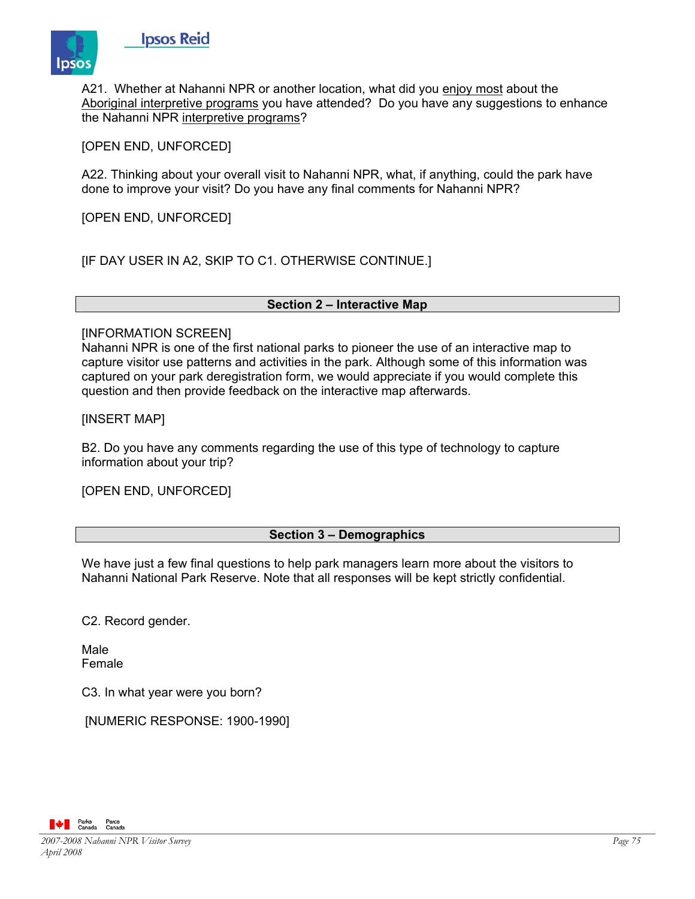A21. Whether at Nahanni NPR or another location, what did you enjoy most about the Aboriginal interpretive programs you have attended? Do you have any suggestions to enhance the Nahanni NPR interpretive programs?

[OPEN END, UNFORCED]

A22. Thinking about your overall visit to Nahanni NPR, what, if anything, could the park have done to improve your visit? Do you have any final comments for Nahanni NPR?

[OPEN END, UNFORCED]

[IF DAY USER IN A2, SKIP TO C1. OTHERWISE CONTINUE.]

## Section 2 – Interactive Map

[INFORMATION SCREEN]
Nahanni NPR is one of the first national parks to pioneer the use of an interactive map to capture visitor use patterns and activities in the park. Although some of this information was captured on your park deregistration form, we would appreciate if you would complete this question and then provide feedback on the interactive map afterwards.

[INSERT MAP]

B2. Do you have any comments regarding the use of this type of technology to capture information about your trip?

[OPEN END, UNFORCED]

## Section 3 – Demographics

We have just a few final questions to help park managers learn more about the visitors to Nahanni National Park Reserve. Note that all responses will be kept strictly confidential.

C2. Record gender.

Male
Female

C3. In what year were you born?

[NUMERIC RESPONSE: 1900-1990]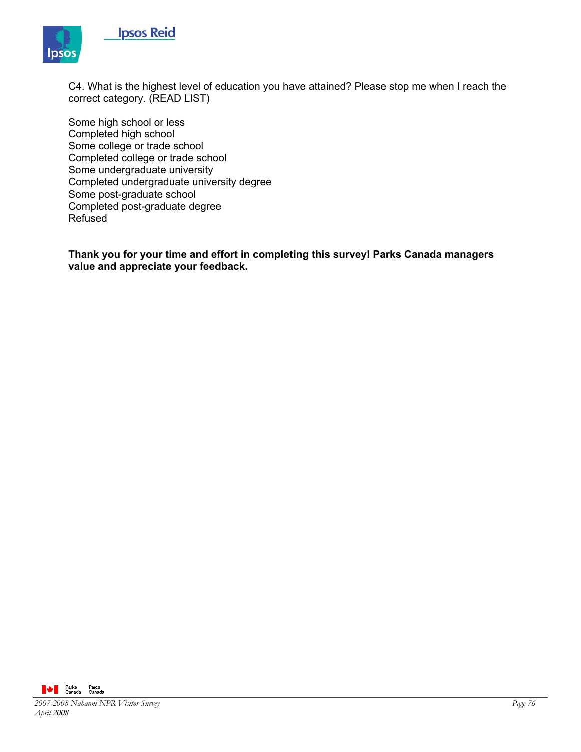C4. What is the highest level of education you have attained? Please stop me when I reach the correct category. (READ LIST)

Some high school or less
Completed high school
Some college or trade school
Completed college or trade school
Some undergraduate university
Completed undergraduate university degree
Some post-graduate school
Completed post-graduate degree
Refused

**Thank you for your time and effort in completing this survey! Parks Canada managers value and appreciate your feedback.**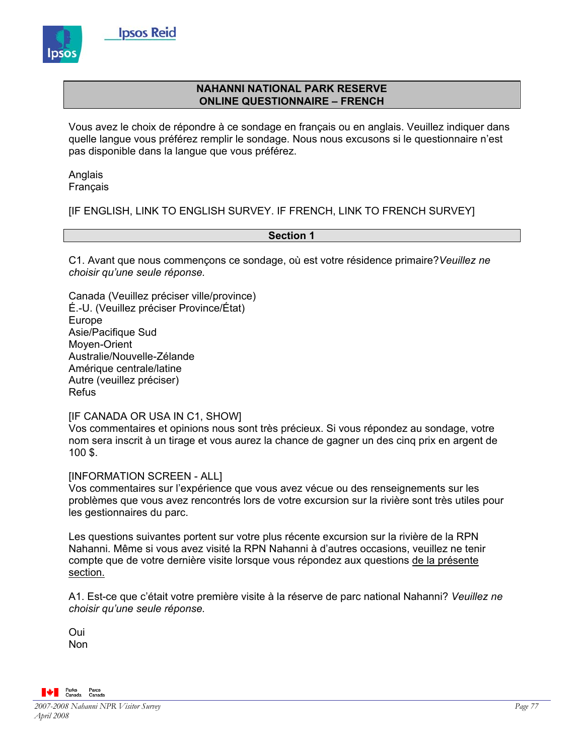## NAHANNI NATIONAL PARK RESERVE
## ONLINE QUESTIONNAIRE – FRENCH

Vous avez le choix de répondre à ce sondage en français ou en anglais. Veuillez indiquer dans quelle langue vous préférez remplir le sondage. Nous nous excusons si le questionnaire n'est pas disponible dans la langue que vous préférez.

Anglais
Français

[IF ENGLISH, LINK TO ENGLISH SURVEY. IF FRENCH, LINK TO FRENCH SURVEY]

### Section 1

C1. Avant que nous commençons ce sondage, où est votre résidence primaire? *Veuillez ne choisir qu'une seule réponse.*

Canada (Veuillez préciser ville/province)
É.-U. (Veuillez préciser Province/État)
Europe
Asie/Pacifique Sud
Moyen-Orient
Australie/Nouvelle-Zélande
Amérique centrale/latine
Autre (veuillez préciser)
Refus

[IF CANADA OR USA IN C1, SHOW]
Vos commentaires et opinions nous sont très précieux. Si vous répondez au sondage, votre nom sera inscrit à un tirage et vous aurez la chance de gagner un des cinq prix en argent de 100 $.

[INFORMATION SCREEN - ALL]
Vos commentaires sur l'expérience que vous avez vécue ou des renseignements sur les problèmes que vous avez rencontrés lors de votre excursion sur la rivière sont très utiles pour les gestionnaires du parc.

Les questions suivantes portent sur votre plus récente excursion sur la rivière de la RPN Nahanni. Même si vous avez visité la RPN Nahanni à d'autres occasions, veuillez ne tenir compte que de votre dernière visite lorsque vous répondez aux questions <u>de la présente section.</u>

A1. Est-ce que c'était votre première visite à la réserve de parc national Nahanni? *Veuillez ne choisir qu'une seule réponse.*

Oui
Non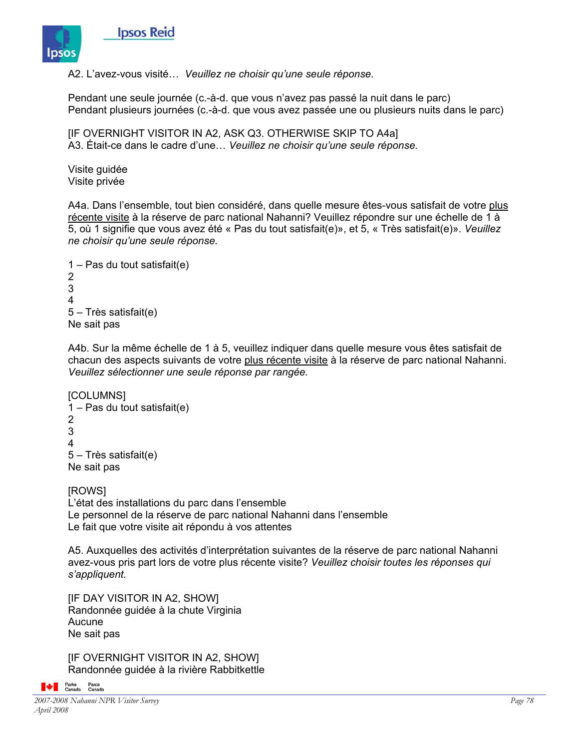A2. L'avez-vous visité… *Veuillez ne choisir qu'une seule réponse.*

Pendant une seule journée (c.-à-d. que vous n'avez pas passé la nuit dans le parc)
Pendant plusieurs journées (c.-à-d. que vous avez passée une ou plusieurs nuits dans le parc)

[IF OVERNIGHT VISITOR IN A2, ASK Q3. OTHERWISE SKIP TO A4a]
A3. Était-ce dans le cadre d'une… *Veuillez ne choisir qu'une seule réponse.*

Visite guidée
Visite privée

A4a. Dans l'ensemble, tout bien considéré, dans quelle mesure êtes-vous satisfait de votre <u>plus récente visite</u> à la réserve de parc national Nahanni? Veuillez répondre sur une échelle de 1 à 5, où 1 signifie que vous avez été « Pas du tout satisfait(e)», et 5, « Très satisfait(e)». *Veuillez ne choisir qu'une seule réponse.*

1 – Pas du tout satisfait(e)
2
3
4
5 – Très satisfait(e)
Ne sait pas

A4b. Sur la même échelle de 1 à 5, veuillez indiquer dans quelle mesure vous êtes satisfait de chacun des aspects suivants de votre <u>plus récente visite</u> à la réserve de parc national Nahanni. *Veuillez sélectionner une seule réponse par rangée.*

[COLUMNS]
1 – Pas du tout satisfait(e)
2
3
4
5 – Très satisfait(e)
Ne sait pas

[ROWS]
L'état des installations du parc dans l'ensemble
Le personnel de la réserve de parc national Nahanni dans l'ensemble
Le fait que votre visite ait répondu à vos attentes

A5. Auxquelles des activités d'interprétation suivantes de la réserve de parc national Nahanni avez-vous pris part lors de votre plus récente visite? *Veuillez choisir toutes les réponses qui s'appliquent.*

[IF DAY VISITOR IN A2, SHOW]
Randonnée guidée à la chute Virginia
Aucune
Ne sait pas

[IF OVERNIGHT VISITOR IN A2, SHOW]
Randonnée guidée à la rivière Rabbitkettle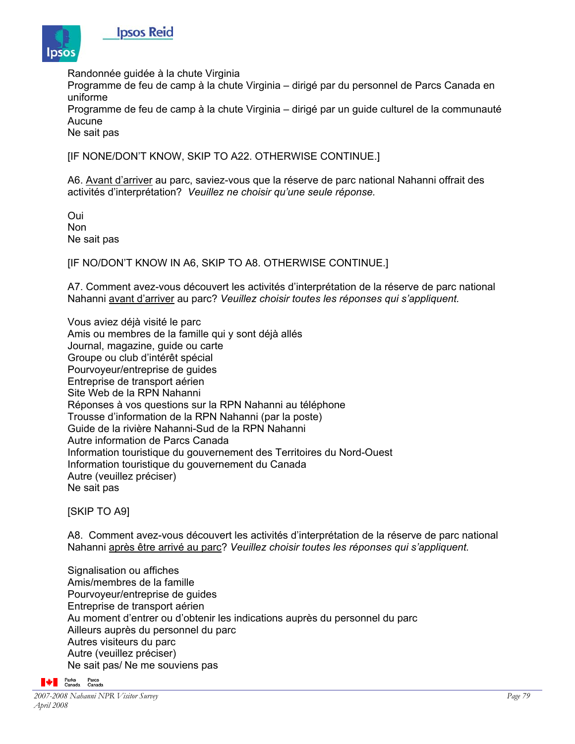Randonnée guidée à la chute Virginia
Programme de feu de camp à la chute Virginia – dirigé par du personnel de Parcs Canada en uniforme
Programme de feu de camp à la chute Virginia – dirigé par un guide culturel de la communauté
Aucune
Ne sait pas

[IF NONE/DON'T KNOW, SKIP TO A22. OTHERWISE CONTINUE.]

A6. Avant d'arriver au parc, saviez-vous que la réserve de parc national Nahanni offrait des activités d'interprétation? *Veuillez ne choisir qu'une seule réponse.*

Oui
Non
Ne sait pas

[IF NO/DON'T KNOW IN A6, SKIP TO A8. OTHERWISE CONTINUE.]

A7. Comment avez-vous découvert les activités d'interprétation de la réserve de parc national Nahanni avant d'arriver au parc? *Veuillez choisir toutes les réponses qui s'appliquent.*

Vous aviez déjà visité le parc
Amis ou membres de la famille qui y sont déjà allés
Journal, magazine, guide ou carte
Groupe ou club d'intérêt spécial
Pourvoyeur/entreprise de guides
Entreprise de transport aérien
Site Web de la RPN Nahanni
Réponses à vos questions sur la RPN Nahanni au téléphone
Trousse d'information de la RPN Nahanni (par la poste)
Guide de la rivière Nahanni-Sud de la RPN Nahanni
Autre information de Parcs Canada
Information touristique du gouvernement des Territoires du Nord-Ouest
Information touristique du gouvernement du Canada
Autre (veuillez préciser)
Ne sait pas

[SKIP TO A9]

A8. Comment avez-vous découvert les activités d'interprétation de la réserve de parc national Nahanni après être arrivé au parc? *Veuillez choisir toutes les réponses qui s'appliquent.*

Signalisation ou affiches
Amis/membres de la famille
Pourvoyeur/entreprise de guides
Entreprise de transport aérien
Au moment d'entrer ou d'obtenir les indications auprès du personnel du parc
Ailleurs auprès du personnel du parc
Autres visiteurs du parc
Autre (veuillez préciser)
Ne sait pas/ Ne me souviens pas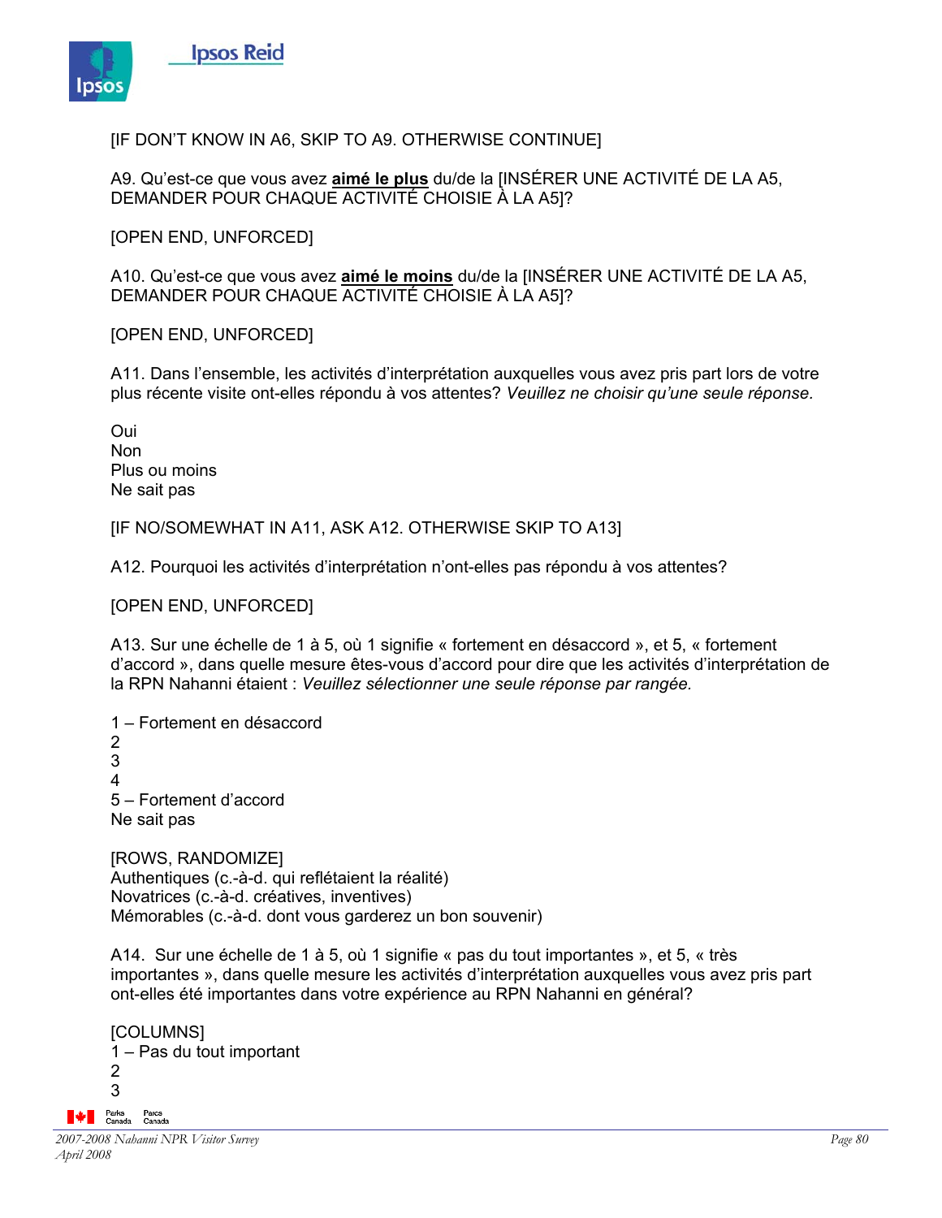[IF DON'T KNOW IN A6, SKIP TO A9. OTHERWISE CONTINUE]

A9. Qu'est-ce que vous avez **aimé le plus** du/de la [INSÉRER UNE ACTIVITÉ DE LA A5, DEMANDER POUR CHAQUE ACTIVITÉ CHOISIE À LA A5]?

[OPEN END, UNFORCED]

A10. Qu'est-ce que vous avez **aimé le moins** du/de la [INSÉRER UNE ACTIVITÉ DE LA A5, DEMANDER POUR CHAQUE ACTIVITÉ CHOISIE À LA A5]?

[OPEN END, UNFORCED]

A11. Dans l'ensemble, les activités d'interprétation auxquelles vous avez pris part lors de votre plus récente visite ont-elles répondu à vos attentes? *Veuillez ne choisir qu'une seule réponse.*

Oui
Non
Plus ou moins
Ne sait pas

[IF NO/SOMEWHAT IN A11, ASK A12. OTHERWISE SKIP TO A13]

A12. Pourquoi les activités d'interprétation n'ont-elles pas répondu à vos attentes?

[OPEN END, UNFORCED]

A13. Sur une échelle de 1 à 5, où 1 signifie « fortement en désaccord », et 5, « fortement d'accord », dans quelle mesure êtes-vous d'accord pour dire que les activités d'interprétation de la RPN Nahanni étaient : *Veuillez sélectionner une seule réponse par rangée.*

1 – Fortement en désaccord
2
3
4
5 – Fortement d'accord
Ne sait pas

[ROWS, RANDOMIZE]
Authentiques (c.-à-d. qui reflétaient la réalité)
Novatrices (c.-à-d. créatives, inventives)
Mémorables (c.-à-d. dont vous garderez un bon souvenir)

A14. Sur une échelle de 1 à 5, où 1 signifie « pas du tout importantes », et 5, « très importantes », dans quelle mesure les activités d'interprétation auxquelles vous avez pris part ont-elles été importantes dans votre expérience au RPN Nahanni en général?

[COLUMNS]
1 – Pas du tout important
2
3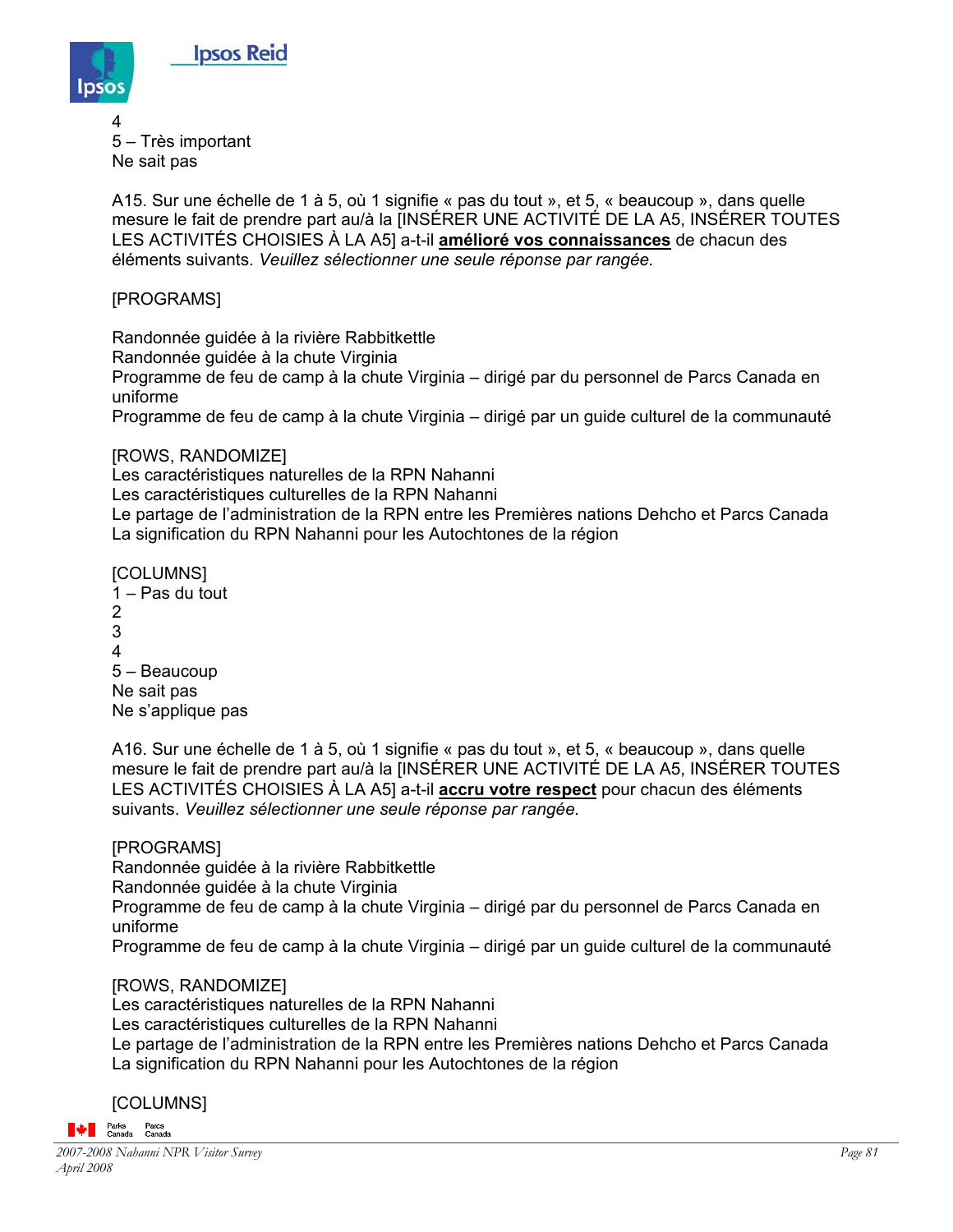4
5 – Très important
Ne sait pas

A15. Sur une échelle de 1 à 5, où 1 signifie « pas du tout », et 5, « beaucoup », dans quelle mesure le fait de prendre part au/à la [INSÉRER UNE ACTIVITÉ DE LA A5, INSÉRER TOUTES LES ACTIVITÉS CHOISIES À LA A5] a-t-il **amélioré vos connaissances** de chacun des éléments suivants. *Veuillez sélectionner une seule réponse par rangée.*

[PROGRAMS]

Randonnée guidée à la rivière Rabbitkettle
Randonnée guidée à la chute Virginia
Programme de feu de camp à la chute Virginia – dirigé par du personnel de Parcs Canada en uniforme
Programme de feu de camp à la chute Virginia – dirigé par un guide culturel de la communauté

[ROWS, RANDOMIZE]
Les caractéristiques naturelles de la RPN Nahanni
Les caractéristiques culturelles de la RPN Nahanni
Le partage de l'administration de la RPN entre les Premières nations Dehcho et Parcs Canada
La signification du RPN Nahanni pour les Autochtones de la région

[COLUMNS]
1 – Pas du tout
2
3
4
5 – Beaucoup
Ne sait pas
Ne s'applique pas

A16. Sur une échelle de 1 à 5, où 1 signifie « pas du tout », et 5, « beaucoup », dans quelle mesure le fait de prendre part au/à la [INSÉRER UNE ACTIVITÉ DE LA A5, INSÉRER TOUTES LES ACTIVITÉS CHOISIES À LA A5] a-t-il **accru votre respect** pour chacun des éléments suivants. *Veuillez sélectionner une seule réponse par rangée.*

[PROGRAMS]
Randonnée guidée à la rivière Rabbitkettle
Randonnée guidée à la chute Virginia
Programme de feu de camp à la chute Virginia – dirigé par du personnel de Parcs Canada en uniforme
Programme de feu de camp à la chute Virginia – dirigé par un guide culturel de la communauté

[ROWS, RANDOMIZE]
Les caractéristiques naturelles de la RPN Nahanni
Les caractéristiques culturelles de la RPN Nahanni
Le partage de l'administration de la RPN entre les Premières nations Dehcho et Parcs Canada
La signification du RPN Nahanni pour les Autochtones de la région

[COLUMNS]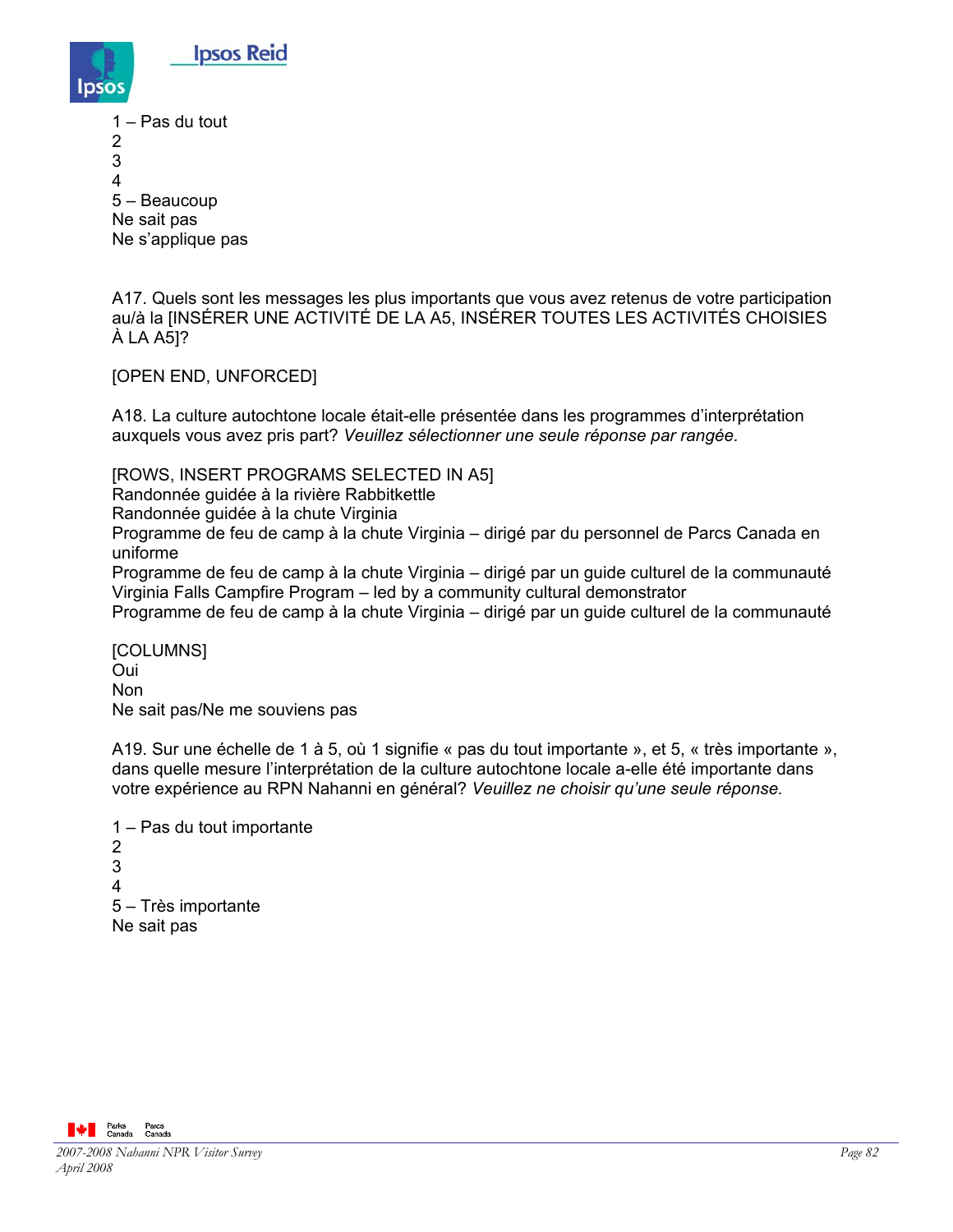1 – Pas du tout
2
3
4
5 – Beaucoup
Ne sait pas
Ne s'applique pas

A17. Quels sont les messages les plus importants que vous avez retenus de votre participation au/à la [INSÉRER UNE ACTIVITÉ DE LA A5, INSÉRER TOUTES LES ACTIVITÉS CHOISIES À LA A5]?

[OPEN END, UNFORCED]

A18. La culture autochtone locale était-elle présentée dans les programmes d'interprétation auxquels vous avez pris part? *Veuillez sélectionner une seule réponse par rangée.*

[ROWS, INSERT PROGRAMS SELECTED IN A5]
Randonnée guidée à la rivière Rabbitkettle
Randonnée guidée à la chute Virginia
Programme de feu de camp à la chute Virginia – dirigé par du personnel de Parcs Canada en uniforme
Programme de feu de camp à la chute Virginia – dirigé par un guide culturel de la communauté
Virginia Falls Campfire Program – led by a community cultural demonstrator
Programme de feu de camp à la chute Virginia – dirigé par un guide culturel de la communauté

[COLUMNS]
Oui
Non
Ne sait pas/Ne me souviens pas

A19. Sur une échelle de 1 à 5, où 1 signifie « pas du tout importante », et 5, « très importante », dans quelle mesure l'interprétation de la culture autochtone locale a-elle été importante dans votre expérience au RPN Nahanni en général? *Veuillez ne choisir qu'une seule réponse.*

1 – Pas du tout importante
2
3
4
5 – Très importante
Ne sait pas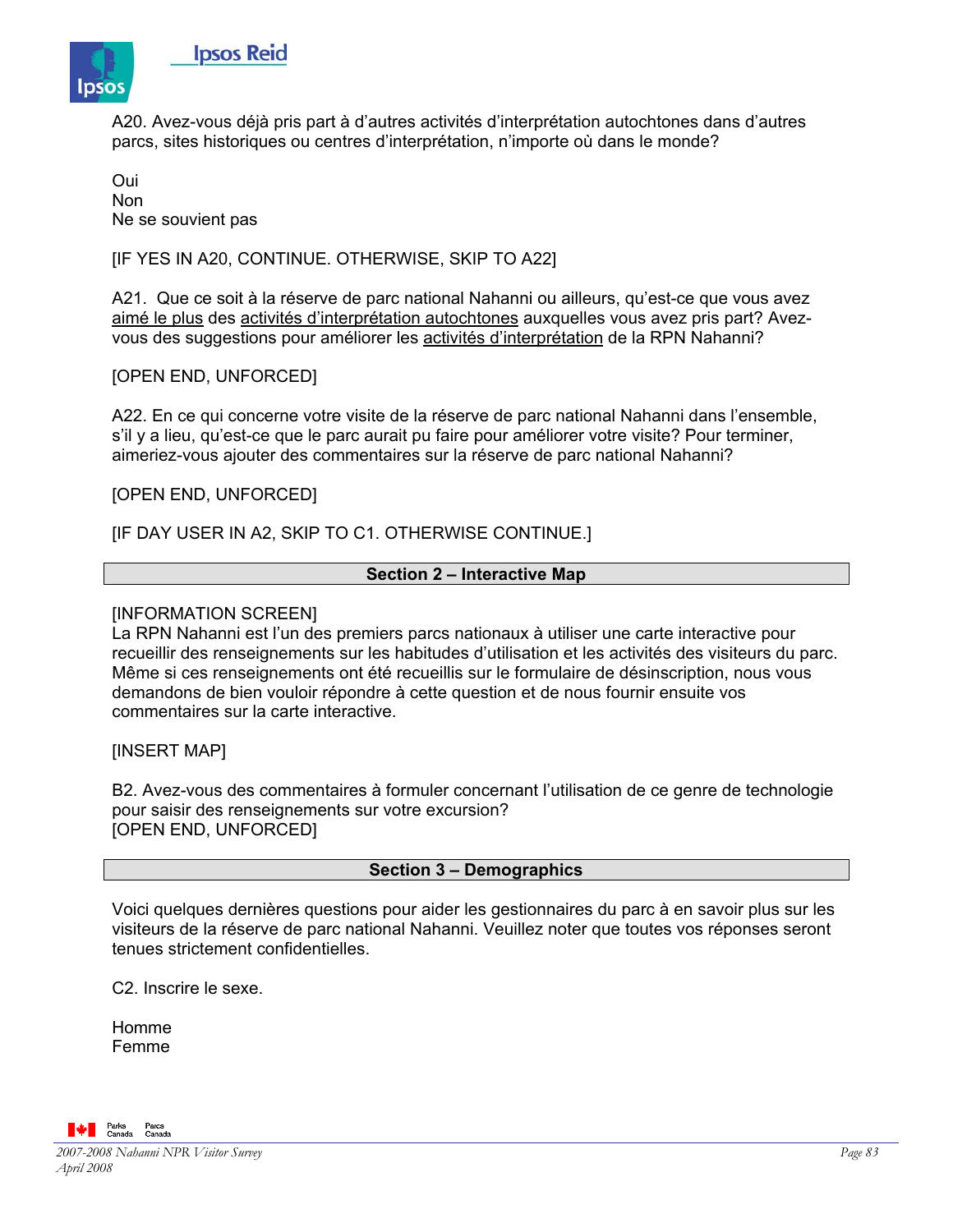A20. Avez-vous déjà pris part à d'autres activités d'interprétation autochtones dans d'autres parcs, sites historiques ou centres d'interprétation, n'importe où dans le monde?

Oui
Non
Ne se souvient pas

[IF YES IN A20, CONTINUE. OTHERWISE, SKIP TO A22]

A21. Que ce soit à la réserve de parc national Nahanni ou ailleurs, qu'est-ce que vous avez aimé le plus des activités d'interprétation autochtones auxquelles vous avez pris part? Avez-vous des suggestions pour améliorer les activités d'interprétation de la RPN Nahanni?

[OPEN END, UNFORCED]

A22. En ce qui concerne votre visite de la réserve de parc national Nahanni dans l'ensemble, s'il y a lieu, qu'est-ce que le parc aurait pu faire pour améliorer votre visite? Pour terminer, aimeriez-vous ajouter des commentaires sur la réserve de parc national Nahanni?

[OPEN END, UNFORCED]

[IF DAY USER IN A2, SKIP TO C1. OTHERWISE CONTINUE.]

## Section 2 – Interactive Map

[INFORMATION SCREEN]
La RPN Nahanni est l'un des premiers parcs nationaux à utiliser une carte interactive pour recueillir des renseignements sur les habitudes d'utilisation et les activités des visiteurs du parc. Même si ces renseignements ont été recueillis sur le formulaire de désinscription, nous vous demandons de bien vouloir répondre à cette question et de nous fournir ensuite vos commentaires sur la carte interactive.

[INSERT MAP]

B2. Avez-vous des commentaires à formuler concernant l'utilisation de ce genre de technologie pour saisir des renseignements sur votre excursion?
[OPEN END, UNFORCED]

## Section 3 – Demographics

Voici quelques dernières questions pour aider les gestionnaires du parc à en savoir plus sur les visiteurs de la réserve de parc national Nahanni. Veuillez noter que toutes vos réponses seront tenues strictement confidentielles.

C2. Inscrire le sexe.

Homme
Femme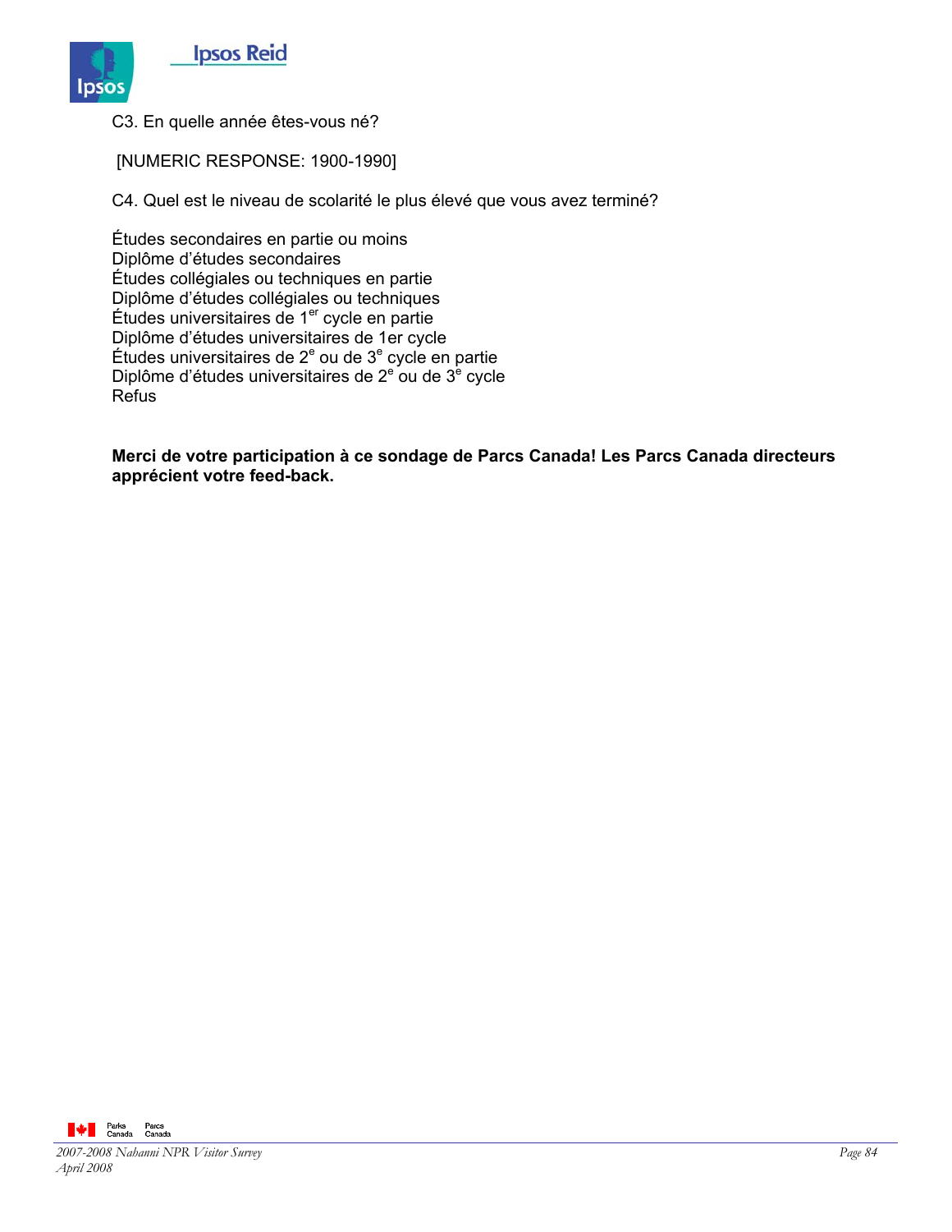C3. En quelle année êtes-vous né?

[NUMERIC RESPONSE: 1900-1990]

C4. Quel est le niveau de scolarité le plus élevé que vous avez terminé?

Études secondaires en partie ou moins
Diplôme d'études secondaires
Études collégiales ou techniques en partie
Diplôme d'études collégiales ou techniques
Études universitaires de 1er cycle en partie
Diplôme d'études universitaires de 1er cycle
Études universitaires de 2e ou de 3e cycle en partie
Diplôme d'études universitaires de 2e ou de 3e cycle
Refus

**Merci de votre participation à ce sondage de Parcs Canada! Les Parcs Canada directeurs apprécient votre feed-back.**